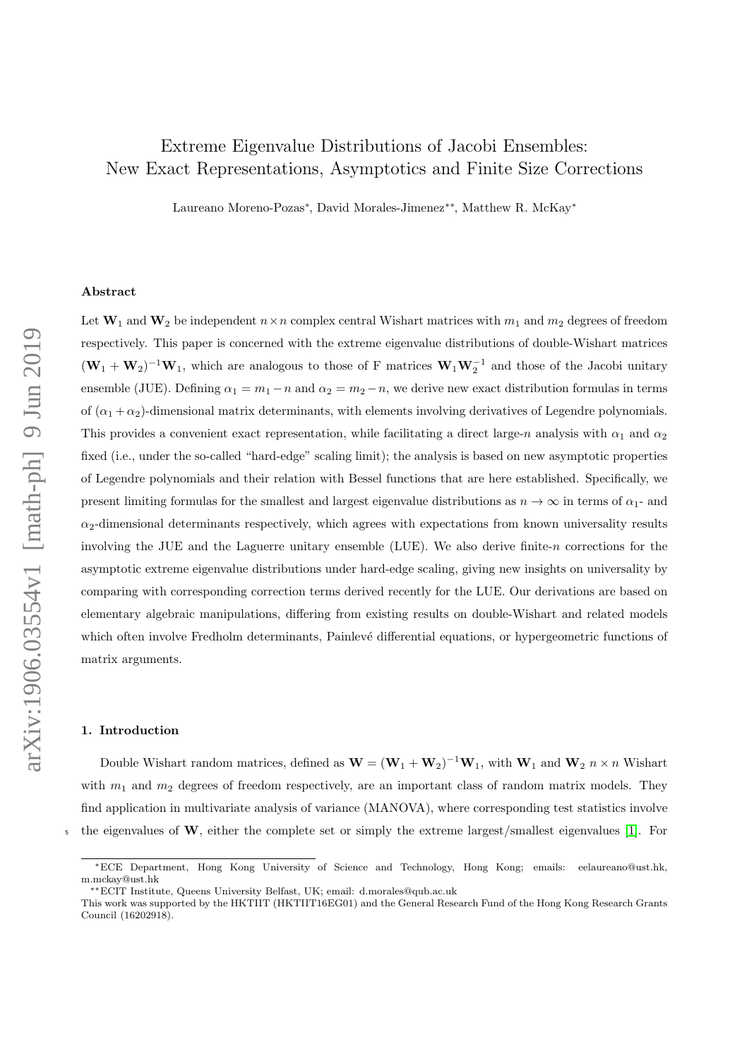# Extreme Eigenvalue Distributions of Jacobi Ensembles: New Exact Representations, Asymptotics and Finite Size Corrections

Laureano Moreno-Pozas*, David Morales-Jimenez**, Matthew R. McKay*

### Abstract

Let $\mathbf{W}_1$ and $\mathbf{W}_2$ be independent $n \times n$ complex central Wishart matrices with $m_1$ and $m_2$ degrees of freedom respectively. This paper is concerned with the extreme eigenvalue distributions of double-Wishart matrices $(\mathbf{W}_1 + \mathbf{W}_2)^{-1}\mathbf{W}_1$, which are analogous to those of F matrices $\mathbf{W}_1\mathbf{W}_2^{-1}$ and those of the Jacobi unitary ensemble (JUE). Defining $\alpha_1 = m_1 - n$ and $\alpha_2 = m_2 - n$, we derive new exact distribution formulas in terms of $(\alpha_1 + \alpha_2)$-dimensional matrix determinants, with elements involving derivatives of Legendre polynomials. This provides a convenient exact representation, while facilitating a direct large-$n$ analysis with $\alpha_1$ and $\alpha_2$ fixed (i.e., under the so-called "hard-edge" scaling limit); the analysis is based on new asymptotic properties of Legendre polynomials and their relation with Bessel functions that are here established. Specifically, we present limiting formulas for the smallest and largest eigenvalue distributions as $n \to \infty$ in terms of $\alpha_1$- and $\alpha_2$-dimensional determinants respectively, which agrees with expectations from known universality results involving the JUE and the Laguerre unitary ensemble (LUE). We also derive finite-$n$ corrections for the asymptotic extreme eigenvalue distributions under hard-edge scaling, giving new insights on universality by comparing with corresponding correction terms derived recently for the LUE. Our derivations are based on elementary algebraic manipulations, differing from existing results on double-Wishart and related models which often involve Fredholm determinants, Painlevé differential equations, or hypergeometric functions of matrix arguments.

## 1. Introduction

Double Wishart random matrices, defined as $\mathbf{W} = (\mathbf{W}_1 + \mathbf{W}_2)^{-1}\mathbf{W}_1$, with $\mathbf{W}_1$ and $\mathbf{W}_2$ $n \times n$ Wishart with $m_1$ and $m_2$ degrees of freedom respectively, are an important class of random matrix models. They find application in multivariate analysis of variance (MANOVA), where corresponding test statistics involve the eigenvalues of $\mathbf{W}$, either the complete set or simply the extreme largest/smallest eigenvalues [1]. For

*ECE Department, Hong Kong University of Science and Technology, Hong Kong; emails: eelaureano@ust.hk, m.mckay@ust.hk

**ECIT Institute, Queens University Belfast, UK; email: d.morales@qub.ac.uk

This work was supported by the HKTIIT (HKTIIT16EG01) and the General Research Fund of the Hong Kong Research Grants Council (16202918).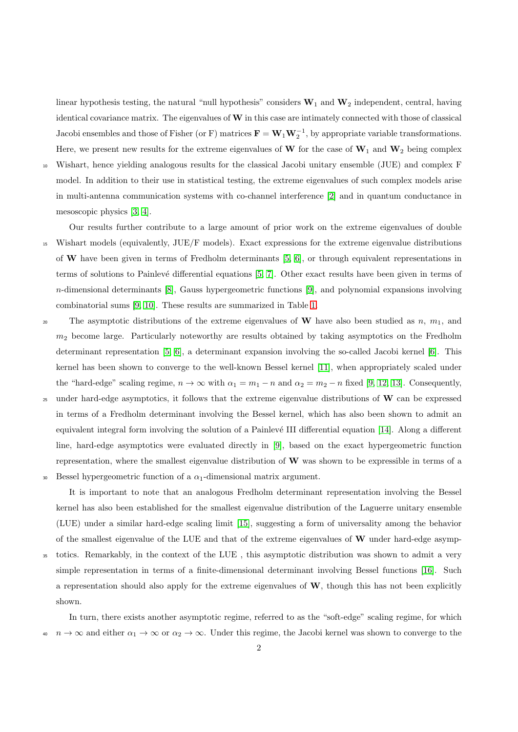linear hypothesis testing, the natural "null hypothesis" considers $\mathbf{W}_1$ and $\mathbf{W}_2$ independent, central, having identical covariance matrix. The eigenvalues of $\mathbf{W}$ in this case are intimately connected with those of classical Jacobi ensembles and those of Fisher (or F) matrices $\mathbf{F} = \mathbf{W}_1\mathbf{W}_2^{-1}$, by appropriate variable transformations. Here, we present new results for the extreme eigenvalues of $\mathbf{W}$ for the case of $\mathbf{W}_1$ and $\mathbf{W}_2$ being complex Wishart, hence yielding analogous results for the classical Jacobi unitary ensemble (JUE) and complex F model. In addition to their use in statistical testing, the extreme eigenvalues of such complex models arise in multi-antenna communication systems with co-channel interference [2] and in quantum conductance in mesoscopic physics [3, 4].

Our results further contribute to a large amount of prior work on the extreme eigenvalues of double Wishart models (equivalently, JUE/F models). Exact expressions for the extreme eigenvalue distributions of $\mathbf{W}$ have been given in terms of Fredholm determinants [5, 6], or through equivalent representations in terms of solutions to Painlevé differential equations [5, 7]. Other exact results have been given in terms of $n$-dimensional determinants [8], Gauss hypergeometric functions [9], and polynomial expansions involving combinatorial sums [9, 10]. These results are summarized in Table 1.

The asymptotic distributions of the extreme eigenvalues of $\mathbf{W}$ have also been studied as $n$, $m_1$, and $m_2$ become large. Particularly noteworthy are results obtained by taking asymptotics on the Fredholm determinant representation [5, 6], a determinant expansion involving the so-called Jacobi kernel [6]. This kernel has been shown to converge to the well-known Bessel kernel [11], when appropriately scaled under the "hard-edge" scaling regime, $n \to \infty$ with $\alpha_1 = m_1 - n$ and $\alpha_2 = m_2 - n$ fixed [9, 12, 13]. Consequently, under hard-edge asymptotics, it follows that the extreme eigenvalue distributions of $\mathbf{W}$ can be expressed in terms of a Fredholm determinant involving the Bessel kernel, which has also been shown to admit an equivalent integral form involving the solution of a Painlevé III differential equation [14]. Along a different line, hard-edge asymptotics were evaluated directly in [9], based on the exact hypergeometric function representation, where the smallest eigenvalue distribution of $\mathbf{W}$ was shown to be expressible in terms of a Bessel hypergeometric function of a $\alpha_1$-dimensional matrix argument.

It is important to note that an analogous Fredholm determinant representation involving the Bessel kernel has also been established for the smallest eigenvalue distribution of the Laguerre unitary ensemble (LUE) under a similar hard-edge scaling limit [15], suggesting a form of universality among the behavior of the smallest eigenvalue of the LUE and that of the extreme eigenvalues of $\mathbf{W}$ under hard-edge asymptotics. Remarkably, in the context of the LUE , this asymptotic distribution was shown to admit a very simple representation in terms of a finite-dimensional determinant involving Bessel functions [16]. Such a representation should also apply for the extreme eigenvalues of $\mathbf{W}$, though this has not been explicitly shown.

In turn, there exists another asymptotic regime, referred to as the "soft-edge" scaling regime, for which $n \to \infty$ and either $\alpha_1 \to \infty$ or $\alpha_2 \to \infty$. Under this regime, the Jacobi kernel was shown to converge to the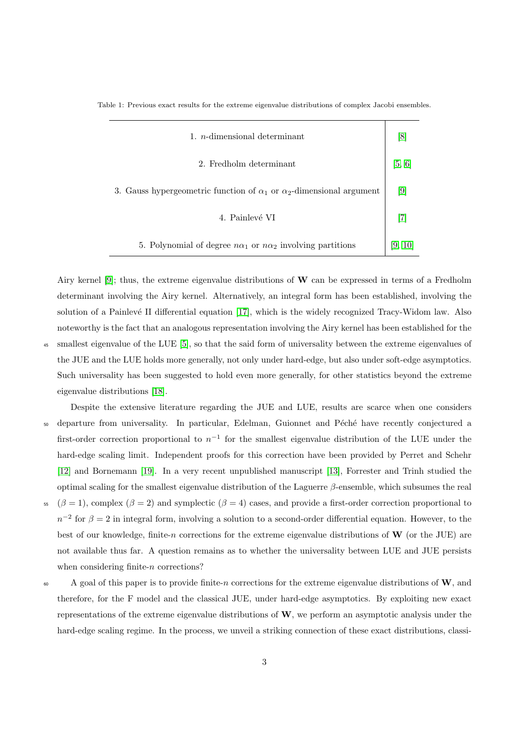Table 1: Previous exact results for the extreme eigenvalue distributions of complex Jacobi ensembles.

| | |
|---|---|
| 1. $n$-dimensional determinant | [8] |
| 2. Fredholm determinant | [5, 6] |
| 3. Gauss hypergeometric function of $\alpha_1$ or $\alpha_2$-dimensional argument | [9] |
| 4. Painlevé VI | [7] |
| 5. Polynomial of degree $n\alpha_1$ or $n\alpha_2$ involving partitions | [9, 10] |

Airy kernel [9]; thus, the extreme eigenvalue distributions of $\mathbf{W}$ can be expressed in terms of a Fredholm determinant involving the Airy kernel. Alternatively, an integral form has been established, involving the solution of a Painlevé II differential equation [17], which is the widely recognized Tracy-Widom law. Also noteworthy is the fact that an analogous representation involving the Airy kernel has been established for the smallest eigenvalue of the LUE [5], so that the said form of universality between the extreme eigenvalues of the JUE and the LUE holds more generally, not only under hard-edge, but also under soft-edge asymptotics. Such universality has been suggested to hold even more generally, for other statistics beyond the extreme eigenvalue distributions [18].

Despite the extensive literature regarding the JUE and LUE, results are scarce when one considers departure from universality. In particular, Edelman, Guionnet and Péché have recently conjectured a first-order correction proportional to $n^{-1}$ for the smallest eigenvalue distribution of the LUE under the hard-edge scaling limit. Independent proofs for this correction have been provided by Perret and Schehr [12] and Bornemann [19]. In a very recent unpublished manuscript [13], Forrester and Trinh studied the optimal scaling for the smallest eigenvalue distribution of the Laguerre $\beta$-ensemble, which subsumes the real ($\beta = 1$), complex ($\beta = 2$) and symplectic ($\beta = 4$) cases, and provide a first-order correction proportional to $n^{-2}$ for $\beta = 2$ in integral form, involving a solution to a second-order differential equation. However, to the best of our knowledge, finite-$n$ corrections for the extreme eigenvalue distributions of $\mathbf{W}$ (or the JUE) are not available thus far. A question remains as to whether the universality between LUE and JUE persists when considering finite-$n$ corrections?

A goal of this paper is to provide finite-$n$ corrections for the extreme eigenvalue distributions of $\mathbf{W}$, and therefore, for the F model and the classical JUE, under hard-edge asymptotics. By exploiting new exact representations of the extreme eigenvalue distributions of $\mathbf{W}$, we perform an asymptotic analysis under the hard-edge scaling regime. In the process, we unveil a striking connection of these exact distributions, classi-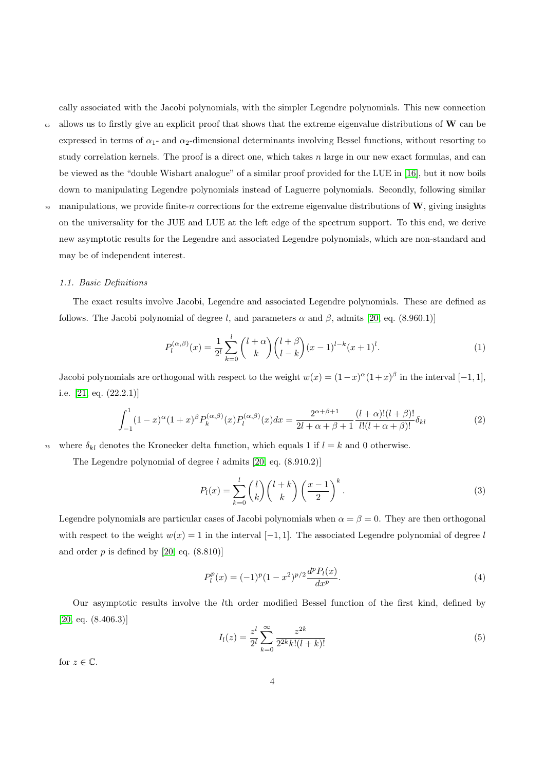cally associated with the Jacobi polynomials, with the simpler Legendre polynomials. This new connection allows us to firstly give an explicit proof that shows that the extreme eigenvalue distributions of $\mathbf{W}$ can be expressed in terms of $\alpha_1$- and $\alpha_2$-dimensional determinants involving Bessel functions, without resorting to study correlation kernels. The proof is a direct one, which takes $n$ large in our new exact formulas, and can be viewed as the "double Wishart analogue" of a similar proof provided for the LUE in [16], but it now boils down to manipulating Legendre polynomials instead of Laguerre polynomials. Secondly, following similar manipulations, we provide finite-$n$ corrections for the extreme eigenvalue distributions of $\mathbf{W}$, giving insights on the universality for the JUE and LUE at the left edge of the spectrum support. To this end, we derive new asymptotic results for the Legendre and associated Legendre polynomials, which are non-standard and may be of independent interest.

### 1.1. Basic Definitions

The exact results involve Jacobi, Legendre and associated Legendre polynomials. These are defined as follows. The Jacobi polynomial of degree $l$, and parameters $\alpha$ and $\beta$, admits [20, eq. (8.960.1)]

$$P_l^{(\alpha,\beta)}(x) = \frac{1}{2^l}\sum_{k=0}^{l}\binom{l+\alpha}{k}\binom{l+\beta}{l-k}(x-1)^{l-k}(x+1)^l. \tag{1}$$

Jacobi polynomials are orthogonal with respect to the weight $w(x) = (1-x)^\alpha(1+x)^\beta$ in the interval $[-1,1]$, i.e. [21, eq. (22.2.1)]

$$\int_{-1}^{1}(1-x)^\alpha(1+x)^\beta P_k^{(\alpha,\beta)}(x)P_l^{(\alpha,\beta)}(x)dx = \frac{2^{\alpha+\beta+1}}{2l+\alpha+\beta+1}\frac{(l+\alpha)!(l+\beta)!}{l!(l+\alpha+\beta)!}\delta_{kl} \tag{2}$$

where $\delta_{kl}$ denotes the Kronecker delta function, which equals 1 if $l=k$ and 0 otherwise.

The Legendre polynomial of degree $l$ admits [20, eq. (8.910.2)]

$$P_l(x) = \sum_{k=0}^{l}\binom{l}{k}\binom{l+k}{k}\left(\frac{x-1}{2}\right)^k. \tag{3}$$

Legendre polynomials are particular cases of Jacobi polynomials when $\alpha=\beta=0$. They are then orthogonal with respect to the weight $w(x)=1$ in the interval $[-1,1]$. The associated Legendre polynomial of degree $l$ and order $p$ is defined by [20, eq. (8.810)]

$$P_l^p(x) = (-1)^p(1-x^2)^{p/2}\frac{d^pP_l(x)}{dx^p}. \tag{4}$$

Our asymptotic results involve the $l$th order modified Bessel function of the first kind, defined by [20, eq. (8.406.3)]

$$I_l(z) = \frac{z^l}{2^l}\sum_{k=0}^{\infty}\frac{z^{2k}}{2^{2k}k!(l+k)!} \tag{5}$$

for $z\in\mathbb{C}$.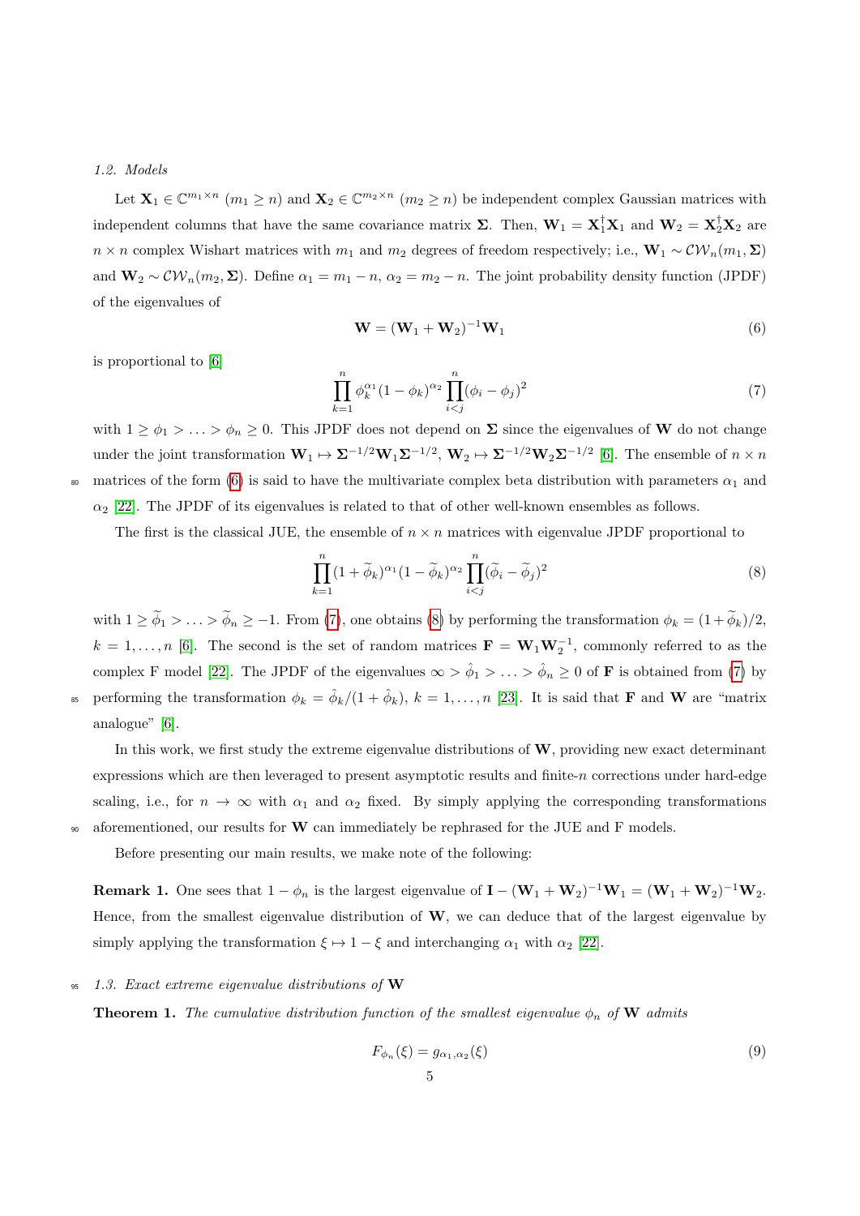### 1.2. Models

Let $\mathbf{X}_1 \in \mathbb{C}^{m_1 \times n}$ $(m_1 \geq n)$ and $\mathbf{X}_2 \in \mathbb{C}^{m_2 \times n}$ $(m_2 \geq n)$ be independent complex Gaussian matrices with independent columns that have the same covariance matrix $\mathbf{\Sigma}$. Then, $\mathbf{W}_1 = \mathbf{X}_1^\dagger \mathbf{X}_1$ and $\mathbf{W}_2 = \mathbf{X}_2^\dagger \mathbf{X}_2$ are $n \times n$ complex Wishart matrices with $m_1$ and $m_2$ degrees of freedom respectively; i.e., $\mathbf{W}_1 \sim \mathcal{CW}_n(m_1, \mathbf{\Sigma})$ and $\mathbf{W}_2 \sim \mathcal{CW}_n(m_2, \mathbf{\Sigma})$. Define $\alpha_1 = m_1 - n$, $\alpha_2 = m_2 - n$. The joint probability density function (JPDF) of the eigenvalues of

$$\mathbf{W} = (\mathbf{W}_1 + \mathbf{W}_2)^{-1}\mathbf{W}_1 \tag{6}$$

is proportional to [6]

$$\prod_{k=1}^{n} \phi_k^{\alpha_1}(1-\phi_k)^{\alpha_2} \prod_{i<j}^{n} (\phi_i - \phi_j)^2 \tag{7}$$

with $1 \geq \phi_1 > \ldots > \phi_n \geq 0$. This JPDF does not depend on $\mathbf{\Sigma}$ since the eigenvalues of $\mathbf{W}$ do not change under the joint transformation $\mathbf{W}_1 \mapsto \mathbf{\Sigma}^{-1/2}\mathbf{W}_1\mathbf{\Sigma}^{-1/2}$, $\mathbf{W}_2 \mapsto \mathbf{\Sigma}^{-1/2}\mathbf{W}_2\mathbf{\Sigma}^{-1/2}$ [6]. The ensemble of $n \times n$ matrices of the form (6) is said to have the multivariate complex beta distribution with parameters $\alpha_1$ and $\alpha_2$ [22]. The JPDF of its eigenvalues is related to that of other well-known ensembles as follows.

The first is the classical JUE, the ensemble of $n \times n$ matrices with eigenvalue JPDF proportional to

$$\prod_{k=1}^{n} (1+\widetilde{\phi}_k)^{\alpha_1}(1-\widetilde{\phi}_k)^{\alpha_2} \prod_{i<j}^{n} (\widetilde{\phi}_i - \widetilde{\phi}_j)^2 \tag{8}$$

with $1 \geq \widetilde{\phi}_1 > \ldots > \widetilde{\phi}_n \geq -1$. From (7), one obtains (8) by performing the transformation $\phi_k = (1+\widetilde{\phi}_k)/2$, $k = 1, \ldots, n$ [6]. The second is the set of random matrices $\mathbf{F} = \mathbf{W}_1\mathbf{W}_2^{-1}$, commonly referred to as the complex F model [22]. The JPDF of the eigenvalues $\infty > \hat{\phi}_1 > \ldots > \hat{\phi}_n \geq 0$ of $\mathbf{F}$ is obtained from (7) by performing the transformation $\phi_k = \hat{\phi}_k/(1+\hat{\phi}_k)$, $k = 1, \ldots, n$ [23]. It is said that $\mathbf{F}$ and $\mathbf{W}$ are "matrix analogue" [6].

In this work, we first study the extreme eigenvalue distributions of $\mathbf{W}$, providing new exact determinant expressions which are then leveraged to present asymptotic results and finite-$n$ corrections under hard-edge scaling, i.e., for $n \to \infty$ with $\alpha_1$ and $\alpha_2$ fixed. By simply applying the corresponding transformations aforementioned, our results for $\mathbf{W}$ can immediately be rephrased for the JUE and F models.

Before presenting our main results, we make note of the following:

**Remark 1.** One sees that $1 - \phi_n$ is the largest eigenvalue of $\mathbf{I} - (\mathbf{W}_1 + \mathbf{W}_2)^{-1}\mathbf{W}_1 = (\mathbf{W}_1 + \mathbf{W}_2)^{-1}\mathbf{W}_2$. Hence, from the smallest eigenvalue distribution of $\mathbf{W}$, we can deduce that of the largest eigenvalue by simply applying the transformation $\xi \mapsto 1 - \xi$ and interchanging $\alpha_1$ with $\alpha_2$ [22].

### 1.3. Exact extreme eigenvalue distributions of $\mathbf{W}$

**Theorem 1.** *The cumulative distribution function of the smallest eigenvalue $\phi_n$ of $\mathbf{W}$ admits*

$$F_{\phi_n}(\xi) = g_{\alpha_1,\alpha_2}(\xi) \tag{9}$$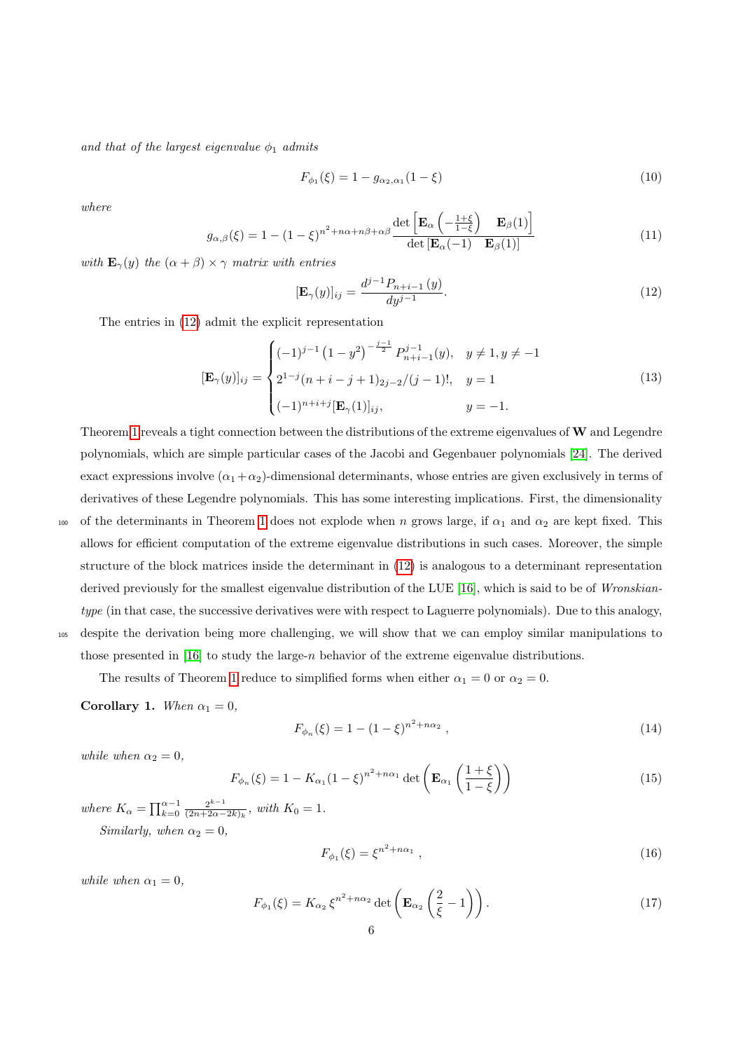*and that of the largest eigenvalue* $\phi_1$ *admits*

$$F_{\phi_1}(\xi) = 1 - g_{\alpha_2,\alpha_1}(1-\xi) \tag{10}$$

*where*

$$g_{\alpha,\beta}(\xi) = 1 - (1-\xi)^{n^2+n\alpha+n\beta+\alpha\beta} \frac{\det\left[\mathbf{E}_\alpha\left(-\frac{1+\xi}{1-\xi}\right) \quad \mathbf{E}_\beta(1)\right]}{\det\left[\mathbf{E}_\alpha(-1) \quad \mathbf{E}_\beta(1)\right]} \tag{11}$$

*with* $\mathbf{E}_\gamma(y)$ *the* $(\alpha+\beta)\times\gamma$ *matrix with entries*

$$[\mathbf{E}_\gamma(y)]_{ij} = \frac{d^{j-1}P_{n+i-1}(y)}{dy^{j-1}}. \tag{12}$$

The entries in (12) admit the explicit representation

$$[\mathbf{E}_\gamma(y)]_{ij} = \begin{cases} (-1)^{j-1}\left(1-y^2\right)^{-\frac{j-1}{2}} P_{n+i-1}^{j-1}(y), & y \neq 1, y \neq -1 \\ 2^{1-j}(n+i-j+1)_{2j-2}/(j-1)!, & y = 1 \\ (-1)^{n+i+j}[\mathbf{E}_\gamma(1)]_{ij}, & y = -1. \end{cases} \tag{13}$$

Theorem 1 reveals a tight connection between the distributions of the extreme eigenvalues of $\mathbf{W}$ and Legendre polynomials, which are simple particular cases of the Jacobi and Gegenbauer polynomials [24]. The derived exact expressions involve $(\alpha_1+\alpha_2)$-dimensional determinants, whose entries are given exclusively in terms of derivatives of these Legendre polynomials. This has some interesting implications. First, the dimensionality of the determinants in Theorem 1 does not explode when $n$ grows large, if $\alpha_1$ and $\alpha_2$ are kept fixed. This allows for efficient computation of the extreme eigenvalue distributions in such cases. Moreover, the simple structure of the block matrices inside the determinant in (12) is analogous to a determinant representation derived previously for the smallest eigenvalue distribution of the LUE [16], which is said to be of *Wronskian-type* (in that case, the successive derivatives were with respect to Laguerre polynomials). Due to this analogy, despite the derivation being more challenging, we will show that we can employ similar manipulations to those presented in [16] to study the large-$n$ behavior of the extreme eigenvalue distributions.

The results of Theorem 1 reduce to simplified forms when either $\alpha_1 = 0$ or $\alpha_2 = 0$.

**Corollary 1.** *When* $\alpha_1 = 0$,

$$F_{\phi_n}(\xi) = 1 - (1-\xi)^{n^2+n\alpha_2}, \tag{14}$$

*while when* $\alpha_2 = 0$,

$$F_{\phi_n}(\xi) = 1 - K_{\alpha_1}(1-\xi)^{n^2+n\alpha_1}\det\left(\mathbf{E}_{\alpha_1}\left(\frac{1+\xi}{1-\xi}\right)\right) \tag{15}$$

*where* $K_\alpha = \prod_{k=0}^{\alpha-1}\frac{2^{k-1}}{(2n+2\alpha-2k)_k}$, *with* $K_0 = 1$.

*Similarly, when* $\alpha_2 = 0$,

$$F_{\phi_1}(\xi) = \xi^{n^2+n\alpha_1}, \tag{16}$$

*while when* $\alpha_1 = 0$,

$$F_{\phi_1}(\xi) = K_{\alpha_2}\,\xi^{n^2+n\alpha_2}\det\left(\mathbf{E}_{\alpha_2}\left(\frac{2}{\xi}-1\right)\right). \tag{17}$$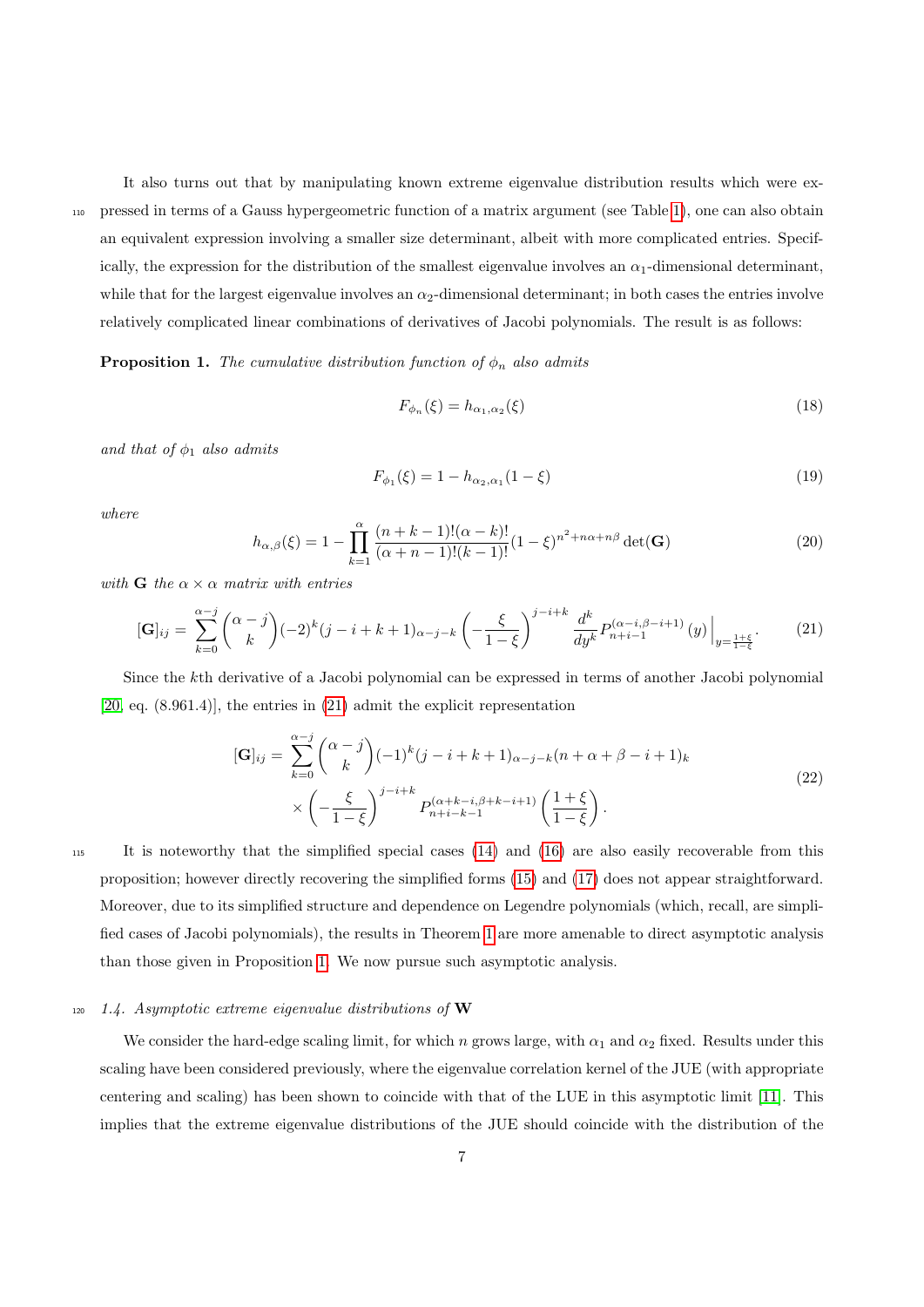It also turns out that by manipulating known extreme eigenvalue distribution results which were expressed in terms of a Gauss hypergeometric function of a matrix argument (see Table 1), one can also obtain an equivalent expression involving a smaller size determinant, albeit with more complicated entries. Specifically, the expression for the distribution of the smallest eigenvalue involves an $\alpha_1$-dimensional determinant, while that for the largest eigenvalue involves an $\alpha_2$-dimensional determinant; in both cases the entries involve relatively complicated linear combinations of derivatives of Jacobi polynomials. The result is as follows:

**Proposition 1.** *The cumulative distribution function of $\phi_n$ also admits*

$$F_{\phi_n}(\xi) = h_{\alpha_1,\alpha_2}(\xi) \tag{18}$$

*and that of $\phi_1$ also admits*

$$F_{\phi_1}(\xi) = 1 - h_{\alpha_2,\alpha_1}(1-\xi) \tag{19}$$

*where*

$$h_{\alpha,\beta}(\xi) = 1 - \prod_{k=1}^{\alpha} \frac{(n+k-1)!(\alpha-k)!}{(\alpha+n-1)!(k-1)!}(1-\xi)^{n^2+n\alpha+n\beta} \det(\mathbf{G}) \tag{20}$$

*with $\mathbf{G}$ the $\alpha \times \alpha$ matrix with entries*

$$[\mathbf{G}]_{ij} = \sum_{k=0}^{\alpha-j} \binom{\alpha-j}{k} (-2)^k (j-i+k+1)_{\alpha-j-k} \left(-\frac{\xi}{1-\xi}\right)^{j-i+k} \frac{d^k}{dy^k} P_{n+i-1}^{(\alpha-i,\beta-i+1)}(y)\Big|_{y=\frac{1+\xi}{1-\xi}}. \tag{21}$$

Since the $k$th derivative of a Jacobi polynomial can be expressed in terms of another Jacobi polynomial [20, eq. (8.961.4)], the entries in (21) admit the explicit representation

$$\begin{aligned}[\mathbf{G}]_{ij} = &\sum_{k=0}^{\alpha-j} \binom{\alpha-j}{k} (-1)^k (j-i+k+1)_{\alpha-j-k} (n+\alpha+\beta-i+1)_k \\ &\times \left(-\frac{\xi}{1-\xi}\right)^{j-i+k} P_{n+i-k-1}^{(\alpha+k-i,\beta+k-i+1)}\left(\frac{1+\xi}{1-\xi}\right).\end{aligned} \tag{22}$$

It is noteworthy that the simplified special cases (14) and (16) are also easily recoverable from this proposition; however directly recovering the simplified forms (15) and (17) does not appear straightforward. Moreover, due to its simplified structure and dependence on Legendre polynomials (which, recall, are simplified cases of Jacobi polynomials), the results in Theorem 1 are more amenable to direct asymptotic analysis than those given in Proposition 1. We now pursue such asymptotic analysis.

### *1.4. Asymptotic extreme eigenvalue distributions of* $\mathbf{W}$

We consider the hard-edge scaling limit, for which $n$ grows large, with $\alpha_1$ and $\alpha_2$ fixed. Results under this scaling have been considered previously, where the eigenvalue correlation kernel of the JUE (with appropriate centering and scaling) has been shown to coincide with that of the LUE in this asymptotic limit [11]. This implies that the extreme eigenvalue distributions of the JUE should coincide with the distribution of the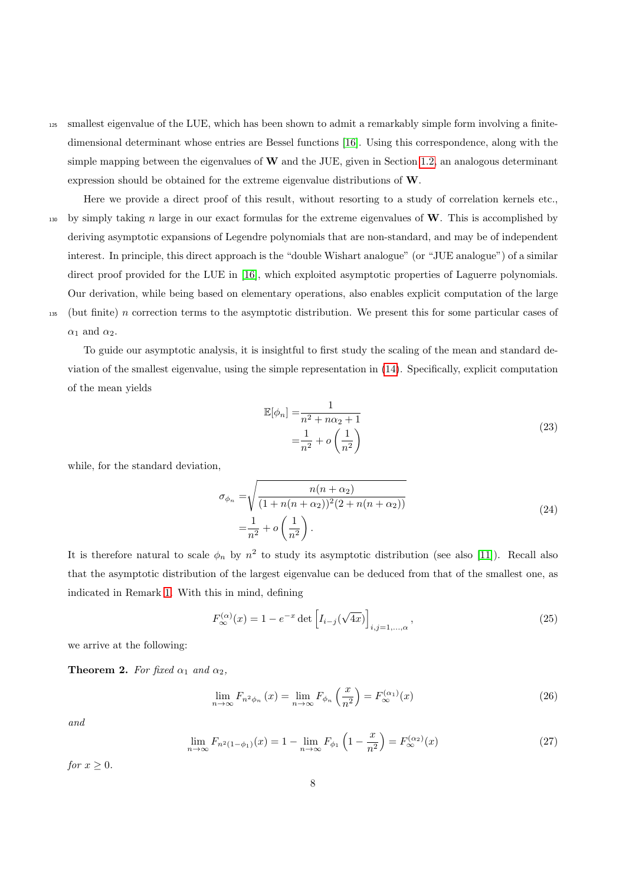smallest eigenvalue of the LUE, which has been shown to admit a remarkably simple form involving a finite-dimensional determinant whose entries are Bessel functions [16]. Using this correspondence, along with the simple mapping between the eigenvalues of $\mathbf{W}$ and the JUE, given in Section 1.2, an analogous determinant expression should be obtained for the extreme eigenvalue distributions of $\mathbf{W}$.

Here we provide a direct proof of this result, without resorting to a study of correlation kernels etc., by simply taking $n$ large in our exact formulas for the extreme eigenvalues of $\mathbf{W}$. This is accomplished by deriving asymptotic expansions of Legendre polynomials that are non-standard, and may be of independent interest. In principle, this direct approach is the "double Wishart analogue" (or "JUE analogue") of a similar direct proof provided for the LUE in [16], which exploited asymptotic properties of Laguerre polynomials. Our derivation, while being based on elementary operations, also enables explicit computation of the large (but finite) $n$ correction terms to the asymptotic distribution. We present this for some particular cases of $\alpha_1$ and $\alpha_2$.

To guide our asymptotic analysis, it is insightful to first study the scaling of the mean and standard deviation of the smallest eigenvalue, using the simple representation in (14). Specifically, explicit computation of the mean yields

$$
\begin{aligned}
\mathbb{E}[\phi_n] =& \frac{1}{n^2 + n\alpha_2 + 1} \\
=& \frac{1}{n^2} + o\left(\frac{1}{n^2}\right)
\end{aligned}
\tag{23}
$$

while, for the standard deviation,

$$
\begin{aligned}
\sigma_{\phi_n} =& \sqrt{\frac{n(n+\alpha_2)}{(1+n(n+\alpha_2))^2(2+n(n+\alpha_2))}} \\
=& \frac{1}{n^2} + o\left(\frac{1}{n^2}\right).
\end{aligned}
\tag{24}
$$

It is therefore natural to scale $\phi_n$ by $n^2$ to study its asymptotic distribution (see also [11]). Recall also that the asymptotic distribution of the largest eigenvalue can be deduced from that of the smallest one, as indicated in Remark 1. With this in mind, defining

$$
F_{\infty}^{(\alpha)}(x) = 1 - e^{-x} \det\left[I_{i-j}(\sqrt{4x})\right]_{i,j=1,\ldots,\alpha}, \tag{25}
$$

we arrive at the following:

**Theorem 2.** *For fixed $\alpha_1$ and $\alpha_2$,*

$$
\lim_{n\to\infty} F_{n^2\phi_n}(x) = \lim_{n\to\infty} F_{\phi_n}\left(\frac{x}{n^2}\right) = F_{\infty}^{(\alpha_1)}(x) \tag{26}
$$

*and*

$$
\lim_{n\to\infty} F_{n^2(1-\phi_1)}(x) = 1 - \lim_{n\to\infty} F_{\phi_1}\left(1 - \frac{x}{n^2}\right) = F_{\infty}^{(\alpha_2)}(x) \tag{27}
$$

*for $x \geq 0$.*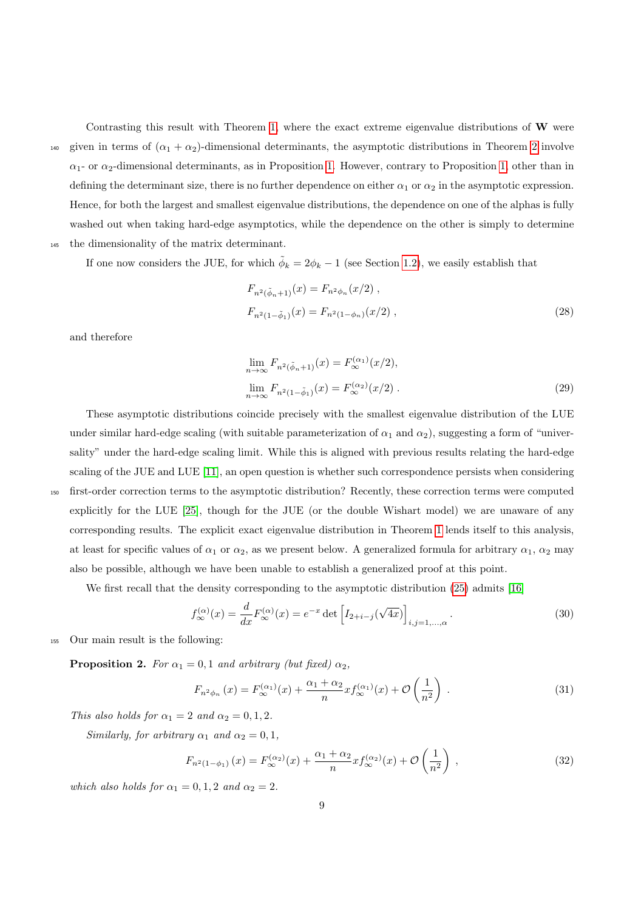Contrasting this result with Theorem 1, where the exact extreme eigenvalue distributions of $\mathbf{W}$ were given in terms of $(\alpha_1 + \alpha_2)$-dimensional determinants, the asymptotic distributions in Theorem 2 involve $\alpha_1$- or $\alpha_2$-dimensional determinants, as in Proposition 1. However, contrary to Proposition 1, other than in defining the determinant size, there is no further dependence on either $\alpha_1$ or $\alpha_2$ in the asymptotic expression. Hence, for both the largest and smallest eigenvalue distributions, the dependence on one of the alphas is fully washed out when taking hard-edge asymptotics, while the dependence on the other is simply to determine the dimensionality of the matrix determinant.

If one now considers the JUE, for which $\tilde{\phi}_k = 2\phi_k - 1$ (see Section 1.2), we easily establish that

$$
\begin{aligned}
F_{n^2(\tilde{\phi}_n+1)}(x) &= F_{n^2\phi_n}(x/2) , \\
F_{n^2(1-\tilde{\phi}_1)}(x) &= F_{n^2(1-\phi_n)}(x/2) ,
\end{aligned} \tag{28}
$$

and therefore

$$
\begin{aligned}
\lim_{n\to\infty} F_{n^2(\tilde{\phi}_n+1)}(x) &= F_{\infty}^{(\alpha_1)}(x/2), \\
\lim_{n\to\infty} F_{n^2(1-\tilde{\phi}_1)}(x) &= F_{\infty}^{(\alpha_2)}(x/2) .
\end{aligned} \tag{29}
$$

These asymptotic distributions coincide precisely with the smallest eigenvalue distribution of the LUE under similar hard-edge scaling (with suitable parameterization of $\alpha_1$ and $\alpha_2$), suggesting a form of "universality" under the hard-edge scaling limit. While this is aligned with previous results relating the hard-edge scaling of the JUE and LUE [11], an open question is whether such correspondence persists when considering first-order correction terms to the asymptotic distribution? Recently, these correction terms were computed explicitly for the LUE [25], though for the JUE (or the double Wishart model) we are unaware of any corresponding results. The explicit exact eigenvalue distribution in Theorem 1 lends itself to this analysis, at least for specific values of $\alpha_1$ or $\alpha_2$, as we present below. A generalized formula for arbitrary $\alpha_1$, $\alpha_2$ may also be possible, although we have been unable to establish a generalized proof at this point.

We first recall that the density corresponding to the asymptotic distribution (25) admits [16]

$$
f_{\infty}^{(\alpha)}(x) = \frac{d}{dx} F_{\infty}^{(\alpha)}(x) = e^{-x} \det\left[ I_{2+i-j}(\sqrt{4x}) \right]_{i,j=1,\ldots,\alpha} . \tag{30}
$$

Our main result is the following:

**Proposition 2.** *For $\alpha_1 = 0, 1$ and arbitrary (but fixed) $\alpha_2$,*

$$
F_{n^2\phi_n}(x) = F_{\infty}^{(\alpha_1)}(x) + \frac{\alpha_1 + \alpha_2}{n} x f_{\infty}^{(\alpha_1)}(x) + \mathcal{O}\left(\frac{1}{n^2}\right) . \tag{31}
$$

*This also holds for $\alpha_1 = 2$ and $\alpha_2 = 0, 1, 2$.*

*Similarly, for arbitrary $\alpha_1$ and $\alpha_2 = 0, 1$,*

$$
F_{n^2(1-\phi_1)}(x) = F_{\infty}^{(\alpha_2)}(x) + \frac{\alpha_1 + \alpha_2}{n} x f_{\infty}^{(\alpha_2)}(x) + \mathcal{O}\left(\frac{1}{n^2}\right) , \tag{32}
$$

*which also holds for $\alpha_1 = 0, 1, 2$ and $\alpha_2 = 2$.*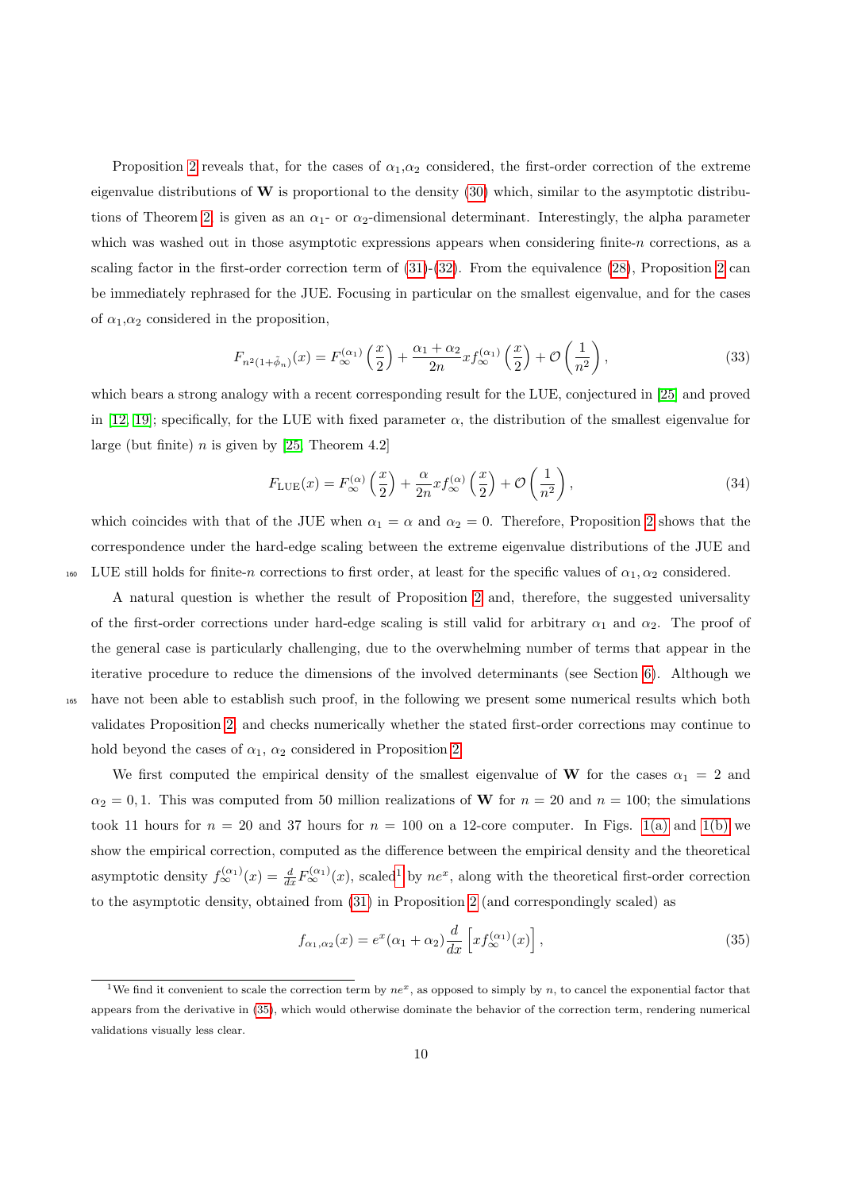Proposition 2 reveals that, for the cases of $\alpha_1$,$\alpha_2$ considered, the first-order correction of the extreme eigenvalue distributions of $\mathbf{W}$ is proportional to the density (30) which, similar to the asymptotic distributions of Theorem 2, is given as an $\alpha_1$- or $\alpha_2$-dimensional determinant. Interestingly, the alpha parameter which was washed out in those asymptotic expressions appears when considering finite-$n$ corrections, as a scaling factor in the first-order correction term of (31)-(32). From the equivalence (28), Proposition 2 can be immediately rephrased for the JUE. Focusing in particular on the smallest eigenvalue, and for the cases of $\alpha_1$,$\alpha_2$ considered in the proposition,

$$F_{n^2(1+\tilde{\phi}_n)}(x) = F_\infty^{(\alpha_1)}\left(\frac{x}{2}\right) + \frac{\alpha_1+\alpha_2}{2n} x f_\infty^{(\alpha_1)}\left(\frac{x}{2}\right) + \mathcal{O}\left(\frac{1}{n^2}\right), \tag{33}$$

which bears a strong analogy with a recent corresponding result for the LUE, conjectured in [25] and proved in [12, 19]; specifically, for the LUE with fixed parameter $\alpha$, the distribution of the smallest eigenvalue for large (but finite) $n$ is given by [25, Theorem 4.2]

$$F_{\mathrm{LUE}}(x) = F_\infty^{(\alpha)}\left(\frac{x}{2}\right) + \frac{\alpha}{2n} x f_\infty^{(\alpha)}\left(\frac{x}{2}\right) + \mathcal{O}\left(\frac{1}{n^2}\right), \tag{34}$$

which coincides with that of the JUE when $\alpha_1 = \alpha$ and $\alpha_2 = 0$. Therefore, Proposition 2 shows that the correspondence under the hard-edge scaling between the extreme eigenvalue distributions of the JUE and LUE still holds for finite-$n$ corrections to first order, at least for the specific values of $\alpha_1, \alpha_2$ considered.

A natural question is whether the result of Proposition 2 and, therefore, the suggested universality of the first-order corrections under hard-edge scaling is still valid for arbitrary $\alpha_1$ and $\alpha_2$. The proof of the general case is particularly challenging, due to the overwhelming number of terms that appear in the iterative procedure to reduce the dimensions of the involved determinants (see Section 6). Although we have not been able to establish such proof, in the following we present some numerical results which both validates Proposition 2 and checks numerically whether the stated first-order corrections may continue to hold beyond the cases of $\alpha_1$, $\alpha_2$ considered in Proposition 2.

We first computed the empirical density of the smallest eigenvalue of $\mathbf{W}$ for the cases $\alpha_1 = 2$ and $\alpha_2 = 0, 1$. This was computed from 50 million realizations of $\mathbf{W}$ for $n = 20$ and $n = 100$; the simulations took 11 hours for $n = 20$ and 37 hours for $n = 100$ on a 12-core computer. In Figs. 1(a) and 1(b) we show the empirical correction, computed as the difference between the empirical density and the theoretical asymptotic density $f_\infty^{(\alpha_1)}(x) = \frac{d}{dx} F_\infty^{(\alpha_1)}(x)$, scaled[1] by $ne^x$, along with the theoretical first-order correction to the asymptotic density, obtained from (31) in Proposition 2 (and correspondingly scaled) as

$$f_{\alpha_1,\alpha_2}(x) = e^x(\alpha_1+\alpha_2)\frac{d}{dx}\left[x f_\infty^{(\alpha_1)}(x)\right], \tag{35}$$

[1] We find it convenient to scale the correction term by $ne^x$, as opposed to simply by $n$, to cancel the exponential factor that appears from the derivative in (35), which would otherwise dominate the behavior of the correction term, rendering numerical validations visually less clear.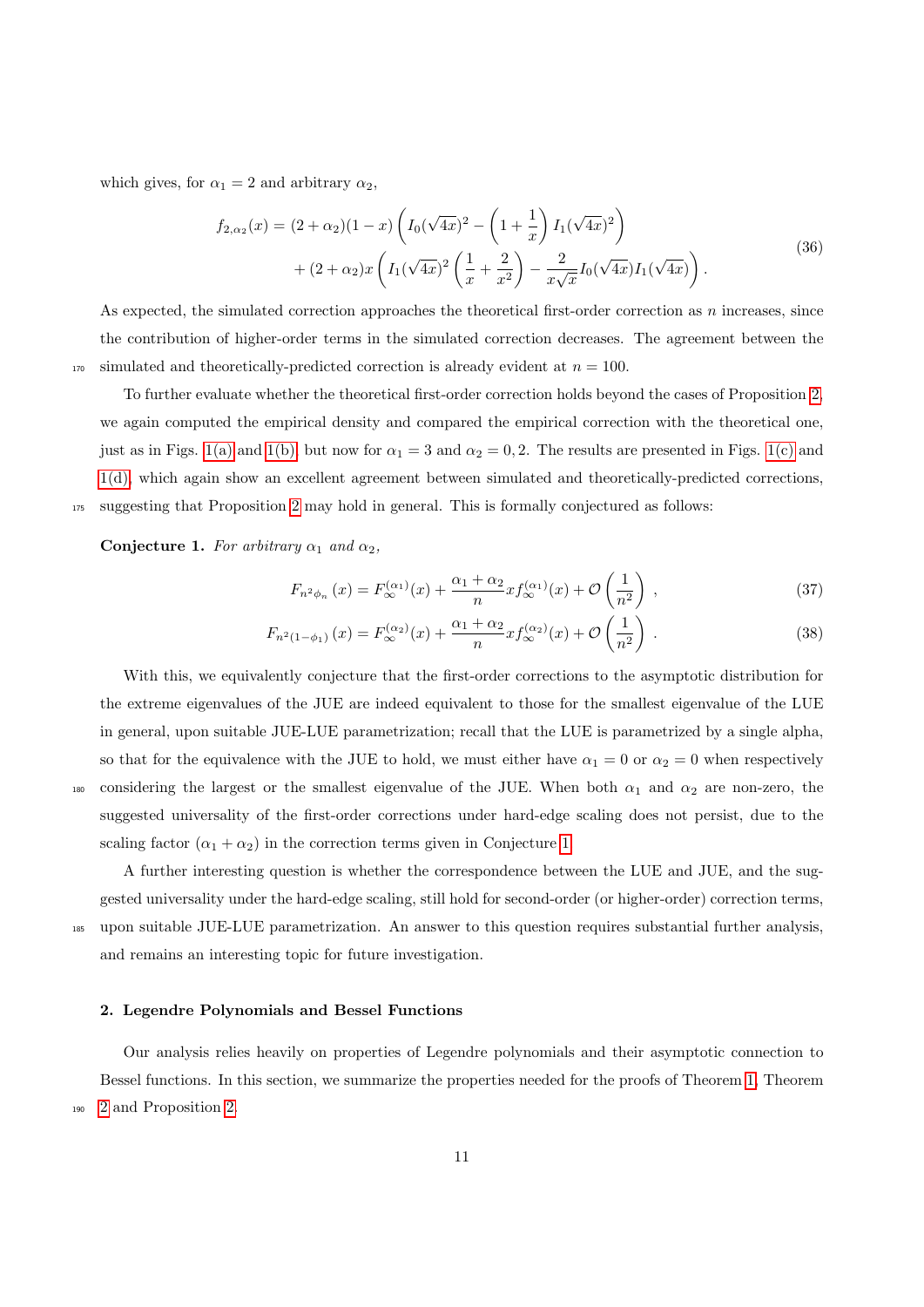which gives, for $\alpha_1 = 2$ and arbitrary $\alpha_2$,

$$
\begin{aligned}
f_{2,\alpha_2}(x) = (2+\alpha_2)(1-x)\left(I_0(\sqrt{4x})^2 - \left(1+\frac{1}{x}\right)I_1(\sqrt{4x})^2\right) \\
+ (2+\alpha_2)x\left(I_1(\sqrt{4x})^2\left(\frac{1}{x}+\frac{2}{x^2}\right) - \frac{2}{x\sqrt{x}}I_0(\sqrt{4x})I_1(\sqrt{4x})\right).
\end{aligned}
\tag{36}
$$

As expected, the simulated correction approaches the theoretical first-order correction as $n$ increases, since the contribution of higher-order terms in the simulated correction decreases. The agreement between the simulated and theoretically-predicted correction is already evident at $n = 100$.

To further evaluate whether the theoretical first-order correction holds beyond the cases of Proposition 2, we again computed the empirical density and compared the empirical correction with the theoretical one, just as in Figs. 1(a) and 1(b), but now for $\alpha_1 = 3$ and $\alpha_2 = 0, 2$. The results are presented in Figs. 1(c) and 1(d), which again show an excellent agreement between simulated and theoretically-predicted corrections, suggesting that Proposition 2 may hold in general. This is formally conjectured as follows:

**Conjecture 1.** *For arbitrary $\alpha_1$ and $\alpha_2$,*

$$
F_{n^2\phi_n}(x) = F_\infty^{(\alpha_1)}(x) + \frac{\alpha_1+\alpha_2}{n}xf_\infty^{(\alpha_1)}(x) + \mathcal{O}\left(\frac{1}{n^2}\right), \tag{37}
$$

$$
F_{n^2(1-\phi_1)}(x) = F_\infty^{(\alpha_2)}(x) + \frac{\alpha_1+\alpha_2}{n}xf_\infty^{(\alpha_2)}(x) + \mathcal{O}\left(\frac{1}{n^2}\right). \tag{38}
$$

With this, we equivalently conjecture that the first-order corrections to the asymptotic distribution for the extreme eigenvalues of the JUE are indeed equivalent to those for the smallest eigenvalue of the LUE in general, upon suitable JUE-LUE parametrization; recall that the LUE is parametrized by a single alpha, so that for the equivalence with the JUE to hold, we must either have $\alpha_1 = 0$ or $\alpha_2 = 0$ when respectively considering the largest or the smallest eigenvalue of the JUE. When both $\alpha_1$ and $\alpha_2$ are non-zero, the suggested universality of the first-order corrections under hard-edge scaling does not persist, due to the scaling factor $(\alpha_1 + \alpha_2)$ in the correction terms given in Conjecture 1.

A further interesting question is whether the correspondence between the LUE and JUE, and the suggested universality under the hard-edge scaling, still hold for second-order (or higher-order) correction terms, upon suitable JUE-LUE parametrization. An answer to this question requires substantial further analysis, and remains an interesting topic for future investigation.

## 2. Legendre Polynomials and Bessel Functions

Our analysis relies heavily on properties of Legendre polynomials and their asymptotic connection to Bessel functions. In this section, we summarize the properties needed for the proofs of Theorem 1, Theorem 2 and Proposition 2.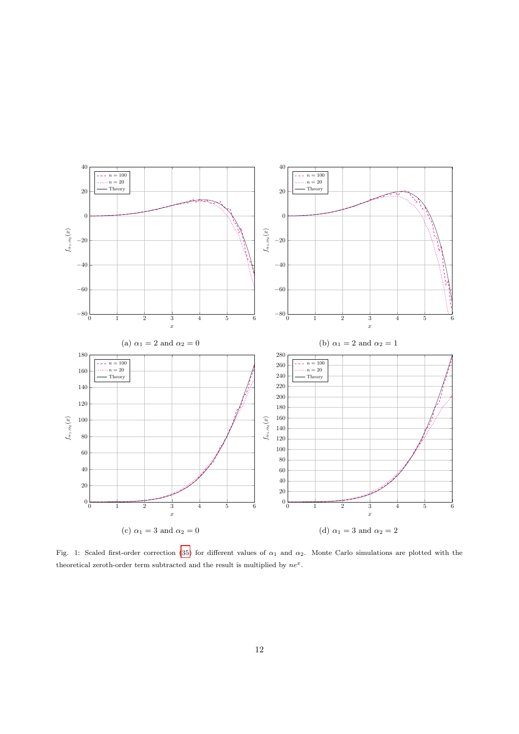(a) $\alpha_1 = 2$ and $\alpha_2 = 0$

(b) $\alpha_1 = 2$ and $\alpha_2 = 1$

(c) $\alpha_1 = 3$ and $\alpha_2 = 0$

(d) $\alpha_1 = 3$ and $\alpha_2 = 2$

Fig. 1: Scaled first-order correction (35) for different values of $\alpha_1$ and $\alpha_2$. Monte Carlo simulations are plotted with the theoretical zeroth-order term subtracted and the result is multiplied by $ne^x$.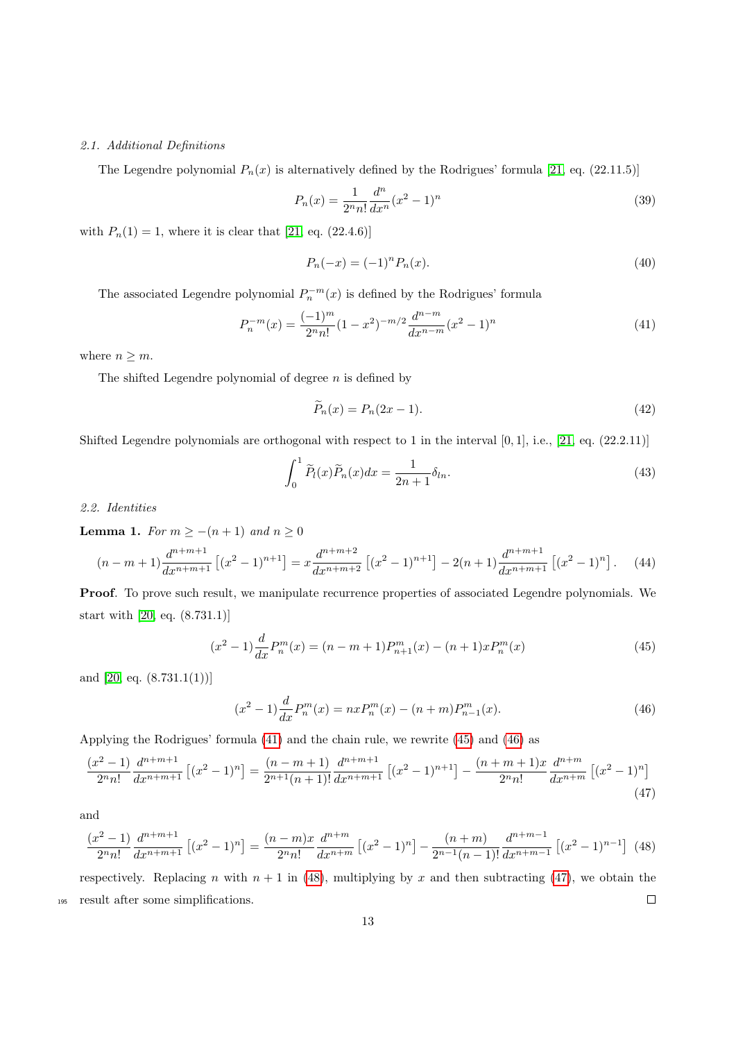### 2.1. Additional Definitions

The Legendre polynomial $P_n(x)$ is alternatively defined by the Rodrigues' formula [21, eq. (22.11.5)]

$$P_n(x) = \frac{1}{2^n n!}\frac{d^n}{dx^n}(x^2-1)^n \tag{39}$$

with $P_n(1) = 1$, where it is clear that [21, eq. (22.4.6)]

$$P_n(-x) = (-1)^n P_n(x). \tag{40}$$

The associated Legendre polynomial $P_n^{-m}(x)$ is defined by the Rodrigues' formula

$$P_n^{-m}(x) = \frac{(-1)^m}{2^n n!}(1-x^2)^{-m/2}\frac{d^{n-m}}{dx^{n-m}}(x^2-1)^n \tag{41}$$

where $n \geq m$.

The shifted Legendre polynomial of degree $n$ is defined by

$$\widetilde{P}_n(x) = P_n(2x-1). \tag{42}$$

Shifted Legendre polynomials are orthogonal with respect to 1 in the interval $[0,1]$, i.e., [21, eq. (22.2.11)]

$$\int_0^1 \widetilde{P}_l(x)\widetilde{P}_n(x)dx = \frac{1}{2n+1}\delta_{ln}. \tag{43}$$

### 2.2. Identities

**Lemma 1.** *For $m \geq -(n+1)$ and $n \geq 0$*

$$(n-m+1)\frac{d^{n+m+1}}{dx^{n+m+1}}\left[(x^2-1)^{n+1}\right] = x\frac{d^{n+m+2}}{dx^{n+m+2}}\left[(x^2-1)^{n+1}\right] - 2(n+1)\frac{d^{n+m+1}}{dx^{n+m+1}}\left[(x^2-1)^n\right]. \tag{44}$$

**Proof**. To prove such result, we manipulate recurrence properties of associated Legendre polynomials. We start with [20, eq. (8.731.1)]

$$(x^2-1)\frac{d}{dx}P_n^m(x) = (n-m+1)P_{n+1}^m(x) - (n+1)xP_n^m(x) \tag{45}$$

and [20, eq. (8.731.1(1))]

$$(x^2-1)\frac{d}{dx}P_n^m(x) = nxP_n^m(x) - (n+m)P_{n-1}^m(x). \tag{46}$$

Applying the Rodrigues' formula (41) and the chain rule, we rewrite (45) and (46) as

$$\frac{(x^2-1)}{2^n n!}\frac{d^{n+m+1}}{dx^{n+m+1}}\left[(x^2-1)^n\right] = \frac{(n-m+1)}{2^{n+1}(n+1)!}\frac{d^{n+m+1}}{dx^{n+m+1}}\left[(x^2-1)^{n+1}\right] - \frac{(n+m+1)x}{2^n n!}\frac{d^{n+m}}{dx^{n+m}}\left[(x^2-1)^n\right] \tag{47}$$

and

$$\frac{(x^2-1)}{2^n n!}\frac{d^{n+m+1}}{dx^{n+m+1}}\left[(x^2-1)^n\right] = \frac{(n-m)x}{2^n n!}\frac{d^{n+m}}{dx^{n+m}}\left[(x^2-1)^n\right] - \frac{(n+m)}{2^{n-1}(n-1)!}\frac{d^{n+m-1}}{dx^{n+m-1}}\left[(x^2-1)^{n-1}\right] \tag{48}$$

respectively. Replacing $n$ with $n+1$ in (48), multiplying by $x$ and then subtracting (47), we obtain the result after some simplifications. □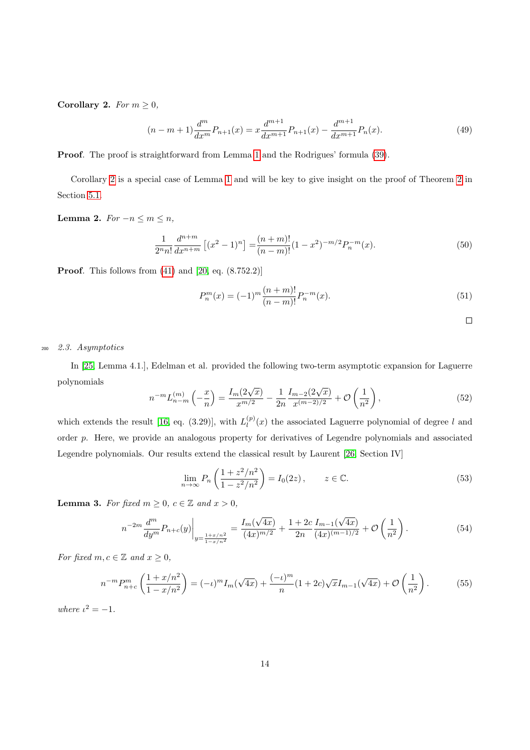**Corollary 2.** *For $m \geq 0$,*

$$(n-m+1)\frac{d^m}{dx^m}P_{n+1}(x) = x\frac{d^{m+1}}{dx^{m+1}}P_{n+1}(x) - \frac{d^{m+1}}{dx^{m+1}}P_n(x). \tag{49}$$

**Proof**. The proof is straightforward from Lemma 1 and the Rodrigues' formula (39).

Corollary 2 is a special case of Lemma 1 and will be key to give insight on the proof of Theorem 2 in Section 5.1.

**Lemma 2.** *For $-n \leq m \leq n$,*

$$\frac{1}{2^n n!}\frac{d^{n+m}}{dx^{n+m}}\left[(x^2-1)^n\right] = \frac{(n+m)!}{(n-m)!}(1-x^2)^{-m/2}P_n^{-m}(x). \tag{50}$$

**Proof**. This follows from (41) and [20, eq. (8.752.2)]

$$P_n^m(x) = (-1)^m \frac{(n+m)!}{(n-m)!}P_n^{-m}(x). \tag{51}$$

□

### 2.3. Asymptotics

In [25, Lemma 4.1.], Edelman et al. provided the following two-term asymptotic expansion for Laguerre polynomials

$$n^{-m}L_{n-m}^{(m)}\left(-\frac{x}{n}\right) = \frac{I_m(2\sqrt{x})}{x^{m/2}} - \frac{1}{2n}\frac{I_{m-2}(2\sqrt{x})}{x^{(m-2)/2}} + \mathcal{O}\left(\frac{1}{n^2}\right), \tag{52}$$

which extends the result [16, eq. (3.29)], with $L_l^{(p)}(x)$ the associated Laguerre polynomial of degree $l$ and order $p$. Here, we provide an analogous property for derivatives of Legendre polynomials and associated Legendre polynomials. Our results extend the classical result by Laurent [26, Section IV]

$$\lim_{n\to\infty} P_n\left(\frac{1+z^2/n^2}{1-z^2/n^2}\right) = I_0(2z), \qquad z \in \mathbb{C}. \tag{53}$$

**Lemma 3.** *For fixed $m \geq 0$, $c \in \mathbb{Z}$ and $x > 0$,*

$$n^{-2m}\frac{d^m}{dy^m}P_{n+c}(y)\bigg|_{y=\frac{1+x/n^2}{1-x/n^2}} = \frac{I_m(\sqrt{4x})}{(4x)^{m/2}} + \frac{1+2c}{2n}\frac{I_{m-1}(\sqrt{4x})}{(4x)^{(m-1)/2}} + \mathcal{O}\left(\frac{1}{n^2}\right). \tag{54}$$

*For fixed $m, c \in \mathbb{Z}$ and $x \geq 0$,*

$$n^{-m}P_{n+c}^m\left(\frac{1+x/n^2}{1-x/n^2}\right) = (-\iota)^m I_m(\sqrt{4x}) + \frac{(-\iota)^m}{n}(1+2c)\sqrt{x}I_{m-1}(\sqrt{4x}) + \mathcal{O}\left(\frac{1}{n^2}\right). \tag{55}$$

*where $\iota^2 = -1$.*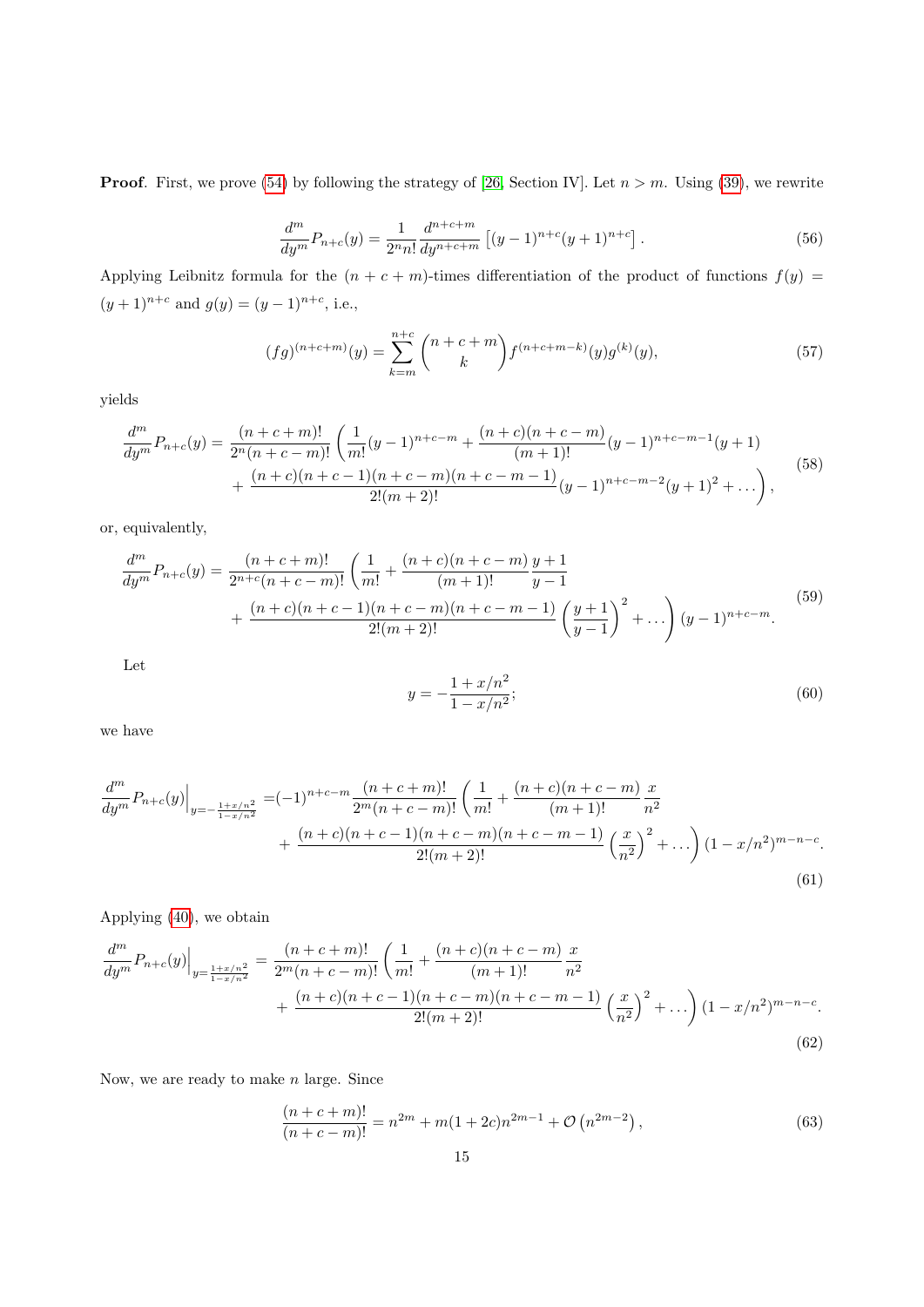**Proof**. First, we prove (54) by following the strategy of [26, Section IV]. Let $n > m$. Using (39), we rewrite

$$\frac{d^m}{dy^m} P_{n+c}(y) = \frac{1}{2^n n!} \frac{d^{n+c+m}}{dy^{n+c+m}} \left[ (y-1)^{n+c} (y+1)^{n+c} \right]. \tag{56}$$

Applying Leibnitz formula for the $(n+c+m)$-times differentiation of the product of functions $f(y) = (y+1)^{n+c}$ and $g(y) = (y-1)^{n+c}$, i.e.,

$$(fg)^{(n+c+m)}(y) = \sum_{k=m}^{n+c} \binom{n+c+m}{k} f^{(n+c+m-k)}(y) g^{(k)}(y), \tag{57}$$

yields

$$\begin{aligned} \frac{d^m}{dy^m} P_{n+c}(y) = \frac{(n+c+m)!}{2^n (n+c-m)!} \bigg( & \frac{1}{m!} (y-1)^{n+c-m} + \frac{(n+c)(n+c-m)}{(m+1)!} (y-1)^{n+c-m-1} (y+1) \\ & + \frac{(n+c)(n+c-1)(n+c-m)(n+c-m-1)}{2!(m+2)!} (y-1)^{n+c-m-2} (y+1)^2 + \dots \bigg), \end{aligned} \tag{58}$$

or, equivalently,

$$\begin{aligned} \frac{d^m}{dy^m} P_{n+c}(y) = \frac{(n+c+m)!}{2^{n+c} (n+c-m)!} \bigg( & \frac{1}{m!} + \frac{(n+c)(n+c-m)}{(m+1)!} \frac{y+1}{y-1} \\ & + \frac{(n+c)(n+c-1)(n+c-m)(n+c-m-1)}{2!(m+2)!} \left( \frac{y+1}{y-1} \right)^2 + \dots \bigg) (y-1)^{n+c-m}. \end{aligned} \tag{59}$$

Let

$$y = -\frac{1 + x/n^2}{1 - x/n^2}; \tag{60}$$

we have

$$\begin{aligned} \frac{d^m}{dy^m} P_{n+c}(y) \Big|_{y = -\frac{1+x/n^2}{1-x/n^2}} = & (-1)^{n+c-m} \frac{(n+c+m)!}{2^m (n+c-m)!} \bigg( \frac{1}{m!} + \frac{(n+c)(n+c-m)}{(m+1)!} \frac{x}{n^2} \\ & + \frac{(n+c)(n+c-1)(n+c-m)(n+c-m-1)}{2!(m+2)!} \left( \frac{x}{n^2} \right)^2 + \dots \bigg) (1 - x/n^2)^{m-n-c}. \end{aligned} \tag{61}$$

Applying (40), we obtain

$$\begin{aligned} \frac{d^m}{dy^m} P_{n+c}(y) \Big|_{y = \frac{1+x/n^2}{1-x/n^2}} = & \frac{(n+c+m)!}{2^m (n+c-m)!} \bigg( \frac{1}{m!} + \frac{(n+c)(n+c-m)}{(m+1)!} \frac{x}{n^2} \\ & + \frac{(n+c)(n+c-1)(n+c-m)(n+c-m-1)}{2!(m+2)!} \left( \frac{x}{n^2} \right)^2 + \dots \bigg) (1 - x/n^2)^{m-n-c}. \end{aligned} \tag{62}$$

Now, we are ready to make $n$ large. Since

$$\frac{(n+c+m)!}{(n+c-m)!} = n^{2m} + m(1+2c) n^{2m-1} + \mathcal{O}\left(n^{2m-2}\right), \tag{63}$$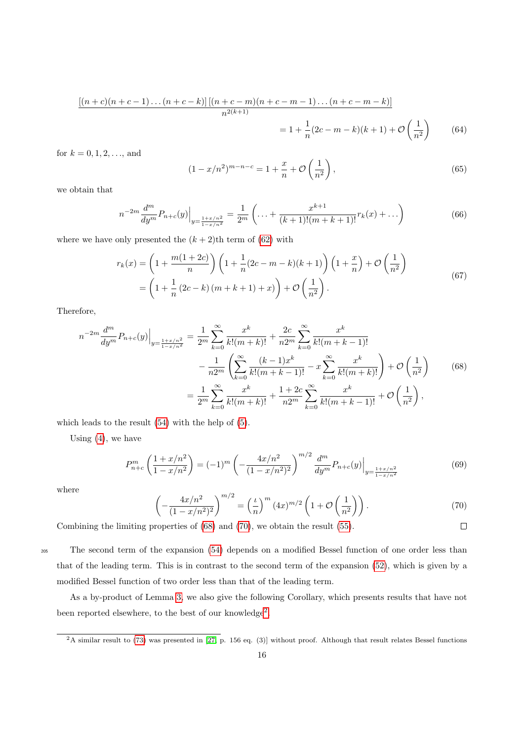$$
\frac{[(n+c)(n+c-1)\dots(n+c-k)]\,[(n+c-m)(n+c-m-1)\dots(n+c-m-k)]}{n^{2(k+1)}}
$$

$$
= 1 + \frac{1}{n}(2c-m-k)(k+1) + \mathcal{O}\left(\frac{1}{n^2}\right) \tag{64}
$$

for $k = 0, 1, 2, \dots$, and

$$
(1 - x/n^2)^{m-n-c} = 1 + \frac{x}{n} + \mathcal{O}\left(\frac{1}{n^2}\right), \tag{65}
$$

we obtain that

$$
n^{-2m} \frac{d^m}{dy^m} P_{n+c}(y)\Big|_{y=\frac{1+x/n^2}{1-x/n^2}} = \frac{1}{2^m}\left( \dots + \frac{x^{k+1}}{(k+1)!(m+k+1)!} r_k(x) + \dots \right) \tag{66}
$$

where we have only presented the $(k+2)$th term of (62) with

$$
\begin{aligned}
r_k(x) &= \left(1 + \frac{m(1+2c)}{n}\right)\left(1 + \frac{1}{n}(2c-m-k)(k+1)\right)\left(1 + \frac{x}{n}\right) + \mathcal{O}\left(\frac{1}{n^2}\right) \\
&= \left(1 + \frac{1}{n}\left(2c-k\right)\left(m+k+1\right) + x\right) + \mathcal{O}\left(\frac{1}{n^2}\right).
\end{aligned} \tag{67}
$$

Therefore,

$$
\begin{aligned}
n^{-2m} \frac{d^m}{dy^m} P_{n+c}(y)\Big|_{y=\frac{1+x/n^2}{1-x/n^2}} &= \frac{1}{2^m}\sum_{k=0}^{\infty} \frac{x^k}{k!(m+k)!} + \frac{2c}{n2^m}\sum_{k=0}^{\infty} \frac{x^k}{k!(m+k-1)!} \\
&\quad - \frac{1}{n2^m}\left(\sum_{k=0}^{\infty} \frac{(k-1)x^k}{k!(m+k-1)!} - x\sum_{k=0}^{\infty} \frac{x^k}{k!(m+k)!}\right) + \mathcal{O}\left(\frac{1}{n^2}\right) \\
&= \frac{1}{2^m}\sum_{k=0}^{\infty} \frac{x^k}{k!(m+k)!} + \frac{1+2c}{n2^m}\sum_{k=0}^{\infty} \frac{x^k}{k!(m+k-1)!} + \mathcal{O}\left(\frac{1}{n^2}\right),
\end{aligned} \tag{68}
$$

which leads to the result (54) with the help of (5).

Using (4), we have

$$
P_{n+c}^m\left(\frac{1+x/n^2}{1-x/n^2}\right) = (-1)^m\left(-\frac{4x/n^2}{(1-x/n^2)^2}\right)^{m/2} \frac{d^m}{dy^m} P_{n+c}(y)\Big|_{y=\frac{1+x/n^2}{1-x/n^2}} \tag{69}
$$

where

$$
\left(-\frac{4x/n^2}{(1-x/n^2)^2}\right)^{m/2} = \left(\frac{\imath}{n}\right)^m (4x)^{m/2}\left(1 + \mathcal{O}\left(\frac{1}{n^2}\right)\right). \tag{70}
$$

Combining the limiting properties of (68) and (70), we obtain the result (55). $\square$

The second term of the expansion (54) depends on a modified Bessel function of one order less than that of the leading term. This is in contrast to the second term of the expansion (52), which is given by a modified Bessel function of two order less than that of the leading term.

As a by-product of Lemma 3, we also give the following Corollary, which presents results that have not been reported elsewhere, to the best of our knowledge[2].

[2] A similar result to (73) was presented in [27, p. 156 eq. (3)] without proof. Although that result relates Bessel functions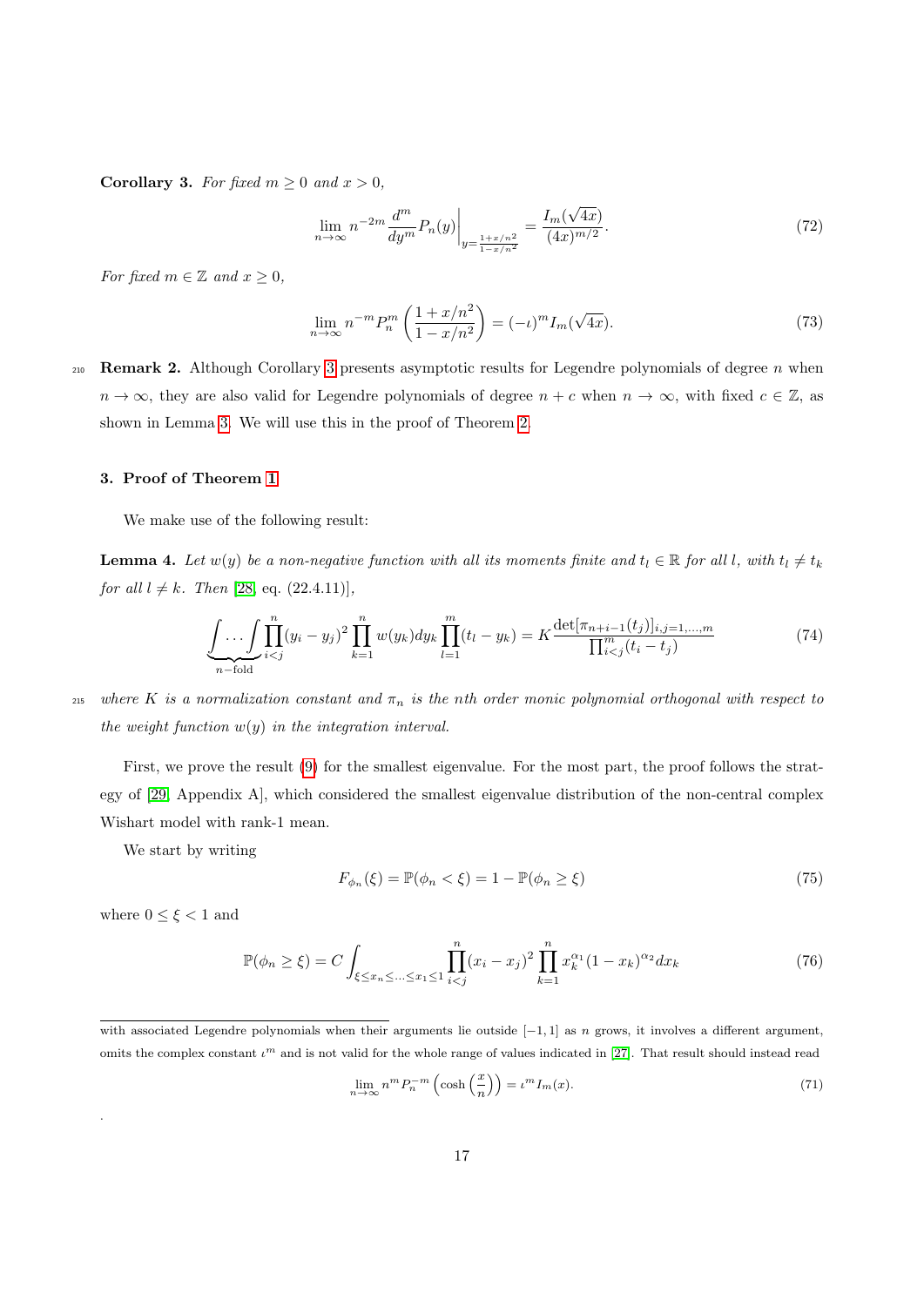**Corollary 3.** *For fixed $m \geq 0$ and $x > 0$,*

$$\lim_{n\to\infty} n^{-2m} \frac{d^m}{dy^m} P_n(y)\bigg|_{y=\frac{1+x/n^2}{1-x/n^2}} = \frac{I_m(\sqrt{4x})}{(4x)^{m/2}}. \tag{72}$$

*For fixed $m \in \mathbb{Z}$ and $x \geq 0$,*

$$\lim_{n\to\infty} n^{-m} P_n^m\left(\frac{1+x/n^2}{1-x/n^2}\right) = (-\iota)^m I_m(\sqrt{4x}). \tag{73}$$

**Remark 2.** Although Corollary 3 presents asymptotic results for Legendre polynomials of degree $n$ when $n \to \infty$, they are also valid for Legendre polynomials of degree $n + c$ when $n \to \infty$, with fixed $c \in \mathbb{Z}$, as shown in Lemma 3. We will use this in the proof of Theorem 2.

## 3. Proof of Theorem 1

We make use of the following result:

**Lemma 4.** *Let $w(y)$ be a non-negative function with all its moments finite and $t_l \in \mathbb{R}$ for all $l$, with $t_l \neq t_k$ for all $l \neq k$. Then [28, eq. (22.4.11)],*

$$\underbrace{\int \cdots \int}_{n-\text{fold}} \prod_{i<j}^{n}(y_i - y_j)^2 \prod_{k=1}^{n} w(y_k)dy_k \prod_{l=1}^{m}(t_l - y_k) = K \frac{\det[\pi_{n+i-1}(t_j)]_{i,j=1,\ldots,m}}{\prod_{i<j}^{m}(t_i - t_j)} \tag{74}$$

*where $K$ is a normalization constant and $\pi_n$ is the $n$th order monic polynomial orthogonal with respect to the weight function $w(y)$ in the integration interval.*

First, we prove the result (9) for the smallest eigenvalue. For the most part, the proof follows the strategy of [29, Appendix A], which considered the smallest eigenvalue distribution of the non-central complex Wishart model with rank-1 mean.

We start by writing

$$F_{\phi_n}(\xi) = \mathbb{P}(\phi_n < \xi) = 1 - \mathbb{P}(\phi_n \geq \xi) \tag{75}$$

where $0 \leq \xi < 1$ and

$$\mathbb{P}(\phi_n \geq \xi) = C \int_{\xi \leq x_n \leq \ldots \leq x_1 \leq 1} \prod_{i<j}^{n}(x_i - x_j)^2 \prod_{k=1}^{n} x_k^{\alpha_1}(1 - x_k)^{\alpha_2} dx_k \tag{76}$$

---

with associated Legendre polynomials when their arguments lie outside $[-1, 1]$ as $n$ grows, it involves a different argument, omits the complex constant $\iota^m$ and is not valid for the whole range of values indicated in [27]. That result should instead read

$$\lim_{n\to\infty} n^m P_n^{-m}\left(\cosh\left(\frac{x}{n}\right)\right) = \iota^m I_m(x). \tag{71}$$

.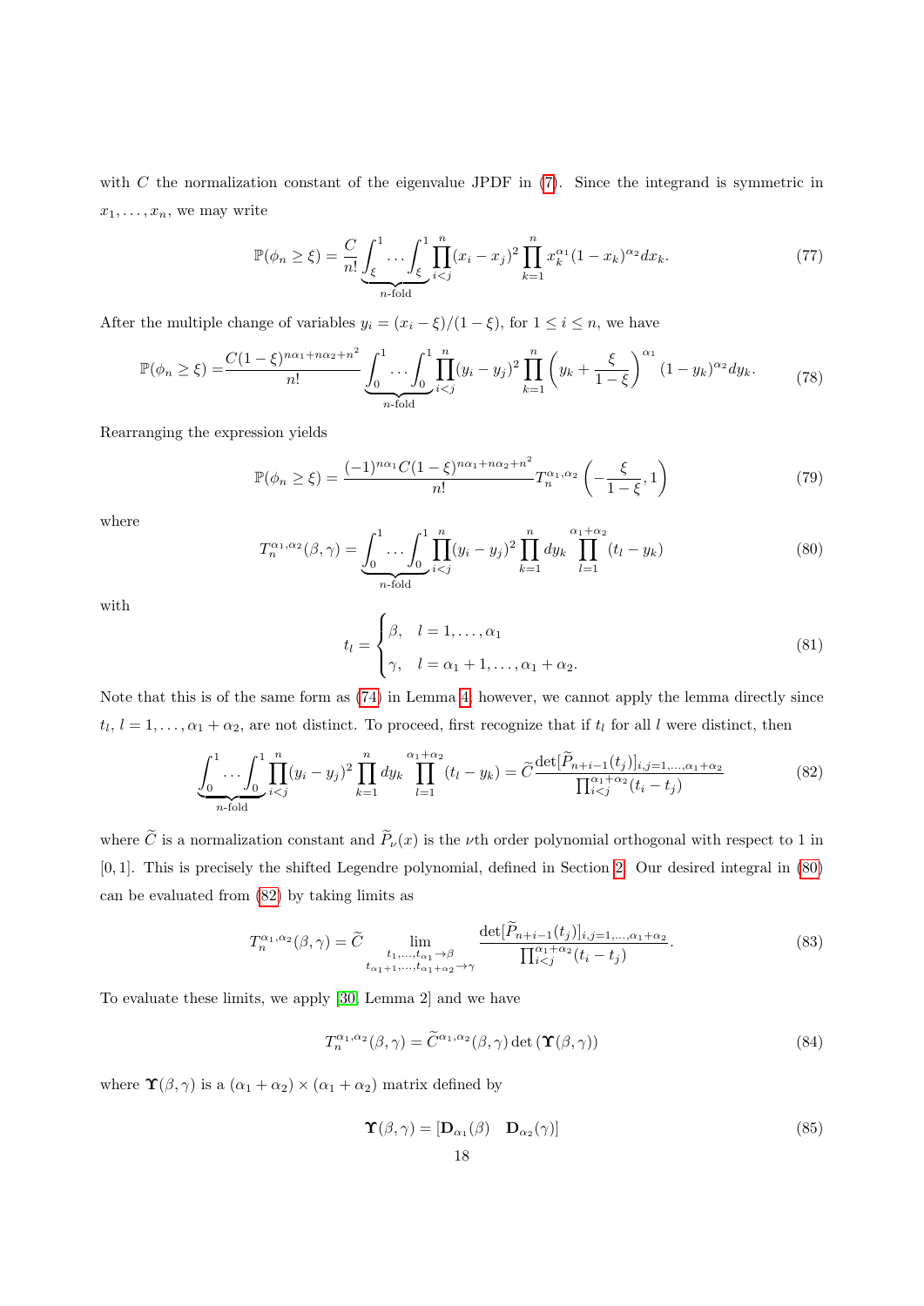with $C$ the normalization constant of the eigenvalue JPDF in (7). Since the integrand is symmetric in $x_1, \ldots, x_n$, we may write

$$\mathbb{P}(\phi_n \geq \xi) = \frac{C}{n!} \underbrace{\int_{\xi}^{1} \cdots \int_{\xi}^{1}}_{n\text{-fold}} \prod_{i<j}^{n} (x_i - x_j)^2 \prod_{k=1}^{n} x_k^{\alpha_1} (1 - x_k)^{\alpha_2} dx_k. \tag{77}$$

After the multiple change of variables $y_i = (x_i - \xi)/(1 - \xi)$, for $1 \leq i \leq n$, we have

$$\mathbb{P}(\phi_n \geq \xi) = \frac{C(1-\xi)^{n\alpha_1 + n\alpha_2 + n^2}}{n!} \underbrace{\int_{0}^{1} \cdots \int_{0}^{1}}_{n\text{-fold}} \prod_{i<j}^{n} (y_i - y_j)^2 \prod_{k=1}^{n} \left( y_k + \frac{\xi}{1-\xi} \right)^{\alpha_1} (1 - y_k)^{\alpha_2} dy_k. \tag{78}$$

Rearranging the expression yields

$$\mathbb{P}(\phi_n \geq \xi) = \frac{(-1)^{n\alpha_1} C(1-\xi)^{n\alpha_1 + n\alpha_2 + n^2}}{n!} T_n^{\alpha_1, \alpha_2} \left( -\frac{\xi}{1-\xi}, 1 \right) \tag{79}$$

where

$$T_n^{\alpha_1, \alpha_2}(\beta, \gamma) = \underbrace{\int_{0}^{1} \cdots \int_{0}^{1}}_{n\text{-fold}} \prod_{i<j}^{n} (y_i - y_j)^2 \prod_{k=1}^{n} dy_k \prod_{l=1}^{\alpha_1 + \alpha_2} (t_l - y_k) \tag{80}$$

with

$$t_l = \begin{cases} \beta, & l = 1, \ldots, \alpha_1 \\ \gamma, & l = \alpha_1 + 1, \ldots, \alpha_1 + \alpha_2. \end{cases} \tag{81}$$

Note that this is of the same form as (74) in Lemma 4, however, we cannot apply the lemma directly since $t_l$, $l = 1, \ldots, \alpha_1 + \alpha_2$, are not distinct. To proceed, first recognize that if $t_l$ for all $l$ were distinct, then

$$\underbrace{\int_{0}^{1} \cdots \int_{0}^{1}}_{n\text{-fold}} \prod_{i<j}^{n} (y_i - y_j)^2 \prod_{k=1}^{n} dy_k \prod_{l=1}^{\alpha_1 + \alpha_2} (t_l - y_k) = \widetilde{C} \frac{\det[\widetilde{P}_{n+i-1}(t_j)]_{i,j=1,\ldots,\alpha_1+\alpha_2}}{\prod_{i<j}^{\alpha_1+\alpha_2} (t_i - t_j)} \tag{82}$$

where $\widetilde{C}$ is a normalization constant and $\widetilde{P}_\nu(x)$ is the $\nu$th order polynomial orthogonal with respect to 1 in $[0, 1]$. This is precisely the shifted Legendre polynomial, defined in Section 2. Our desired integral in (80) can be evaluated from (82) by taking limits as

$$T_n^{\alpha_1, \alpha_2}(\beta, \gamma) = \widetilde{C} \lim_{\substack{t_1, \ldots, t_{\alpha_1} \to \beta \\ t_{\alpha_1+1}, \ldots, t_{\alpha_1+\alpha_2} \to \gamma}} \frac{\det[\widetilde{P}_{n+i-1}(t_j)]_{i,j=1,\ldots,\alpha_1+\alpha_2}}{\prod_{i<j}^{\alpha_1+\alpha_2} (t_i - t_j)}. \tag{83}$$

To evaluate these limits, we apply [30, Lemma 2] and we have

$$T_n^{\alpha_1, \alpha_2}(\beta, \gamma) = \widetilde{C}^{\alpha_1, \alpha_2}(\beta, \gamma) \det \left( \mathbf{\Upsilon}(\beta, \gamma) \right) \tag{84}$$

where $\mathbf{\Upsilon}(\beta, \gamma)$ is a $(\alpha_1 + \alpha_2) \times (\alpha_1 + \alpha_2)$ matrix defined by

$$\mathbf{\Upsilon}(\beta, \gamma) = \begin{bmatrix} \mathbf{D}_{\alpha_1}(\beta) & \mathbf{D}_{\alpha_2}(\gamma) \end{bmatrix} \tag{85}$$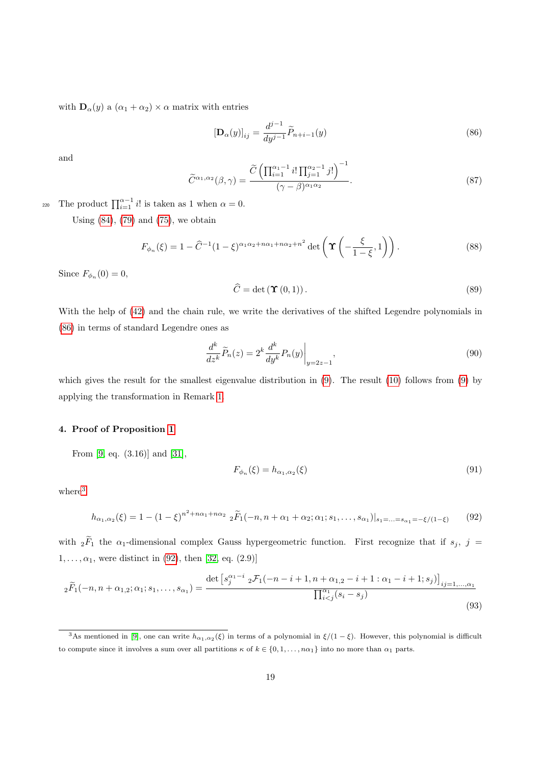with $\mathbf{D}_\alpha(y)$ a $(\alpha_1+\alpha_2)\times\alpha$ matrix with entries

$$[\mathbf{D}_\alpha(y)]_{ij} = \frac{d^{j-1}}{dy^{j-1}}\widetilde{P}_{n+i-1}(y) \tag{86}$$

and

$$\widetilde{C}^{\alpha_1,\alpha_2}(\beta,\gamma) = \frac{\widetilde{C}\left(\prod_{i=1}^{\alpha_1-1} i! \prod_{j=1}^{\alpha_2-1} j!\right)^{-1}}{(\gamma-\beta)^{\alpha_1\alpha_2}}. \tag{87}$$

The product $\prod_{i=1}^{\alpha-1} i!$ is taken as 1 when $\alpha=0$.

Using (84), (79) and (75), we obtain

$$F_{\phi_n}(\xi) = 1 - \widehat{C}^{-1}(1-\xi)^{\alpha_1\alpha_2+n\alpha_1+n\alpha_2+n^2}\det\left(\mathbf{\Upsilon}\left(-\frac{\xi}{1-\xi},1\right)\right). \tag{88}$$

Since $F_{\phi_n}(0)=0$,

$$\widehat{C} = \det\left(\mathbf{\Upsilon}\left(0,1\right)\right). \tag{89}$$

With the help of (42) and the chain rule, we write the derivatives of the shifted Legendre polynomials in (86) in terms of standard Legendre ones as

$$\frac{d^k}{dz^k}\widetilde{P}_n(z) = 2^k \frac{d^k}{dy^k}P_n(y)\bigg|_{y=2z-1}, \tag{90}$$

which gives the result for the smallest eigenvalue distribution in (9). The result (10) follows from (9) by applying the transformation in Remark 1.

## 4. Proof of Proposition 1

From [9, eq. (3.16)] and [31],

$$F_{\phi_n}(\xi) = h_{\alpha_1,\alpha_2}(\xi) \tag{91}$$

where[3]

$$h_{\alpha_1,\alpha_2}(\xi) = 1-(1-\xi)^{n^2+n\alpha_1+n\alpha_2}\,{}_2\widetilde{F}_1(-n,n+\alpha_1+\alpha_2;\alpha_1;s_1,\ldots,s_{\alpha_1})|_{s_1=\ldots=s_{\alpha_1}=-\xi/(1-\xi)} \tag{92}$$

with ${}_2\widetilde{F}_1$ the $\alpha_1$-dimensional complex Gauss hypergeometric function. First recognize that if $s_j$, $j=1,\ldots,\alpha_1$, were distinct in (92), then [32, eq. (2.9)]

$${}_2\widetilde{F}_1(-n,n+\alpha_{1,2};\alpha_1;s_1,\ldots,s_{\alpha_1}) = \frac{\det\left[s_j^{\alpha_1-i}\,{}_2\mathcal{F}_1(-n-i+1,n+\alpha_{1,2}-i+1:\alpha_1-i+1;s_j)\right]_{ij=1,\ldots,\alpha_1}}{\prod_{i<j}^{\alpha_1}(s_i-s_j)} \tag{93}$$

[3] As mentioned in [9], one can write $h_{\alpha_1,\alpha_2}(\xi)$ in terms of a polynomial in $\xi/(1-\xi)$. However, this polynomial is difficult to compute since it involves a sum over all partitions $\kappa$ of $k\in\{0,1,\ldots,n\alpha_1\}$ into no more than $\alpha_1$ parts.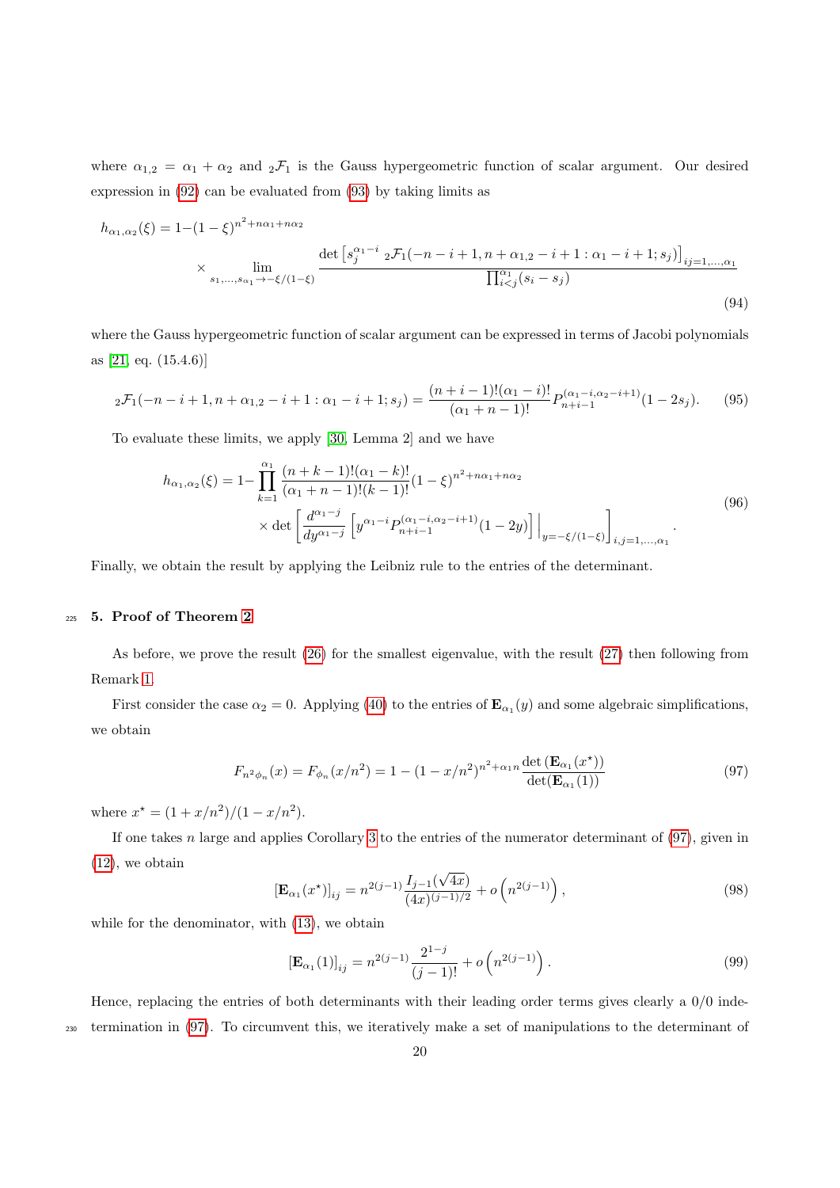where $\alpha_{1,2} = \alpha_1 + \alpha_2$ and ${}_2\mathcal{F}_1$ is the Gauss hypergeometric function of scalar argument. Our desired expression in (92) can be evaluated from (93) by taking limits as

$$
\begin{aligned}
h_{\alpha_1,\alpha_2}(\xi) = 1 - & (1-\xi)^{n^2+n\alpha_1+n\alpha_2} \\
& \times \lim_{s_1,\ldots,s_{\alpha_1}\to -\xi/(1-\xi)} \frac{\det\left[s_j^{\alpha_1-i}\ {}_2\mathcal{F}_1(-n-i+1, n+\alpha_{1,2}-i+1 : \alpha_1-i+1; s_j)\right]_{ij=1,\ldots,\alpha_1}}{\prod_{i<j}^{\alpha_1}(s_i-s_j)}
\end{aligned}
\tag{94}
$$

where the Gauss hypergeometric function of scalar argument can be expressed in terms of Jacobi polynomials as [21, eq. (15.4.6)]

$$
{}_2\mathcal{F}_1(-n-i+1, n+\alpha_{1,2}-i+1 : \alpha_1-i+1; s_j) = \frac{(n+i-1)!(\alpha_1-i)!}{(\alpha_1+n-1)!} P_{n+i-1}^{(\alpha_1-i,\alpha_2-i+1)}(1-2s_j). \tag{95}
$$

To evaluate these limits, we apply [30, Lemma 2] and we have

$$
\begin{aligned}
h_{\alpha_1,\alpha_2}(\xi) = 1 - & \prod_{k=1}^{\alpha_1} \frac{(n+k-1)!(\alpha_1-k)!}{(\alpha_1+n-1)!(k-1)!}(1-\xi)^{n^2+n\alpha_1+n\alpha_2} \\
& \times \det\left[\frac{d^{\alpha_1-j}}{dy^{\alpha_1-j}}\left[y^{\alpha_1-i} P_{n+i-1}^{(\alpha_1-i,\alpha_2-i+1)}(1-2y)\right]\Big|_{y=-\xi/(1-\xi)}\right]_{i,j=1,\ldots,\alpha_1}.
\end{aligned}
\tag{96}
$$

Finally, we obtain the result by applying the Leibniz rule to the entries of the determinant.

## 5. Proof of Theorem 2

As before, we prove the result (26) for the smallest eigenvalue, with the result (27) then following from Remark 1.

First consider the case $\alpha_2 = 0$. Applying (40) to the entries of $\mathbf{E}_{\alpha_1}(y)$ and some algebraic simplifications, we obtain

$$
F_{n^2\phi_n}(x) = F_{\phi_n}(x/n^2) = 1 - (1-x/n^2)^{n^2+\alpha_1 n} \frac{\det\left(\mathbf{E}_{\alpha_1}(x^\star)\right)}{\det(\mathbf{E}_{\alpha_1}(1))} \tag{97}
$$

where $x^\star = (1+x/n^2)/(1-x/n^2)$.

If one takes $n$ large and applies Corollary 3 to the entries of the numerator determinant of (97), given in (12), we obtain

$$
\left[\mathbf{E}_{\alpha_1}(x^\star)\right]_{ij} = n^{2(j-1)} \frac{I_{j-1}(\sqrt{4x})}{(4x)^{(j-1)/2}} + o\left(n^{2(j-1)}\right), \tag{98}
$$

while for the denominator, with (13), we obtain

$$
\left[\mathbf{E}_{\alpha_1}(1)\right]_{ij} = n^{2(j-1)} \frac{2^{1-j}}{(j-1)!} + o\left(n^{2(j-1)}\right). \tag{99}
$$

Hence, replacing the entries of both determinants with their leading order terms gives clearly a 0/0 indetermination in (97). To circumvent this, we iteratively make a set of manipulations to the determinant of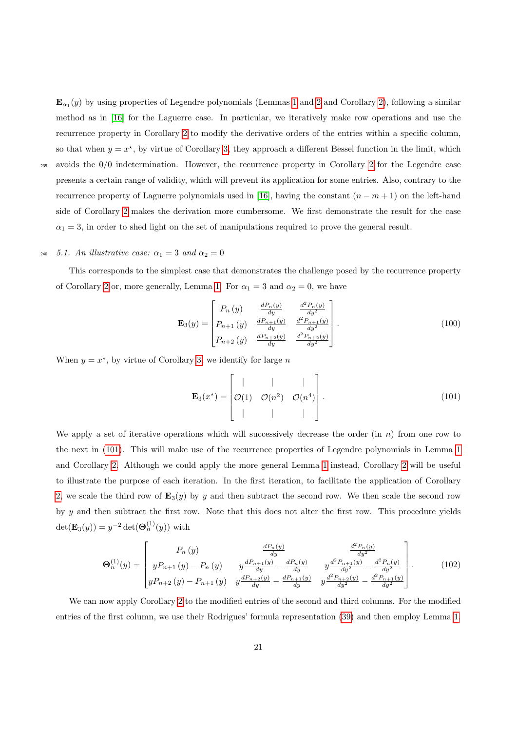$\mathbf{E}_{\alpha_1}(y)$ by using properties of Legendre polynomials (Lemmas 1 and 2 and Corollary 2), following a similar method as in [16] for the Laguerre case. In particular, we iteratively make row operations and use the recurrence property in Corollary 2 to modify the derivative orders of the entries within a specific column, so that when $y = x^\star$, by virtue of Corollary 3, they approach a different Bessel function in the limit, which avoids the $0/0$ indetermination. However, the recurrence property in Corollary 2 for the Legendre case presents a certain range of validity, which will prevent its application for some entries. Also, contrary to the recurrence property of Laguerre polynomials used in [16], having the constant $(n - m + 1)$ on the left-hand side of Corollary 2 makes the derivation more cumbersome. We first demonstrate the result for the case $\alpha_1 = 3$, in order to shed light on the set of manipulations required to prove the general result.

### 5.1. An illustrative case: $\alpha_1 = 3$ and $\alpha_2 = 0$

This corresponds to the simplest case that demonstrates the challenge posed by the recurrence property of Corollary 2 or, more generally, Lemma 1. For $\alpha_1 = 3$ and $\alpha_2 = 0$, we have

$$\mathbf{E}_3(y) = \begin{bmatrix} P_n(y) & \frac{dP_n(y)}{dy} & \frac{d^2P_n(y)}{dy^2} \\ P_{n+1}(y) & \frac{dP_{n+1}(y)}{dy} & \frac{d^2P_{n+1}(y)}{dy^2} \\ P_{n+2}(y) & \frac{dP_{n+2}(y)}{dy} & \frac{d^2P_{n+2}(y)}{dy^2} \end{bmatrix}. \tag{100}$$

When $y = x^\star$, by virtue of Corollary 3, we identify for large $n$

$$\mathbf{E}_3(x^\star) = \begin{bmatrix} | & | & | \\ \mathcal{O}(1) & \mathcal{O}(n^2) & \mathcal{O}(n^4) \\ | & | & | \end{bmatrix}. \tag{101}$$

We apply a set of iterative operations which will successively decrease the order (in $n$) from one row to the next in (101). This will make use of the recurrence properties of Legendre polynomials in Lemma 1 and Corollary 2. Although we could apply the more general Lemma 1 instead, Corollary 2 will be useful to illustrate the purpose of each iteration. In the first iteration, to facilitate the application of Corollary 2, we scale the third row of $\mathbf{E}_3(y)$ by $y$ and then subtract the second row. We then scale the second row by $y$ and then subtract the first row. Note that this does not alter the first row. This procedure yields $\det(\mathbf{E}_3(y)) = y^{-2}\det(\mathbf{\Theta}_n^{(1)}(y))$ with

$$\mathbf{\Theta}_n^{(1)}(y) = \begin{bmatrix} P_n(y) & \frac{dP_n(y)}{dy} & \frac{d^2P_n(y)}{dy^2} \\ yP_{n+1}(y) - P_n(y) & y\frac{dP_{n+1}(y)}{dy} - \frac{dP_n(y)}{dy} & y\frac{d^2P_{n+1}(y)}{dy^2} - \frac{d^2P_n(y)}{dy^2} \\ yP_{n+2}(y) - P_{n+1}(y) & y\frac{dP_{n+2}(y)}{dy} - \frac{dP_{n+1}(y)}{dy} & y\frac{d^2P_{n+2}(y)}{dy^2} - \frac{d^2P_{n+1}(y)}{dy^2} \end{bmatrix}. \tag{102}$$

We can now apply Corollary 2 to the modified entries of the second and third columns. For the modified entries of the first column, we use their Rodrigues' formula representation (39) and then employ Lemma 1.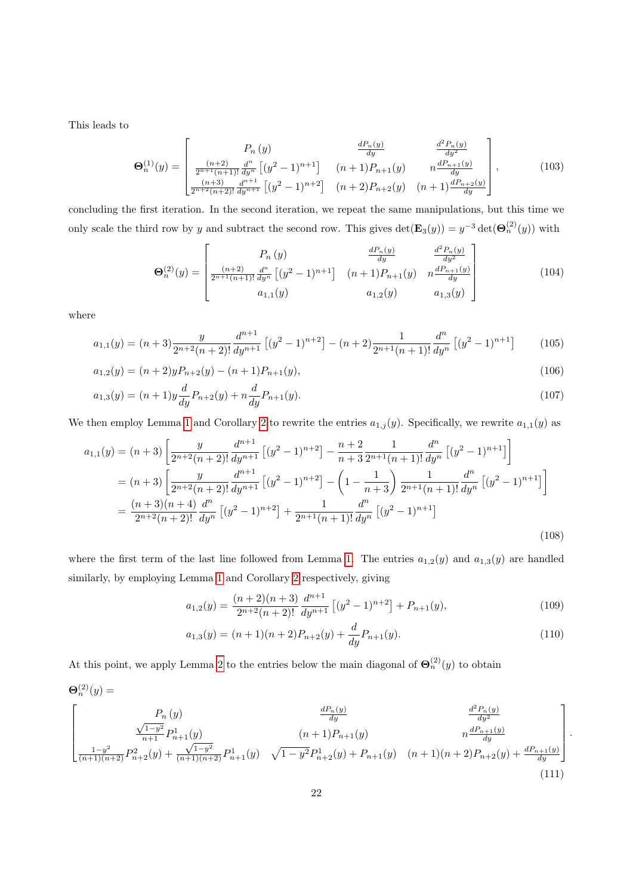This leads to

$$
\boldsymbol{\Theta}_n^{(1)}(y) = \begin{bmatrix} P_n(y) & \frac{dP_n(y)}{dy} & \frac{d^2P_n(y)}{dy^2} \\ \frac{(n+2)}{2^{n+1}(n+1)!}\frac{d^n}{dy^n}\left[(y^2-1)^{n+1}\right] & (n+1)P_{n+1}(y) & n\frac{dP_{n+1}(y)}{dy} \\ \frac{(n+3)}{2^{n+2}(n+2)!}\frac{d^{n+1}}{dy^{n+1}}\left[(y^2-1)^{n+2}\right] & (n+2)P_{n+2}(y) & (n+1)\frac{dP_{n+2}(y)}{dy} \end{bmatrix}, \tag{103}
$$

concluding the first iteration. In the second iteration, we repeat the same manipulations, but this time we only scale the third row by $y$ and subtract the second row. This gives $\det(\mathbf{E}_3(y)) = y^{-3}\det(\boldsymbol{\Theta}_n^{(2)}(y))$ with

$$
\boldsymbol{\Theta}_n^{(2)}(y) = \begin{bmatrix} P_n(y) & \frac{dP_n(y)}{dy} & \frac{d^2P_n(y)}{dy^2} \\ \frac{(n+2)}{2^{n+1}(n+1)!}\frac{d^n}{dy^n}\left[(y^2-1)^{n+1}\right] & (n+1)P_{n+1}(y) & n\frac{dP_{n+1}(y)}{dy} \\ a_{1,1}(y) & a_{1,2}(y) & a_{1,3}(y) \end{bmatrix} \tag{104}
$$

where

$$
a_{1,1}(y) = (n+3)\frac{y}{2^{n+2}(n+2)!}\frac{d^{n+1}}{dy^{n+1}}\left[(y^2-1)^{n+2}\right] - (n+2)\frac{1}{2^{n+1}(n+1)!}\frac{d^n}{dy^n}\left[(y^2-1)^{n+1}\right] \tag{105}
$$

$$
a_{1,2}(y) = (n+2)yP_{n+2}(y) - (n+1)P_{n+1}(y), \tag{106}
$$

$$
a_{1,3}(y) = (n+1)y\frac{d}{dy}P_{n+2}(y) + n\frac{d}{dy}P_{n+1}(y). \tag{107}
$$

We then employ Lemma 1 and Corollary 2 to rewrite the entries $a_{1,j}(y)$. Specifically, we rewrite $a_{1,1}(y)$ as

$$
\begin{aligned}
a_{1,1}(y) &= (n+3)\left[\frac{y}{2^{n+2}(n+2)!}\frac{d^{n+1}}{dy^{n+1}}\left[(y^2-1)^{n+2}\right] - \frac{n+2}{n+3}\frac{1}{2^{n+1}(n+1)!}\frac{d^n}{dy^n}\left[(y^2-1)^{n+1}\right]\right] \\
&= (n+3)\left[\frac{y}{2^{n+2}(n+2)!}\frac{d^{n+1}}{dy^{n+1}}\left[(y^2-1)^{n+2}\right] - \left(1-\frac{1}{n+3}\right)\frac{1}{2^{n+1}(n+1)!}\frac{d^n}{dy^n}\left[(y^2-1)^{n+1}\right]\right] \\
&= \frac{(n+3)(n+4)}{2^{n+2}(n+2)!}\frac{d^n}{dy^n}\left[(y^2-1)^{n+2}\right] + \frac{1}{2^{n+1}(n+1)!}\frac{d^n}{dy^n}\left[(y^2-1)^{n+1}\right]
\end{aligned} \tag{108}
$$

where the first term of the last line followed from Lemma 1. The entries $a_{1,2}(y)$ and $a_{1,3}(y)$ are handled similarly, by employing Lemma 1 and Corollary 2 respectively, giving

$$
a_{1,2}(y) = \frac{(n+2)(n+3)}{2^{n+2}(n+2)!}\frac{d^{n+1}}{dy^{n+1}}\left[(y^2-1)^{n+2}\right] + P_{n+1}(y), \tag{109}
$$

$$
a_{1,3}(y) = (n+1)(n+2)P_{n+2}(y) + \frac{d}{dy}P_{n+1}(y). \tag{110}
$$

At this point, we apply Lemma 2 to the entries below the main diagonal of $\boldsymbol{\Theta}_n^{(2)}(y)$ to obtain

$$
\boldsymbol{\Theta}_n^{(2)}(y) = \begin{bmatrix} P_n(y) & \frac{dP_n(y)}{dy} & \frac{d^2P_n(y)}{dy^2} \\ \frac{\sqrt{1-y^2}}{n+1}P_{n+1}^1(y) & (n+1)P_{n+1}(y) & n\frac{dP_{n+1}(y)}{dy} \\ \frac{1-y^2}{(n+1)(n+2)}P_{n+2}^2(y) + \frac{\sqrt{1-y^2}}{(n+1)(n+2)}P_{n+1}^1(y) & \sqrt{1-y^2}P_{n+2}^1(y) + P_{n+1}(y) & (n+1)(n+2)P_{n+2}(y) + \frac{dP_{n+1}(y)}{dy} \end{bmatrix}. \tag{111}
$$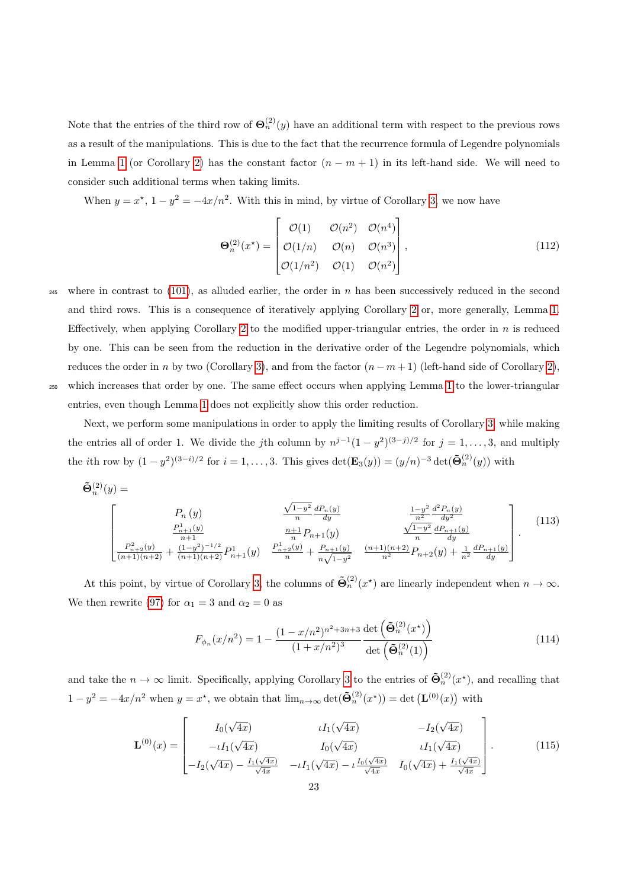Note that the entries of the third row of $\mathbf{\Theta}_n^{(2)}(y)$ have an additional term with respect to the previous rows as a result of the manipulations. This is due to the fact that the recurrence formula of Legendre polynomials in Lemma 1 (or Corollary 2) has the constant factor $(n-m+1)$ in its left-hand side. We will need to consider such additional terms when taking limits.

When $y = x^\star$, $1-y^2 = -4x/n^2$. With this in mind, by virtue of Corollary 3, we now have

$$\mathbf{\Theta}_n^{(2)}(x^\star) = \begin{bmatrix} \mathcal{O}(1) & \mathcal{O}(n^2) & \mathcal{O}(n^4) \\ \mathcal{O}(1/n) & \mathcal{O}(n) & \mathcal{O}(n^3) \\ \mathcal{O}(1/n^2) & \mathcal{O}(1) & \mathcal{O}(n^2) \end{bmatrix}, \tag{112}$$

where in contrast to (101), as alluded earlier, the order in $n$ has been successively reduced in the second and third rows. This is a consequence of iteratively applying Corollary 2 or, more generally, Lemma 1. Effectively, when applying Corollary 2 to the modified upper-triangular entries, the order in $n$ is reduced by one. This can be seen from the reduction in the derivative order of the Legendre polynomials, which reduces the order in $n$ by two (Corollary 3), and from the factor $(n-m+1)$ (left-hand side of Corollary 2), which increases that order by one. The same effect occurs when applying Lemma 1 to the lower-triangular entries, even though Lemma 1 does not explicitly show this order reduction.

Next, we perform some manipulations in order to apply the limiting results of Corollary 3 while making the entries all of order 1. We divide the $j$th column by $n^{j-1}(1-y^2)^{(3-j)/2}$ for $j = 1, \ldots, 3$, and multiply the $i$th row by $(1-y^2)^{(3-i)/2}$ for $i = 1, \ldots, 3$. This gives $\det(\mathbf{E}_3(y)) = (y/n)^{-3} \det(\tilde{\mathbf{\Theta}}_n^{(2)}(y))$ with

$$\tilde{\mathbf{\Theta}}_n^{(2)}(y) = \begin{bmatrix} P_n(y) & \frac{\sqrt{1-y^2}}{n}\frac{dP_n(y)}{dy} & \frac{1-y^2}{n^2}\frac{d^2P_n(y)}{dy^2} \\ \frac{P_{n+1}^1(y)}{n+1} & \frac{n+1}{n}P_{n+1}(y) & \frac{\sqrt{1-y^2}}{n}\frac{dP_{n+1}(y)}{dy} \\ \frac{P_{n+2}^2(y)}{(n+1)(n+2)} + \frac{(1-y^2)^{-1/2}}{(n+1)(n+2)}P_{n+1}^1(y) & \frac{P_{n+2}^1(y)}{n} + \frac{P_{n+1}(y)}{n\sqrt{1-y^2}} & \frac{(n+1)(n+2)}{n^2}P_{n+2}(y) + \frac{1}{n^2}\frac{dP_{n+1}(y)}{dy} \end{bmatrix}. \tag{113}$$

At this point, by virtue of Corollary 3, the columns of $\tilde{\mathbf{\Theta}}_n^{(2)}(x^\star)$ are linearly independent when $n \to \infty$. We then rewrite (97) for $\alpha_1 = 3$ and $\alpha_2 = 0$ as

$$F_{\phi_n}(x/n^2) = 1 - \frac{(1-x/n^2)^{n^2+3n+3}}{(1+x/n^2)^3} \frac{\det\left(\tilde{\mathbf{\Theta}}_n^{(2)}(x^\star)\right)}{\det\left(\tilde{\mathbf{\Theta}}_n^{(2)}(1)\right)} \tag{114}$$

and take the $n \to \infty$ limit. Specifically, applying Corollary 3 to the entries of $\tilde{\mathbf{\Theta}}_n^{(2)}(x^\star)$, and recalling that $1-y^2 = -4x/n^2$ when $y = x^\star$, we obtain that $\lim_{n\to\infty} \det(\tilde{\mathbf{\Theta}}_n^{(2)}(x^\star)) = \det\left(\mathbf{L}^{(0)}(x)\right)$ with

$$\mathbf{L}^{(0)}(x) = \begin{bmatrix} I_0(\sqrt{4x}) & \imath I_1(\sqrt{4x}) & -I_2(\sqrt{4x}) \\ -\imath I_1(\sqrt{4x}) & I_0(\sqrt{4x}) & \imath I_1(\sqrt{4x}) \\ -I_2(\sqrt{4x}) - \frac{I_1(\sqrt{4x})}{\sqrt{4x}} & -\imath I_1(\sqrt{4x}) - \imath\frac{I_0(\sqrt{4x})}{\sqrt{4x}} & I_0(\sqrt{4x}) + \frac{I_1(\sqrt{4x})}{\sqrt{4x}} \end{bmatrix}. \tag{115}$$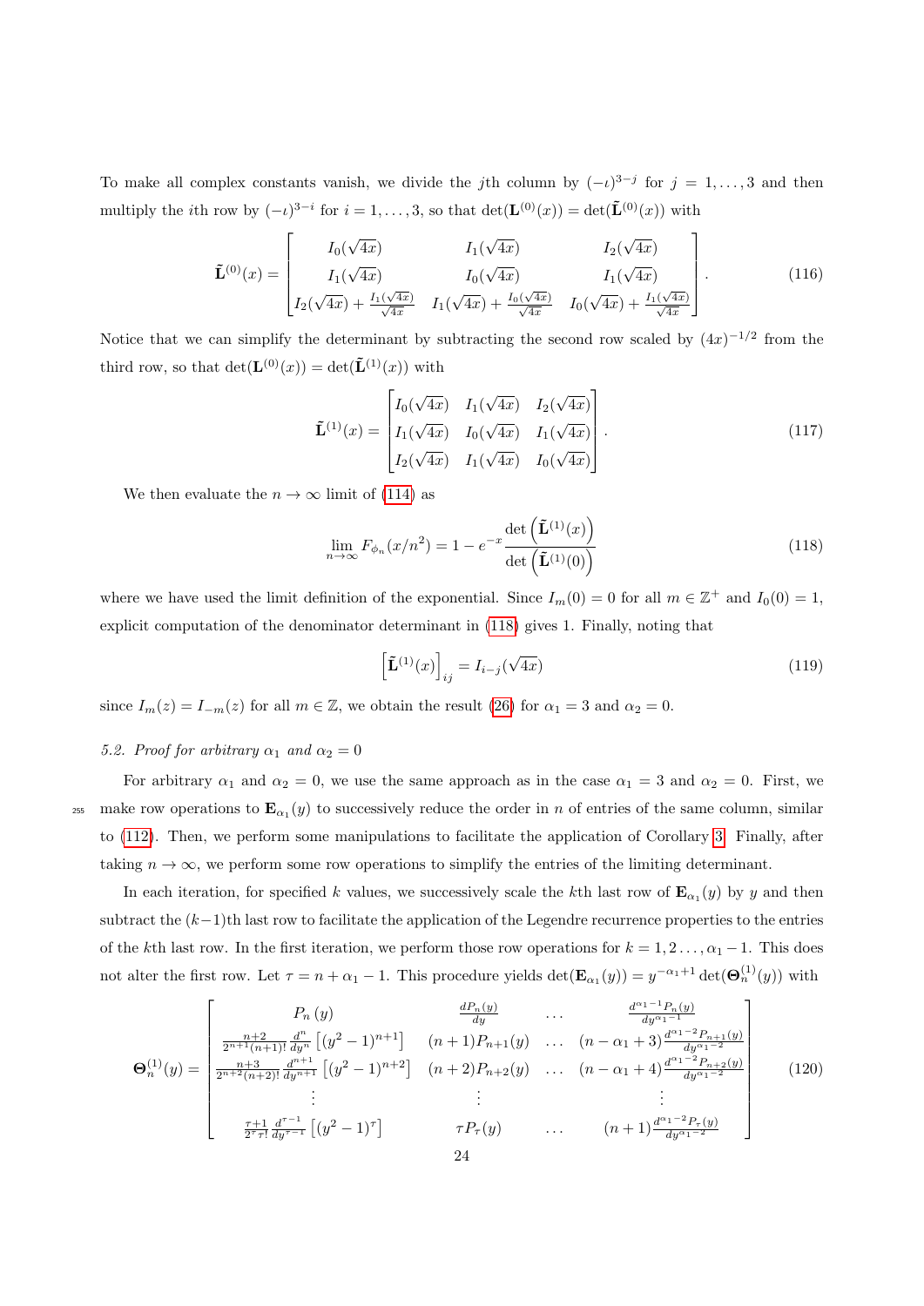To make all complex constants vanish, we divide the $j$th column by $(-\iota)^{3-j}$ for $j = 1, \ldots, 3$ and then multiply the $i$th row by $(-\iota)^{3-i}$ for $i = 1, \ldots, 3$, so that $\det(\mathbf{L}^{(0)}(x)) = \det(\tilde{\mathbf{L}}^{(0)}(x))$ with

$$
\tilde{\mathbf{L}}^{(0)}(x) = \begin{bmatrix} I_0(\sqrt{4x}) & I_1(\sqrt{4x}) & I_2(\sqrt{4x}) \\ I_1(\sqrt{4x}) & I_0(\sqrt{4x}) & I_1(\sqrt{4x}) \\ I_2(\sqrt{4x}) + \frac{I_1(\sqrt{4x})}{\sqrt{4x}} & I_1(\sqrt{4x}) + \frac{I_0(\sqrt{4x})}{\sqrt{4x}} & I_0(\sqrt{4x}) + \frac{I_1(\sqrt{4x})}{\sqrt{4x}} \end{bmatrix}. \tag{116}
$$

Notice that we can simplify the determinant by subtracting the second row scaled by $(4x)^{-1/2}$ from the third row, so that $\det(\mathbf{L}^{(0)}(x)) = \det(\tilde{\mathbf{L}}^{(1)}(x))$ with

$$
\tilde{\mathbf{L}}^{(1)}(x) = \begin{bmatrix} I_0(\sqrt{4x}) & I_1(\sqrt{4x}) & I_2(\sqrt{4x}) \\ I_1(\sqrt{4x}) & I_0(\sqrt{4x}) & I_1(\sqrt{4x}) \\ I_2(\sqrt{4x}) & I_1(\sqrt{4x}) & I_0(\sqrt{4x}) \end{bmatrix}. \tag{117}
$$

We then evaluate the $n \to \infty$ limit of (114) as

$$
\lim_{n\to\infty} F_{\phi_n}(x/n^2) = 1 - e^{-x} \frac{\det\left(\tilde{\mathbf{L}}^{(1)}(x)\right)}{\det\left(\tilde{\mathbf{L}}^{(1)}(0)\right)} \tag{118}
$$

where we have used the limit definition of the exponential. Since $I_m(0) = 0$ for all $m \in \mathbb{Z}^+$ and $I_0(0) = 1$, explicit computation of the denominator determinant in (118) gives 1. Finally, noting that

$$
\left[\tilde{\mathbf{L}}^{(1)}(x)\right]_{ij} = I_{i-j}(\sqrt{4x}) \tag{119}
$$

since $I_m(z) = I_{-m}(z)$ for all $m \in \mathbb{Z}$, we obtain the result (26) for $\alpha_1 = 3$ and $\alpha_2 = 0$.

### 5.2. Proof for arbitrary $\alpha_1$ and $\alpha_2 = 0$

For arbitrary $\alpha_1$ and $\alpha_2 = 0$, we use the same approach as in the case $\alpha_1 = 3$ and $\alpha_2 = 0$. First, we make row operations to $\mathbf{E}_{\alpha_1}(y)$ to successively reduce the order in $n$ of entries of the same column, similar to (112). Then, we perform some manipulations to facilitate the application of Corollary 3. Finally, after taking $n \to \infty$, we perform some row operations to simplify the entries of the limiting determinant.

In each iteration, for specified $k$ values, we successively scale the $k$th last row of $\mathbf{E}_{\alpha_1}(y)$ by $y$ and then subtract the $(k-1)$th last row to facilitate the application of the Legendre recurrence properties to the entries of the $k$th last row. In the first iteration, we perform those row operations for $k = 1, 2 \ldots, \alpha_1 - 1$. This does not alter the first row. Let $\tau = n + \alpha_1 - 1$. This procedure yields $\det(\mathbf{E}_{\alpha_1}(y)) = y^{-\alpha_1+1} \det(\mathbf{\Theta}_n^{(1)}(y))$ with

$$
\mathbf{\Theta}_n^{(1)}(y) = \begin{bmatrix} P_n(y) & \frac{dP_n(y)}{dy} & \ldots & \frac{d^{\alpha_1-1}P_n(y)}{dy^{\alpha_1-1}} \\ \frac{n+2}{2^{n+1}(n+1)!}\frac{d^n}{dy^n}\left[(y^2-1)^{n+1}\right] & (n+1)P_{n+1}(y) & \ldots & (n-\alpha_1+3)\frac{d^{\alpha_1-2}P_{n+1}(y)}{dy^{\alpha_1-2}} \\ \frac{n+3}{2^{n+2}(n+2)!}\frac{d^{n+1}}{dy^{n+1}}\left[(y^2-1)^{n+2}\right] & (n+2)P_{n+2}(y) & \ldots & (n-\alpha_1+4)\frac{d^{\alpha_1-2}P_{n+2}(y)}{dy^{\alpha_1-2}} \\ \vdots & \vdots & & \vdots \\ \frac{\tau+1}{2^\tau \tau!}\frac{d^{\tau-1}}{dy^{\tau-1}}\left[(y^2-1)^\tau\right] & \tau P_\tau(y) & \ldots & (n+1)\frac{d^{\alpha_1-2}P_\tau(y)}{dy^{\alpha_1-2}} \end{bmatrix} \tag{120}
$$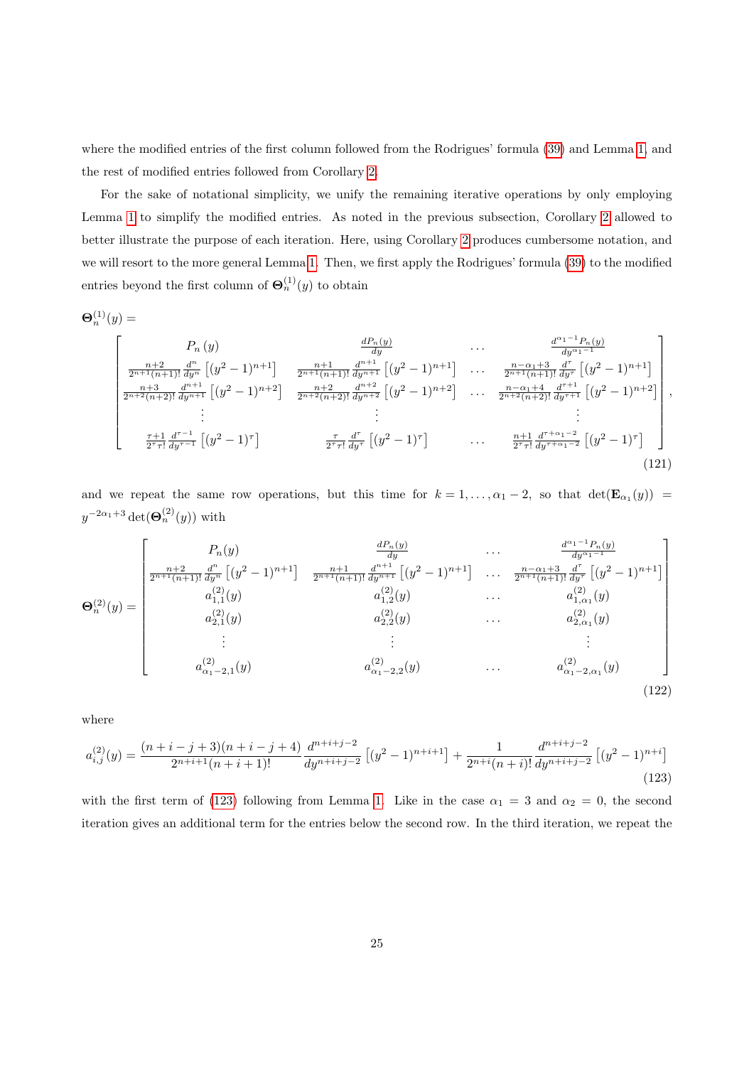where the modified entries of the first column followed from the Rodrigues' formula (39) and Lemma 1, and the rest of modified entries followed from Corollary 2.

For the sake of notational simplicity, we unify the remaining iterative operations by only employing Lemma 1 to simplify the modified entries. As noted in the previous subsection, Corollary 2 allowed to better illustrate the purpose of each iteration. Here, using Corollary 2 produces cumbersome notation, and we will resort to the more general Lemma 1. Then, we first apply the Rodrigues' formula (39) to the modified entries beyond the first column of $\mathbf{\Theta}_n^{(1)}(y)$ to obtain

$$
\mathbf{\Theta}_n^{(1)}(y) =
\begin{bmatrix}
P_n(y) & \frac{dP_n(y)}{dy} & \dots & \frac{d^{\alpha_1-1}P_n(y)}{dy^{\alpha_1-1}} \\
\frac{n+2}{2^{n+1}(n+1)!}\frac{d^n}{dy^n}\left[(y^2-1)^{n+1}\right] & \frac{n+1}{2^{n+1}(n+1)!}\frac{d^{n+1}}{dy^{n+1}}\left[(y^2-1)^{n+1}\right] & \dots & \frac{n-\alpha_1+3}{2^{n+1}(n+1)!}\frac{d^{\tau}}{dy^{\tau}}\left[(y^2-1)^{n+1}\right] \\
\frac{n+3}{2^{n+2}(n+2)!}\frac{d^{n+1}}{dy^{n+1}}\left[(y^2-1)^{n+2}\right] & \frac{n+2}{2^{n+2}(n+2)!}\frac{d^{n+2}}{dy^{n+2}}\left[(y^2-1)^{n+2}\right] & \dots & \frac{n-\alpha_1+4}{2^{n+2}(n+2)!}\frac{d^{\tau+1}}{dy^{\tau+1}}\left[(y^2-1)^{n+2}\right] \\
\vdots & \vdots & & \vdots \\
\frac{\tau+1}{2^{\tau}\tau!}\frac{d^{\tau-1}}{dy^{\tau-1}}\left[(y^2-1)^{\tau}\right] & \frac{\tau}{2^{\tau}\tau!}\frac{d^{\tau}}{dy^{\tau}}\left[(y^2-1)^{\tau}\right] & \dots & \frac{n+1}{2^{\tau}\tau!}\frac{d^{\tau+\alpha_1-2}}{dy^{\tau+\alpha_1-2}}\left[(y^2-1)^{\tau}\right]
\end{bmatrix},
\tag{121}
$$

and we repeat the same row operations, but this time for $k = 1, \dots, \alpha_1 - 2$, so that $\det(\mathbf{E}_{\alpha_1}(y)) = y^{-2\alpha_1+3}\det(\mathbf{\Theta}_n^{(2)}(y))$ with

$$
\mathbf{\Theta}_n^{(2)}(y) =
\begin{bmatrix}
P_n(y) & \frac{dP_n(y)}{dy} & \dots & \frac{d^{\alpha_1-1}P_n(y)}{dy^{\alpha_1-1}} \\
\frac{n+2}{2^{n+1}(n+1)!}\frac{d^n}{dy^n}\left[(y^2-1)^{n+1}\right] & \frac{n+1}{2^{n+1}(n+1)!}\frac{d^{n+1}}{dy^{n+1}}\left[(y^2-1)^{n+1}\right] & \dots & \frac{n-\alpha_1+3}{2^{n+1}(n+1)!}\frac{d^{\tau}}{dy^{\tau}}\left[(y^2-1)^{n+1}\right] \\
a_{1,1}^{(2)}(y) & a_{1,2}^{(2)}(y) & \dots & a_{1,\alpha_1}^{(2)}(y) \\
a_{2,1}^{(2)}(y) & a_{2,2}^{(2)}(y) & \dots & a_{2,\alpha_1}^{(2)}(y) \\
\vdots & \vdots & & \vdots \\
a_{\alpha_1-2,1}^{(2)}(y) & a_{\alpha_1-2,2}^{(2)}(y) & \dots & a_{\alpha_1-2,\alpha_1}^{(2)}(y)
\end{bmatrix}
\tag{122}
$$

where

$$
a_{i,j}^{(2)}(y) = \frac{(n+i-j+3)(n+i-j+4)}{2^{n+i+1}(n+i+1)!}\frac{d^{n+i+j-2}}{dy^{n+i+j-2}}\left[(y^2-1)^{n+i+1}\right] + \frac{1}{2^{n+i}(n+i)!}\frac{d^{n+i+j-2}}{dy^{n+i+j-2}}\left[(y^2-1)^{n+i}\right]
\tag{123}
$$

with the first term of (123) following from Lemma 1. Like in the case $\alpha_1 = 3$ and $\alpha_2 = 0$, the second iteration gives an additional term for the entries below the second row. In the third iteration, we repeat the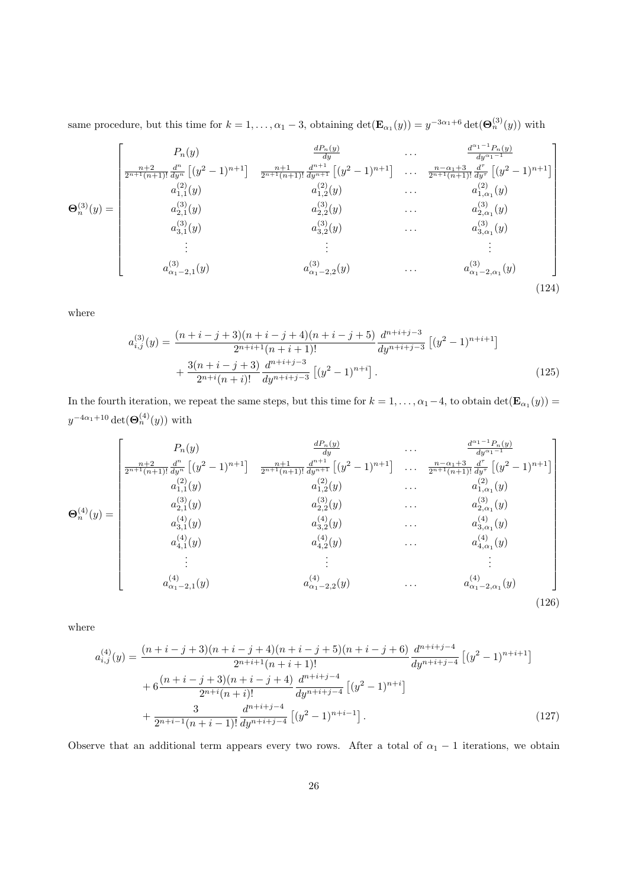same procedure, but this time for $k = 1, \ldots, \alpha_1 - 3$, obtaining $\det(\mathbf{E}_{\alpha_1}(y)) = y^{-3\alpha_1+6}\det(\mathbf{\Theta}_n^{(3)}(y))$ with

$$
\mathbf{\Theta}_n^{(3)}(y) = \begin{bmatrix}
P_n(y) & \frac{dP_n(y)}{dy} & \ldots & \frac{d^{\alpha_1-1}P_n(y)}{dy^{\alpha_1-1}} \\
\frac{n+2}{2^{n+1}(n+1)!}\frac{d^n}{dy^n}\left[(y^2-1)^{n+1}\right] & \frac{n+1}{2^{n+1}(n+1)!}\frac{d^{n+1}}{dy^{n+1}}\left[(y^2-1)^{n+1}\right] & \ldots & \frac{n-\alpha_1+3}{2^{n+1}(n+1)!}\frac{d^\tau}{dy^\tau}\left[(y^2-1)^{n+1}\right] \\
a_{1,1}^{(2)}(y) & a_{1,2}^{(2)}(y) & \ldots & a_{1,\alpha_1}^{(2)}(y) \\
a_{2,1}^{(3)}(y) & a_{2,2}^{(3)}(y) & \ldots & a_{2,\alpha_1}^{(3)}(y) \\
a_{3,1}^{(3)}(y) & a_{3,2}^{(3)}(y) & \ldots & a_{3,\alpha_1}^{(3)}(y) \\
\vdots & \vdots & & \vdots \\
a_{\alpha_1-2,1}^{(3)}(y) & a_{\alpha_1-2,2}^{(3)}(y) & \ldots & a_{\alpha_1-2,\alpha_1}^{(3)}(y)
\end{bmatrix} \tag{124}
$$

where

$$
\begin{aligned}
a_{i,j}^{(3)}(y) &= \frac{(n+i-j+3)(n+i-j+4)(n+i-j+5)}{2^{n+i+1}(n+i+1)!}\frac{d^{n+i+j-3}}{dy^{n+i+j-3}}\left[(y^2-1)^{n+i+1}\right] \\
&\quad + \frac{3(n+i-j+3)}{2^{n+i}(n+i)!}\frac{d^{n+i+j-3}}{dy^{n+i+j-3}}\left[(y^2-1)^{n+i}\right].
\end{aligned} \tag{125}
$$

In the fourth iteration, we repeat the same steps, but this time for $k = 1, \ldots, \alpha_1 - 4$, to obtain $\det(\mathbf{E}_{\alpha_1}(y)) = y^{-4\alpha_1+10}\det(\mathbf{\Theta}_n^{(4)}(y))$ with

$$
\mathbf{\Theta}_n^{(4)}(y) = \begin{bmatrix}
P_n(y) & \frac{dP_n(y)}{dy} & \ldots & \frac{d^{\alpha_1-1}P_n(y)}{dy^{\alpha_1-1}} \\
\frac{n+2}{2^{n+1}(n+1)!}\frac{d^n}{dy^n}\left[(y^2-1)^{n+1}\right] & \frac{n+1}{2^{n+1}(n+1)!}\frac{d^{n+1}}{dy^{n+1}}\left[(y^2-1)^{n+1}\right] & \ldots & \frac{n-\alpha_1+3}{2^{n+1}(n+1)!}\frac{d^\tau}{dy^\tau}\left[(y^2-1)^{n+1}\right] \\
a_{1,1}^{(2)}(y) & a_{1,2}^{(2)}(y) & \ldots & a_{1,\alpha_1}^{(2)}(y) \\
a_{2,1}^{(3)}(y) & a_{2,2}^{(3)}(y) & \ldots & a_{2,\alpha_1}^{(3)}(y) \\
a_{3,1}^{(4)}(y) & a_{3,2}^{(4)}(y) & \ldots & a_{3,\alpha_1}^{(4)}(y) \\
a_{4,1}^{(4)}(y) & a_{4,2}^{(4)}(y) & \ldots & a_{4,\alpha_1}^{(4)}(y) \\
\vdots & \vdots & & \vdots \\
a_{\alpha_1-2,1}^{(4)}(y) & a_{\alpha_1-2,2}^{(4)}(y) & \ldots & a_{\alpha_1-2,\alpha_1}^{(4)}(y)
\end{bmatrix} \tag{126}
$$

where

$$
\begin{aligned}
a_{i,j}^{(4)}(y) &= \frac{(n+i-j+3)(n+i-j+4)(n+i-j+5)(n+i-j+6)}{2^{n+i+1}(n+i+1)!}\frac{d^{n+i+j-4}}{dy^{n+i+j-4}}\left[(y^2-1)^{n+i+1}\right] \\
&\quad + 6\frac{(n+i-j+3)(n+i-j+4)}{2^{n+i}(n+i)!}\frac{d^{n+i+j-4}}{dy^{n+i+j-4}}\left[(y^2-1)^{n+i}\right] \\
&\quad + \frac{3}{2^{n+i-1}(n+i-1)!}\frac{d^{n+i+j-4}}{dy^{n+i+j-4}}\left[(y^2-1)^{n+i-1}\right].
\end{aligned} \tag{127}
$$

Observe that an additional term appears every two rows. After a total of $\alpha_1 - 1$ iterations, we obtain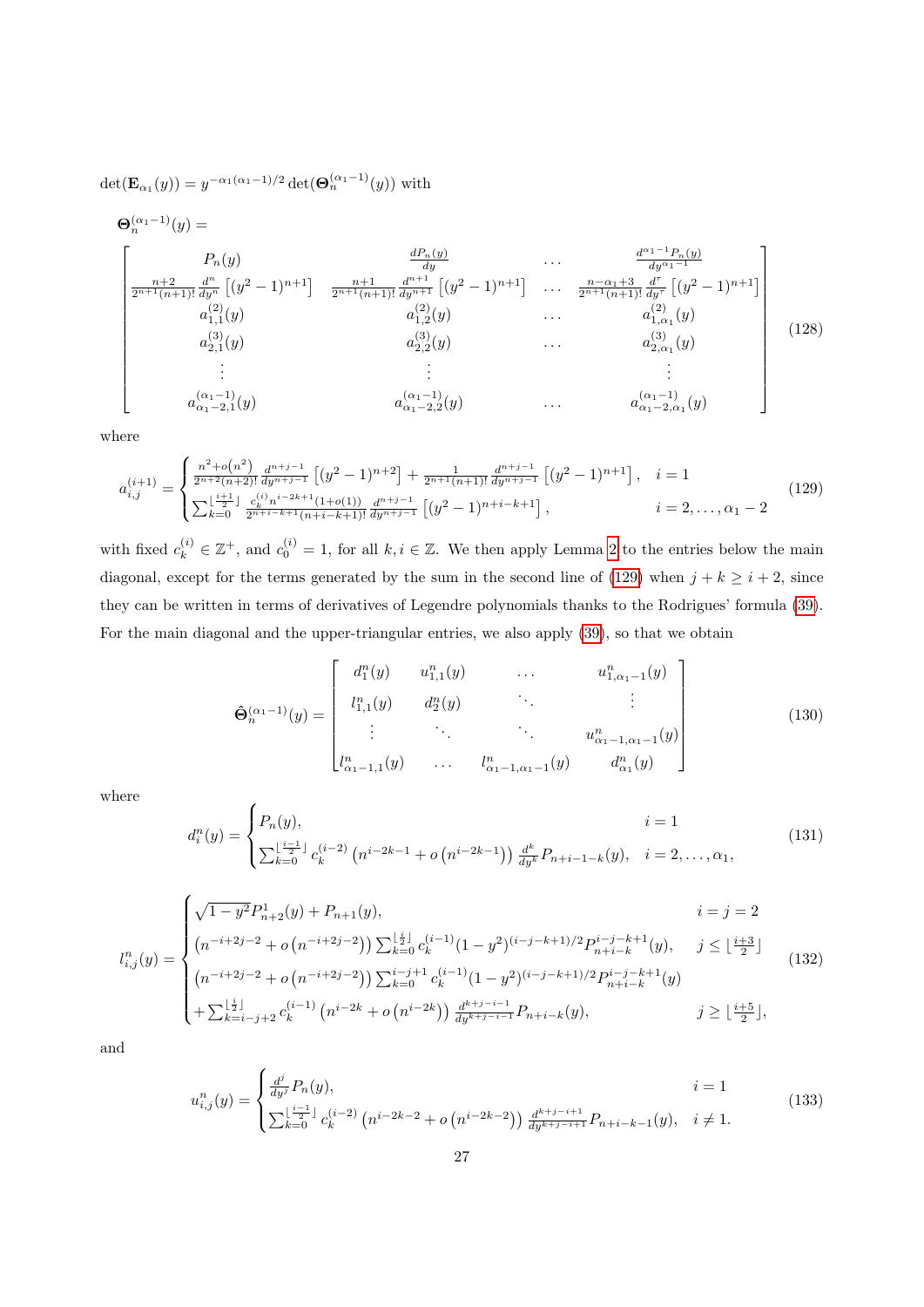$\det(\mathbf{E}_{\alpha_1}(y)) = y^{-\alpha_1(\alpha_1-1)/2}\det(\mathbf{\Theta}_n^{(\alpha_1-1)}(y))$ with

$$
\mathbf{\Theta}_n^{(\alpha_1-1)}(y) =
\begin{bmatrix}
P_n(y) & \frac{dP_n(y)}{dy} & \dots & \frac{d^{\alpha_1-1}P_n(y)}{dy^{\alpha_1-1}} \\
\frac{n+2}{2^{n+1}(n+1)!}\frac{d^n}{dy^n}\left[(y^2-1)^{n+1}\right] & \frac{n+1}{2^{n+1}(n+1)!}\frac{d^{n+1}}{dy^{n+1}}\left[(y^2-1)^{n+1}\right] & \dots & \frac{n-\alpha_1+3}{2^{n+1}(n+1)!}\frac{d^{\tau}}{dy^{\tau}}\left[(y^2-1)^{n+1}\right] \\
a_{1,1}^{(2)}(y) & a_{1,2}^{(2)}(y) & \dots & a_{1,\alpha_1}^{(2)}(y) \\
a_{2,1}^{(3)}(y) & a_{2,2}^{(3)}(y) & \dots & a_{2,\alpha_1}^{(3)}(y) \\
\vdots & \vdots & & \vdots \\
a_{\alpha_1-2,1}^{(\alpha_1-1)}(y) & a_{\alpha_1-2,2}^{(\alpha_1-1)}(y) & \dots & a_{\alpha_1-2,\alpha_1}^{(\alpha_1-1)}(y)
\end{bmatrix}
\tag{128}
$$

where

$$
a_{i,j}^{(i+1)} =
\begin{cases}
\frac{n^2+o\left(n^2\right)}{2^{n+2}(n+2)!}\frac{d^{n+j-1}}{dy^{n+j-1}}\left[(y^2-1)^{n+2}\right] + \frac{1}{2^{n+1}(n+1)!}\frac{d^{n+j-1}}{dy^{n+j-1}}\left[(y^2-1)^{n+1}\right], & i=1 \\
\sum_{k=0}^{\lfloor\frac{i+1}{2}\rfloor}\frac{c_k^{(i)}n^{i-2k+1}(1+o(1))}{2^{n+i-k+1}(n+i-k+1)!}\frac{d^{n+j-1}}{dy^{n+j-1}}\left[(y^2-1)^{n+i-k+1}\right], & i=2,\dots,\alpha_1-2
\end{cases}
\tag{129}
$$

with fixed $c_k^{(i)} \in \mathbb{Z}^+$, and $c_0^{(i)} = 1$, for all $k, i \in \mathbb{Z}$. We then apply Lemma 2 to the entries below the main diagonal, except for the terms generated by the sum in the second line of (129) when $j+k \geq i+2$, since they can be written in terms of derivatives of Legendre polynomials thanks to the Rodrigues' formula (39). For the main diagonal and the upper-triangular entries, we also apply (39), so that we obtain

$$
\hat{\mathbf{\Theta}}_n^{(\alpha_1-1)}(y) =
\begin{bmatrix}
d_1^n(y) & u_{1,1}^n(y) & \dots & u_{1,\alpha_1-1}^n(y) \\
l_{1,1}^n(y) & d_2^n(y) & \ddots & \vdots \\
\vdots & \ddots & \ddots & u_{\alpha_1-1,\alpha_1-1}^n(y) \\
l_{\alpha_1-1,1}^n(y) & \dots & l_{\alpha_1-1,\alpha_1-1}^n(y) & d_{\alpha_1}^n(y)
\end{bmatrix}
\tag{130}
$$

where

$$
d_i^n(y) =
\begin{cases}
P_n(y), & i=1 \\
\sum_{k=0}^{\lfloor\frac{i-1}{2}\rfloor}c_k^{(i-2)}\left(n^{i-2k-1}+o\left(n^{i-2k-1}\right)\right)\frac{d^k}{dy^k}P_{n+i-1-k}(y), & i=2,\dots,\alpha_1,
\end{cases}
\tag{131}
$$

$$
l_{i,j}^n(y) =
\begin{cases}
\sqrt{1-y^2}P_{n+2}^1(y) + P_{n+1}(y), & i=j=2 \\
\left(n^{-i+2j-2}+o\left(n^{-i+2j-2}\right)\right)\sum_{k=0}^{\lfloor\frac{i}{2}\rfloor}c_k^{(i-1)}(1-y^2)^{(i-j-k+1)/2}P_{n+i-k}^{i-j-k+1}(y), & j \leq \lfloor\frac{i+3}{2}\rfloor \\
\left(n^{-i+2j-2}+o\left(n^{-i+2j-2}\right)\right)\sum_{k=0}^{i-j+1}c_k^{(i-1)}(1-y^2)^{(i-j-k+1)/2}P_{n+i-k}^{i-j-k+1}(y) & \\
+\sum_{k=i-j+2}^{\lfloor\frac{i}{2}\rfloor}c_k^{(i-1)}\left(n^{i-2k}+o\left(n^{i-2k}\right)\right)\frac{d^{k+j-i-1}}{dy^{k+j-i-1}}P_{n+i-k}(y), & j \geq \lfloor\frac{i+5}{2}\rfloor,
\end{cases}
\tag{132}
$$

and

$$
u_{i,j}^n(y) =
\begin{cases}
\frac{d^j}{dy^j}P_n(y), & i=1 \\
\sum_{k=0}^{\lfloor\frac{i-1}{2}\rfloor}c_k^{(i-2)}\left(n^{i-2k-2}+o\left(n^{i-2k-2}\right)\right)\frac{d^{k+j-i+1}}{dy^{k+j-i+1}}P_{n+i-k-1}(y), & i \neq 1.
\end{cases}
\tag{133}
$$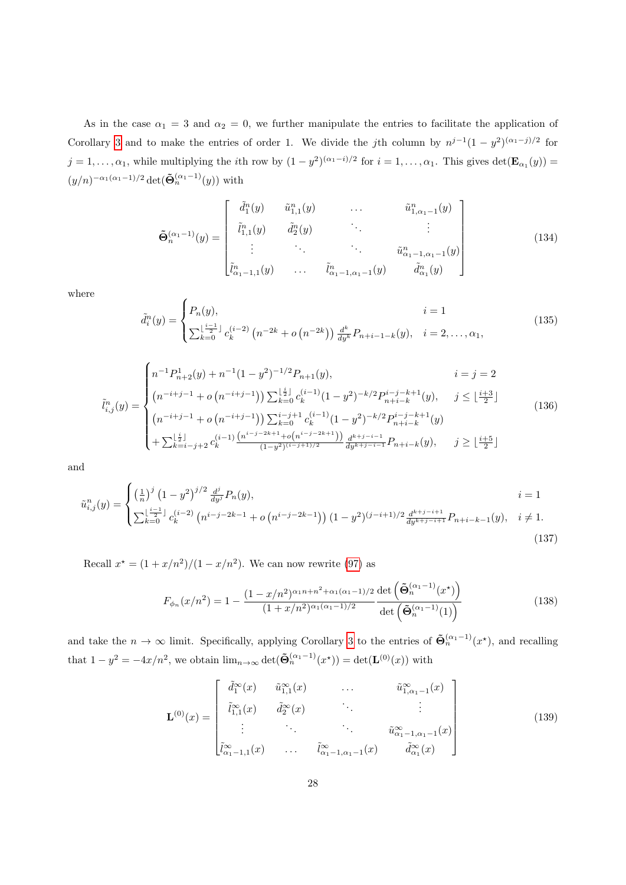As in the case $\alpha_1 = 3$ and $\alpha_2 = 0$, we further manipulate the entries to facilitate the application of Corollary 3 and to make the entries of order 1. We divide the $j$th column by $n^{j-1}(1-y^2)^{(\alpha_1-j)/2}$ for $j = 1, \ldots, \alpha_1$, while multiplying the $i$th row by $(1-y^2)^{(\alpha_1-i)/2}$ for $i = 1, \ldots, \alpha_1$. This gives $\det(\mathbf{E}_{\alpha_1}(y)) = (y/n)^{-\alpha_1(\alpha_1-1)/2} \det(\tilde{\boldsymbol{\Theta}}_n^{(\alpha_1-1)}(y))$ with

$$
\tilde{\boldsymbol{\Theta}}_n^{(\alpha_1-1)}(y) = \begin{bmatrix} \tilde{d}_1^n(y) & \tilde{u}_{1,1}^n(y) & \cdots & \tilde{u}_{1,\alpha_1-1}^n(y) \\ \tilde{l}_{1,1}^n(y) & \tilde{d}_2^n(y) & \ddots & \vdots \\ \vdots & \ddots & \ddots & \tilde{u}_{\alpha_1-1,\alpha_1-1}^n(y) \\ \tilde{l}_{\alpha_1-1,1}^n(y) & \cdots & \tilde{l}_{\alpha_1-1,\alpha_1-1}^n(y) & \tilde{d}_{\alpha_1}^n(y) \end{bmatrix} \tag{134}
$$

where

$$
\tilde{d}_i^n(y) = \begin{cases} P_n(y), & i = 1 \\ \sum_{k=0}^{\lfloor \frac{i-1}{2} \rfloor} c_k^{(i-2)} \left(n^{-2k} + o\left(n^{-2k}\right)\right) \frac{d^k}{dy^k} P_{n+i-1-k}(y), & i = 2, \ldots, \alpha_1, \end{cases} \tag{135}
$$

$$
\tilde{l}_{i,j}^n(y) = \begin{cases} n^{-1} P_{n+2}^1(y) + n^{-1}(1-y^2)^{-1/2} P_{n+1}(y), & i = j = 2 \\ \left(n^{-i+j-1} + o\left(n^{-i+j-1}\right)\right) \sum_{k=0}^{\lfloor \frac{i}{2} \rfloor} c_k^{(i-1)} (1-y^2)^{-k/2} P_{n+i-k}^{i-j-k+1}(y), & j \leq \lfloor \frac{i+3}{2} \rfloor \\ \left(n^{-i+j-1} + o\left(n^{-i+j-1}\right)\right) \sum_{k=0}^{i-j+1} c_k^{(i-1)} (1-y^2)^{-k/2} P_{n+i-k}^{i-j-k+1}(y) & \\ + \sum_{k=i-j+2}^{\lfloor \frac{i}{2} \rfloor} c_k^{(i-1)} \frac{\left(n^{i-j-2k+1} + o\left(n^{i-j-2k+1}\right)\right)}{(1-y^2)^{(i-j+1)/2}} \frac{d^{k+j-i-1}}{dy^{k+j-i-1}} P_{n+i-k}(y), & j \geq \lfloor \frac{i+5}{2} \rfloor \end{cases} \tag{136}
$$

and

$$
\tilde{u}_{i,j}^n(y) = \begin{cases} \left(\frac{1}{n}\right)^j \left(1-y^2\right)^{j/2} \frac{d^j}{dy^j} P_n(y), & i = 1 \\ \sum_{k=0}^{\lfloor \frac{i-1}{2} \rfloor} c_k^{(i-2)} \left(n^{i-j-2k-1} + o\left(n^{i-j-2k-1}\right)\right) (1-y^2)^{(j-i+1)/2} \frac{d^{k+j-i+1}}{dy^{k+j-i+1}} P_{n+i-k-1}(y), & i \neq 1. \end{cases} \tag{137}
$$

Recall $x^\star = (1 + x/n^2)/(1 - x/n^2)$. We can now rewrite (97) as

$$
F_{\phi_n}(x/n^2) = 1 - \frac{(1 - x/n^2)^{\alpha_1 n + n^2 + \alpha_1(\alpha_1-1)/2}}{(1 + x/n^2)^{\alpha_1(\alpha_1-1)/2}} \frac{\det\left(\tilde{\boldsymbol{\Theta}}_n^{(\alpha_1-1)}(x^\star)\right)}{\det\left(\tilde{\boldsymbol{\Theta}}_n^{(\alpha_1-1)}(1)\right)} \tag{138}
$$

and take the $n \to \infty$ limit. Specifically, applying Corollary 3 to the entries of $\tilde{\boldsymbol{\Theta}}_n^{(\alpha_1-1)}(x^\star)$, and recalling that $1 - y^2 = -4x/n^2$, we obtain $\lim_{n\to\infty} \det(\tilde{\boldsymbol{\Theta}}_n^{(\alpha_1-1)}(x^\star)) = \det(\mathbf{L}^{(0)}(x))$ with

$$
\mathbf{L}^{(0)}(x) = \begin{bmatrix} \tilde{d}_1^\infty(x) & \tilde{u}_{1,1}^\infty(x) & \cdots & \tilde{u}_{1,\alpha_1-1}^\infty(x) \\ \tilde{l}_{1,1}^\infty(x) & \tilde{d}_2^\infty(x) & \ddots & \vdots \\ \vdots & \ddots & \ddots & \tilde{u}_{\alpha_1-1,\alpha_1-1}^\infty(x) \\ \tilde{l}_{\alpha_1-1,1}^\infty(x) & \cdots & \tilde{l}_{\alpha_1-1,\alpha_1-1}^\infty(x) & \tilde{d}_{\alpha_1}^\infty(x) \end{bmatrix} \tag{139}
$$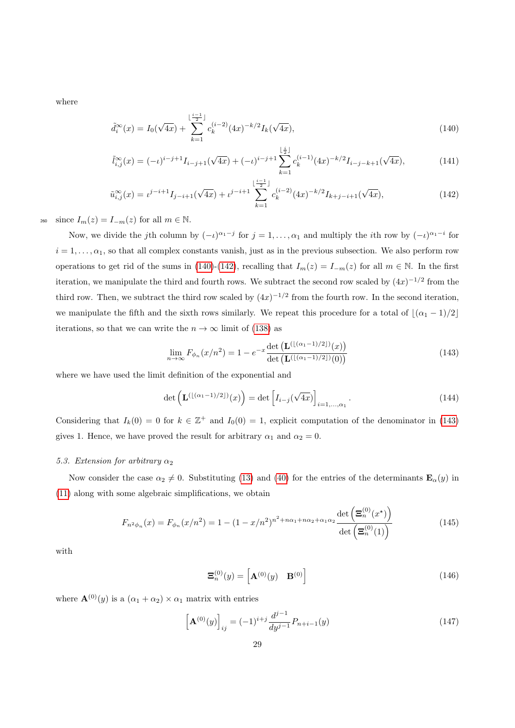where

$$\tilde{d}_i^\infty(x) = I_0(\sqrt{4x}) + \sum_{k=1}^{\lfloor \frac{i-1}{2} \rfloor} c_k^{(i-2)} (4x)^{-k/2} I_k(\sqrt{4x}), \tag{140}$$

$$\tilde{l}_{i,j}^\infty(x) = (-\iota)^{i-j+1} I_{i-j+1}(\sqrt{4x}) + (-\iota)^{i-j+1} \sum_{k=1}^{\lfloor \frac{i}{2} \rfloor} c_k^{(i-1)} (4x)^{-k/2} I_{i-j-k+1}(\sqrt{4x}), \tag{141}$$

$$\tilde{u}_{i,j}^\infty(x) = \iota^{j-i+1} I_{j-i+1}(\sqrt{4x}) + \iota^{j-i+1} \sum_{k=1}^{\lfloor \frac{i-1}{2} \rfloor} c_k^{(i-2)} (4x)^{-k/2} I_{k+j-i+1}(\sqrt{4x}), \tag{142}$$

since $I_m(z) = I_{-m}(z)$ for all $m \in \mathbb{N}$.

Now, we divide the $j$th column by $(-\iota)^{\alpha_1 - j}$ for $j = 1, \ldots, \alpha_1$ and multiply the $i$th row by $(-\iota)^{\alpha_1 - i}$ for $i = 1, \ldots, \alpha_1$, so that all complex constants vanish, just as in the previous subsection. We also perform row operations to get rid of the sums in (140)-(142), recalling that $I_m(z) = I_{-m}(z)$ for all $m \in \mathbb{N}$. In the first iteration, we manipulate the third and fourth rows. We subtract the second row scaled by $(4x)^{-1/2}$ from the third row. Then, we subtract the third row scaled by $(4x)^{-1/2}$ from the fourth row. In the second iteration, we manipulate the fifth and the sixth rows similarly. We repeat this procedure for a total of $\lfloor (\alpha_1 - 1)/2 \rfloor$ iterations, so that we can write the $n \to \infty$ limit of (138) as

$$\lim_{n \to \infty} F_{\phi_n}(x/n^2) = 1 - e^{-x} \frac{\det \left( \mathbf{L}^{(\lfloor (\alpha_1 - 1)/2 \rfloor)}(x) \right)}{\det \left( \mathbf{L}^{(\lfloor (\alpha_1 - 1)/2 \rfloor)}(0) \right)} \tag{143}$$

where we have used the limit definition of the exponential and

$$\det \left( \mathbf{L}^{(\lfloor (\alpha_1 - 1)/2 \rfloor)}(x) \right) = \det \left[ I_{i-j}(\sqrt{4x}) \right]_{i=1,\ldots,\alpha_1}. \tag{144}$$

Considering that $I_k(0) = 0$ for $k \in \mathbb{Z}^+$ and $I_0(0) = 1$, explicit computation of the denominator in (143) gives 1. Hence, we have proved the result for arbitrary $\alpha_1$ and $\alpha_2 = 0$.

### 5.3. Extension for arbitrary $\alpha_2$

Now consider the case $\alpha_2 \neq 0$. Substituting (13) and (40) for the entries of the determinants $\mathbf{E}_\alpha(y)$ in (11) along with some algebraic simplifications, we obtain

$$F_{n^2 \phi_n}(x) = F_{\phi_n}(x/n^2) = 1 - (1 - x/n^2)^{n^2 + n\alpha_1 + n\alpha_2 + \alpha_1 \alpha_2} \frac{\det \left( \mathbf{\Xi}_n^{(0)}(x^\star) \right)}{\det \left( \mathbf{\Xi}_n^{(0)}(1) \right)} \tag{145}$$

with

$$\mathbf{\Xi}_n^{(0)}(y) = \begin{bmatrix} \mathbf{A}^{(0)}(y) & \mathbf{B}^{(0)} \end{bmatrix} \tag{146}$$

where $\mathbf{A}^{(0)}(y)$ is a $(\alpha_1 + \alpha_2) \times \alpha_1$ matrix with entries

$$\left[ \mathbf{A}^{(0)}(y) \right]_{ij} = (-1)^{i+j} \frac{d^{j-1}}{dy^{j-1}} P_{n+i-1}(y) \tag{147}$$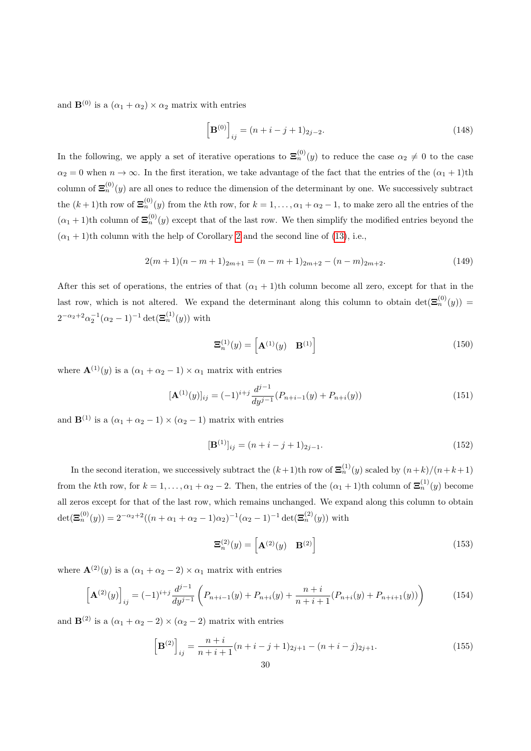and $\mathbf{B}^{(0)}$ is a $(\alpha_1 + \alpha_2) \times \alpha_2$ matrix with entries

$$\left[\mathbf{B}^{(0)}\right]_{ij} = (n + i - j + 1)_{2j-2}. \tag{148}$$

In the following, we apply a set of iterative operations to $\Xi_n^{(0)}(y)$ to reduce the case $\alpha_2 \neq 0$ to the case $\alpha_2 = 0$ when $n \to \infty$. In the first iteration, we take advantage of the fact that the entries of the $(\alpha_1+1)$th column of $\Xi_n^{(0)}(y)$ are all ones to reduce the dimension of the determinant by one. We successively subtract the $(k+1)$th row of $\Xi_n^{(0)}(y)$ from the $k$th row, for $k = 1, \ldots, \alpha_1 + \alpha_2 - 1$, to make zero all the entries of the $(\alpha_1 + 1)$th column of $\Xi_n^{(0)}(y)$ except that of the last row. We then simplify the modified entries beyond the $(\alpha_1 + 1)$th column with the help of Corollary 2 and the second line of (13), i.e.,

$$2(m + 1)(n - m + 1)_{2m+1} = (n - m + 1)_{2m+2} - (n - m)_{2m+2}. \tag{149}$$

After this set of operations, the entries of that $(\alpha_1 + 1)$th column become all zero, except for that in the last row, which is not altered. We expand the determinant along this column to obtain $\det(\Xi_n^{(0)}(y)) = 2^{-\alpha_2+2}\alpha_2^{-1}(\alpha_2 - 1)^{-1} \det(\Xi_n^{(1)}(y))$ with

$$\Xi_n^{(1)}(y) = \begin{bmatrix} \mathbf{A}^{(1)}(y) & \mathbf{B}^{(1)} \end{bmatrix} \tag{150}$$

where $\mathbf{A}^{(1)}(y)$ is a $(\alpha_1 + \alpha_2 - 1) \times \alpha_1$ matrix with entries

$$[\mathbf{A}^{(1)}(y)]_{ij} = (-1)^{i+j} \frac{d^{j-1}}{dy^{j-1}} (P_{n+i-1}(y) + P_{n+i}(y)) \tag{151}$$

and $\mathbf{B}^{(1)}$ is a $(\alpha_1 + \alpha_2 - 1) \times (\alpha_2 - 1)$ matrix with entries

$$[\mathbf{B}^{(1)}]_{ij} = (n + i - j + 1)_{2j-1}. \tag{152}$$

In the second iteration, we successively subtract the $(k+1)$th row of $\Xi_n^{(1)}(y)$ scaled by $(n+k)/(n+k+1)$ from the $k$th row, for $k = 1, \ldots, \alpha_1 + \alpha_2 - 2$. Then, the entries of the $(\alpha_1 + 1)$th column of $\Xi_n^{(1)}(y)$ become all zeros except for that of the last row, which remains unchanged. We expand along this column to obtain $\det(\Xi_n^{(0)}(y)) = 2^{-\alpha_2+2}((n + \alpha_1 + \alpha_2 - 1)\alpha_2)^{-1}(\alpha_2 - 1)^{-1} \det(\Xi_n^{(2)}(y))$ with

$$\Xi_n^{(2)}(y) = \begin{bmatrix} \mathbf{A}^{(2)}(y) & \mathbf{B}^{(2)} \end{bmatrix} \tag{153}$$

where $\mathbf{A}^{(2)}(y)$ is a $(\alpha_1 + \alpha_2 - 2) \times \alpha_1$ matrix with entries

$$\left[\mathbf{A}^{(2)}(y)\right]_{ij} = (-1)^{i+j} \frac{d^{j-1}}{dy^{j-1}} \left( P_{n+i-1}(y) + P_{n+i}(y) + \frac{n+i}{n+i+1}(P_{n+i}(y) + P_{n+i+1}(y)) \right) \tag{154}$$

and $\mathbf{B}^{(2)}$ is a $(\alpha_1 + \alpha_2 - 2) \times (\alpha_2 - 2)$ matrix with entries

$$\left[\mathbf{B}^{(2)}\right]_{ij} = \frac{n+i}{n+i+1}(n + i - j + 1)_{2j+1} - (n + i - j)_{2j+1}. \tag{155}$$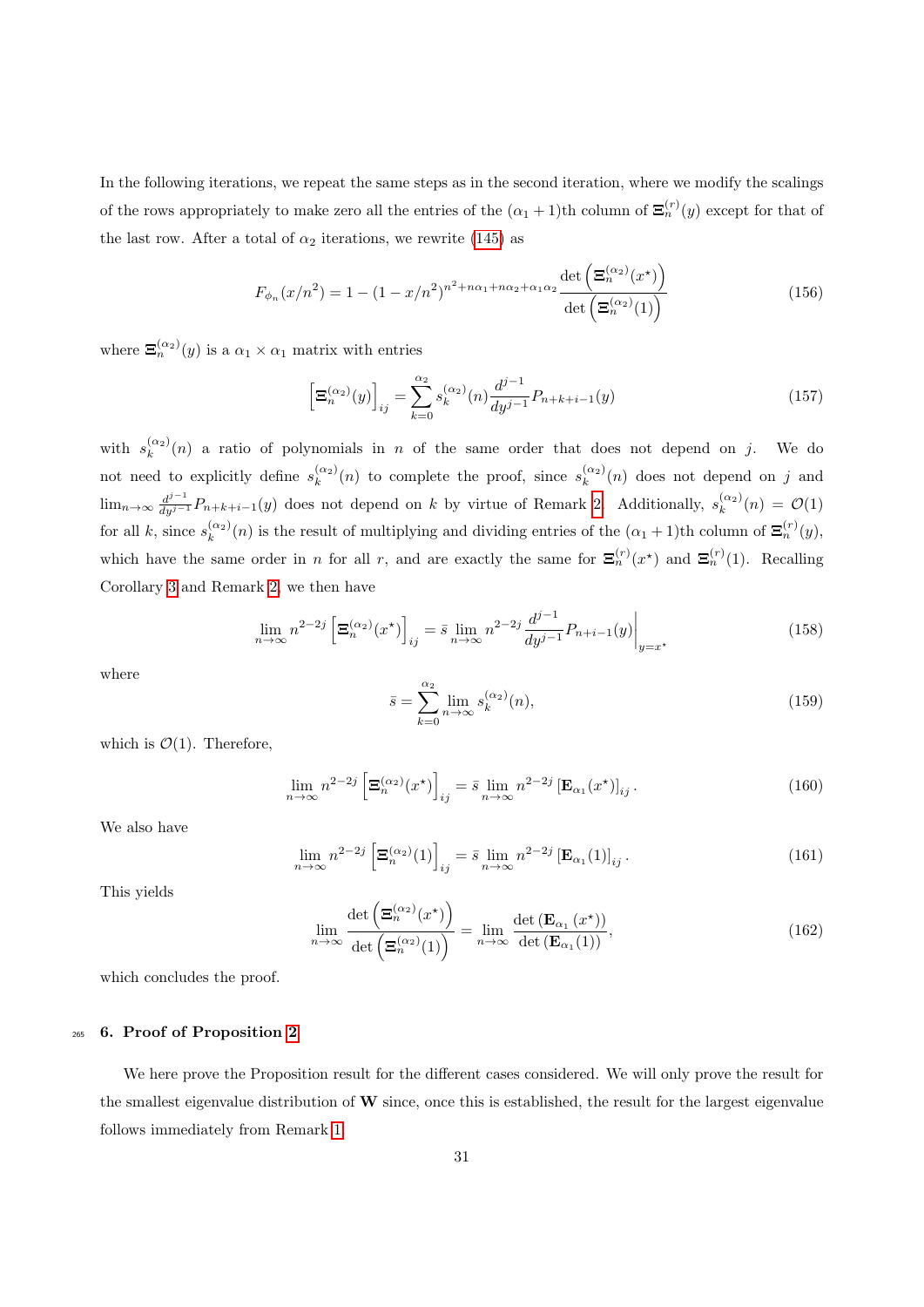In the following iterations, we repeat the same steps as in the second iteration, where we modify the scalings of the rows appropriately to make zero all the entries of the $(\alpha_1+1)$th column of $\Xi_n^{(r)}(y)$ except for that of the last row. After a total of $\alpha_2$ iterations, we rewrite (145) as

$$F_{\phi_n}(x/n^2) = 1 - (1-x/n^2)^{n^2+n\alpha_1+n\alpha_2+\alpha_1\alpha_2} \frac{\det\left(\Xi_n^{(\alpha_2)}(x^\star)\right)}{\det\left(\Xi_n^{(\alpha_2)}(1)\right)} \tag{156}$$

where $\Xi_n^{(\alpha_2)}(y)$ is a $\alpha_1 \times \alpha_1$ matrix with entries

$$\left[\Xi_n^{(\alpha_2)}(y)\right]_{ij} = \sum_{k=0}^{\alpha_2} s_k^{(\alpha_2)}(n) \frac{d^{j-1}}{dy^{j-1}} P_{n+k+i-1}(y) \tag{157}$$

with $s_k^{(\alpha_2)}(n)$ a ratio of polynomials in $n$ of the same order that does not depend on $j$. We do not need to explicitly define $s_k^{(\alpha_2)}(n)$ to complete the proof, since $s_k^{(\alpha_2)}(n)$ does not depend on $j$ and $\lim_{n\to\infty} \frac{d^{j-1}}{dy^{j-1}} P_{n+k+i-1}(y)$ does not depend on $k$ by virtue of Remark 2. Additionally, $s_k^{(\alpha_2)}(n) = \mathcal{O}(1)$ for all $k$, since $s_k^{(\alpha_2)}(n)$ is the result of multiplying and dividing entries of the $(\alpha_1+1)$th column of $\Xi_n^{(r)}(y)$, which have the same order in $n$ for all $r$, and are exactly the same for $\Xi_n^{(r)}(x^\star)$ and $\Xi_n^{(r)}(1)$. Recalling Corollary 3 and Remark 2, we then have

$$\lim_{n\to\infty} n^{2-2j} \left[\Xi_n^{(\alpha_2)}(x^\star)\right]_{ij} = \bar{s} \lim_{n\to\infty} n^{2-2j} \frac{d^{j-1}}{dy^{j-1}} P_{n+i-1}(y)\bigg|_{y=x^\star} \tag{158}$$

where

$$\bar{s} = \sum_{k=0}^{\alpha_2} \lim_{n\to\infty} s_k^{(\alpha_2)}(n), \tag{159}$$

which is $\mathcal{O}(1)$. Therefore,

$$\lim_{n\to\infty} n^{2-2j} \left[\Xi_n^{(\alpha_2)}(x^\star)\right]_{ij} = \bar{s} \lim_{n\to\infty} n^{2-2j} \left[\mathbf{E}_{\alpha_1}(x^\star)\right]_{ij}. \tag{160}$$

We also have

$$\lim_{n\to\infty} n^{2-2j} \left[\Xi_n^{(\alpha_2)}(1)\right]_{ij} = \bar{s} \lim_{n\to\infty} n^{2-2j} \left[\mathbf{E}_{\alpha_1}(1)\right]_{ij}. \tag{161}$$

This yields

$$\lim_{n\to\infty} \frac{\det\left(\Xi_n^{(\alpha_2)}(x^\star)\right)}{\det\left(\Xi_n^{(\alpha_2)}(1)\right)} = \lim_{n\to\infty} \frac{\det\left(\mathbf{E}_{\alpha_1}(x^\star)\right)}{\det\left(\mathbf{E}_{\alpha_1}(1)\right)}, \tag{162}$$

which concludes the proof.

## 6. Proof of Proposition 2

We here prove the Proposition result for the different cases considered. We will only prove the result for the smallest eigenvalue distribution of $\mathbf{W}$ since, once this is established, the result for the largest eigenvalue follows immediately from Remark 1.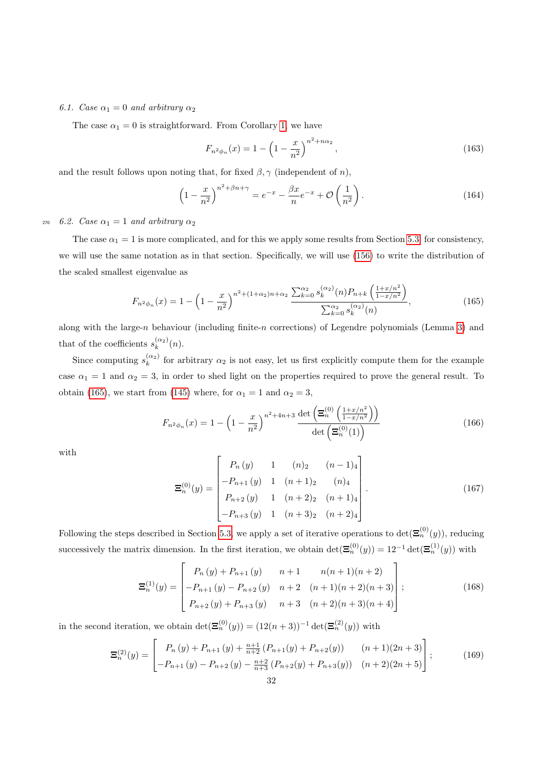### 6.1. Case $\alpha_1 = 0$ and arbitrary $\alpha_2$

The case $\alpha_1 = 0$ is straightforward. From Corollary 1, we have

$$F_{n^2\phi_n}(x) = 1 - \left(1 - \frac{x}{n^2}\right)^{n^2 + n\alpha_2}, \tag{163}$$

and the result follows upon noting that, for fixed $\beta, \gamma$ (independent of $n$),

$$\left(1 - \frac{x}{n^2}\right)^{n^2 + \beta n + \gamma} = e^{-x} - \frac{\beta x}{n} e^{-x} + \mathcal{O}\left(\frac{1}{n^2}\right). \tag{164}$$

### 6.2. Case $\alpha_1 = 1$ and arbitrary $\alpha_2$

The case $\alpha_1 = 1$ is more complicated, and for this we apply some results from Section 5.3; for consistency, we will use the same notation as in that section. Specifically, we will use (156) to write the distribution of the scaled smallest eigenvalue as

$$F_{n^2\phi_n}(x) = 1 - \left(1 - \frac{x}{n^2}\right)^{n^2 + (1+\alpha_2)n + \alpha_2} \frac{\sum_{k=0}^{\alpha_2} s_k^{(\alpha_2)}(n) P_{n+k}\left(\frac{1+x/n^2}{1-x/n^2}\right)}{\sum_{k=0}^{\alpha_2} s_k^{(\alpha_2)}(n)}, \tag{165}$$

along with the large-$n$ behaviour (including finite-$n$ corrections) of Legendre polynomials (Lemma 3) and that of the coefficients $s_k^{(\alpha_2)}(n)$.

Since computing $s_k^{(\alpha_2)}$ for arbitrary $\alpha_2$ is not easy, let us first explicitly compute them for the example case $\alpha_1 = 1$ and $\alpha_2 = 3$, in order to shed light on the properties required to prove the general result. To obtain (165), we start from (145) where, for $\alpha_1 = 1$ and $\alpha_2 = 3$,

$$F_{n^2\phi_n}(x) = 1 - \left(1 - \frac{x}{n^2}\right)^{n^2 + 4n + 3} \frac{\det\left(\Xi_n^{(0)}\left(\frac{1+x/n^2}{1-x/n^2}\right)\right)}{\det\left(\Xi_n^{(0)}(1)\right)} \tag{166}$$

with

$$\Xi_n^{(0)}(y) = \begin{bmatrix} P_n(y) & 1 & (n)_2 & (n-1)_4 \\ -P_{n+1}(y) & 1 & (n+1)_2 & (n)_4 \\ P_{n+2}(y) & 1 & (n+2)_2 & (n+1)_4 \\ -P_{n+3}(y) & 1 & (n+3)_2 & (n+2)_4 \end{bmatrix}. \tag{167}$$

Following the steps described in Section 5.3, we apply a set of iterative operations to $\det(\Xi_n^{(0)}(y))$, reducing successively the matrix dimension. In the first iteration, we obtain $\det(\Xi_n^{(0)}(y)) = 12^{-1} \det(\Xi_n^{(1)}(y))$ with

$$\Xi_n^{(1)}(y) = \begin{bmatrix} P_n(y) + P_{n+1}(y) & n+1 & n(n+1)(n+2) \\ -P_{n+1}(y) - P_{n+2}(y) & n+2 & (n+1)(n+2)(n+3) \\ P_{n+2}(y) + P_{n+3}(y) & n+3 & (n+2)(n+3)(n+4) \end{bmatrix}; \tag{168}$$

in the second iteration, we obtain $\det(\Xi_n^{(0)}(y)) = (12(n+3))^{-1} \det(\Xi_n^{(2)}(y))$ with

$$\Xi_n^{(2)}(y) = \begin{bmatrix} P_n(y) + P_{n+1}(y) + \frac{n+1}{n+2}\left(P_{n+1}(y) + P_{n+2}(y)\right) & (n+1)(2n+3) \\ -P_{n+1}(y) - P_{n+2}(y) - \frac{n+2}{n+3}\left(P_{n+2}(y) + P_{n+3}(y)\right) & (n+2)(2n+5) \end{bmatrix}; \tag{169}$$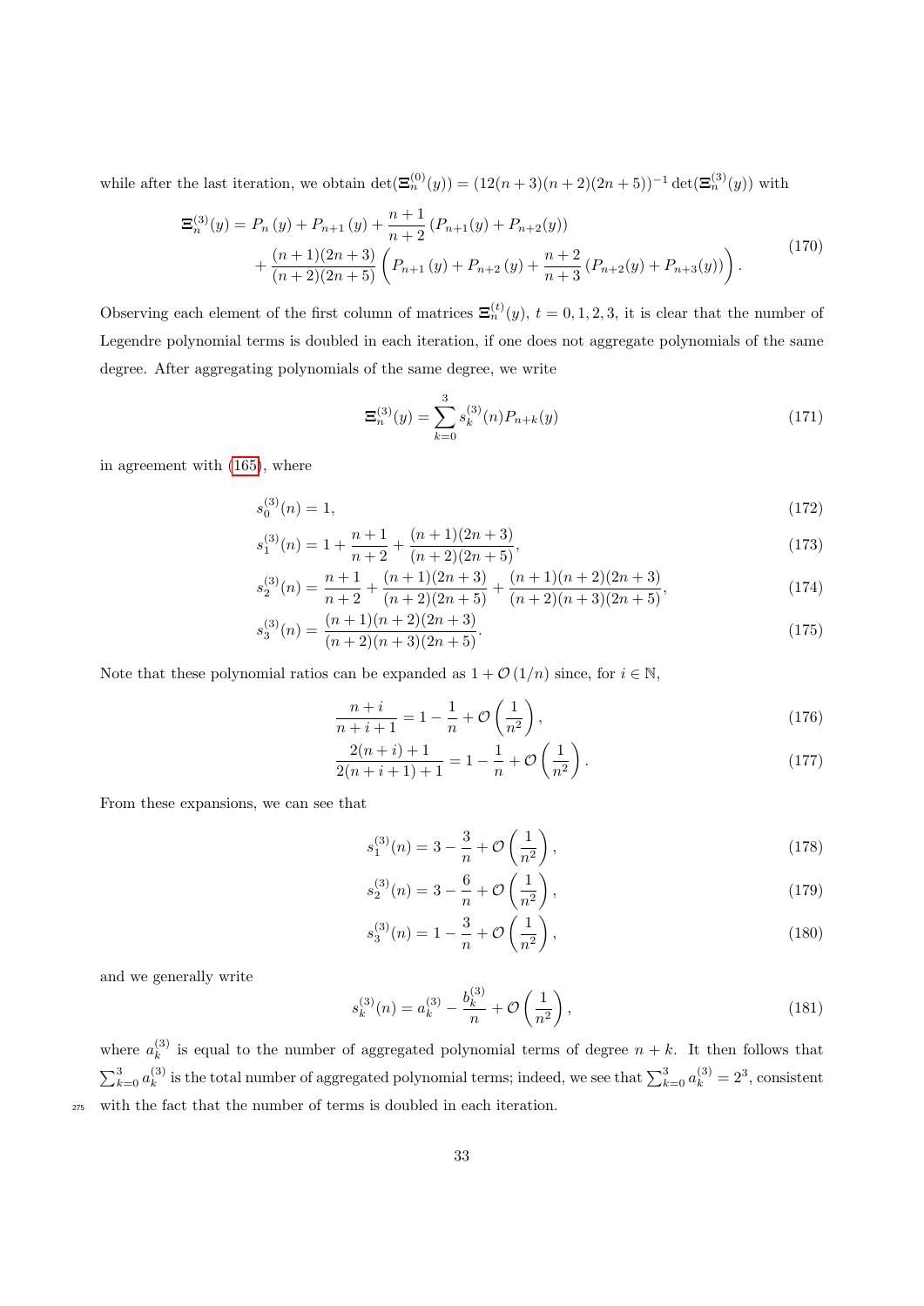while after the last iteration, we obtain $\det(\boldsymbol{\Xi}_n^{(0)}(y)) = (12(n+3)(n+2)(2n+5))^{-1}\det(\boldsymbol{\Xi}_n^{(3)}(y))$ with

$$
\begin{aligned}
\boldsymbol{\Xi}_n^{(3)}(y) = P_n(y) + P_{n+1}(y) + \frac{n+1}{n+2}\left(P_{n+1}(y) + P_{n+2}(y)\right) \\
+ \frac{(n+1)(2n+3)}{(n+2)(2n+5)}\left(P_{n+1}(y) + P_{n+2}(y) + \frac{n+2}{n+3}\left(P_{n+2}(y) + P_{n+3}(y)\right)\right).
\end{aligned}
\tag{170}
$$

Observing each element of the first column of matrices $\boldsymbol{\Xi}_n^{(t)}(y)$, $t = 0, 1, 2, 3$, it is clear that the number of Legendre polynomial terms is doubled in each iteration, if one does not aggregate polynomials of the same degree. After aggregating polynomials of the same degree, we write

$$
\boldsymbol{\Xi}_n^{(3)}(y) = \sum_{k=0}^{3} s_k^{(3)}(n) P_{n+k}(y)
\tag{171}
$$

in agreement with (165), where

$$
s_0^{(3)}(n) = 1,
\tag{172}
$$

$$
s_1^{(3)}(n) = 1 + \frac{n+1}{n+2} + \frac{(n+1)(2n+3)}{(n+2)(2n+5)},
\tag{173}
$$

$$
s_2^{(3)}(n) = \frac{n+1}{n+2} + \frac{(n+1)(2n+3)}{(n+2)(2n+5)} + \frac{(n+1)(n+2)(2n+3)}{(n+2)(n+3)(2n+5)},
\tag{174}
$$

$$
s_3^{(3)}(n) = \frac{(n+1)(n+2)(2n+3)}{(n+2)(n+3)(2n+5)}.
\tag{175}
$$

Note that these polynomial ratios can be expanded as $1 + \mathcal{O}(1/n)$ since, for $i \in \mathbb{N}$,

$$
\frac{n+i}{n+i+1} = 1 - \frac{1}{n} + \mathcal{O}\left(\frac{1}{n^2}\right),
\tag{176}
$$

$$
\frac{2(n+i)+1}{2(n+i+1)+1} = 1 - \frac{1}{n} + \mathcal{O}\left(\frac{1}{n^2}\right).
\tag{177}
$$

From these expansions, we can see that

$$
s_1^{(3)}(n) = 3 - \frac{3}{n} + \mathcal{O}\left(\frac{1}{n^2}\right),
\tag{178}
$$

$$
s_2^{(3)}(n) = 3 - \frac{6}{n} + \mathcal{O}\left(\frac{1}{n^2}\right),
\tag{179}
$$

$$
s_3^{(3)}(n) = 1 - \frac{3}{n} + \mathcal{O}\left(\frac{1}{n^2}\right),
\tag{180}
$$

and we generally write

$$
s_k^{(3)}(n) = a_k^{(3)} - \frac{b_k^{(3)}}{n} + \mathcal{O}\left(\frac{1}{n^2}\right),
\tag{181}
$$

where $a_k^{(3)}$ is equal to the number of aggregated polynomial terms of degree $n+k$. It then follows that $\sum_{k=0}^{3} a_k^{(3)}$ is the total number of aggregated polynomial terms; indeed, we see that $\sum_{k=0}^{3} a_k^{(3)} = 2^3$, consistent with the fact that the number of terms is doubled in each iteration.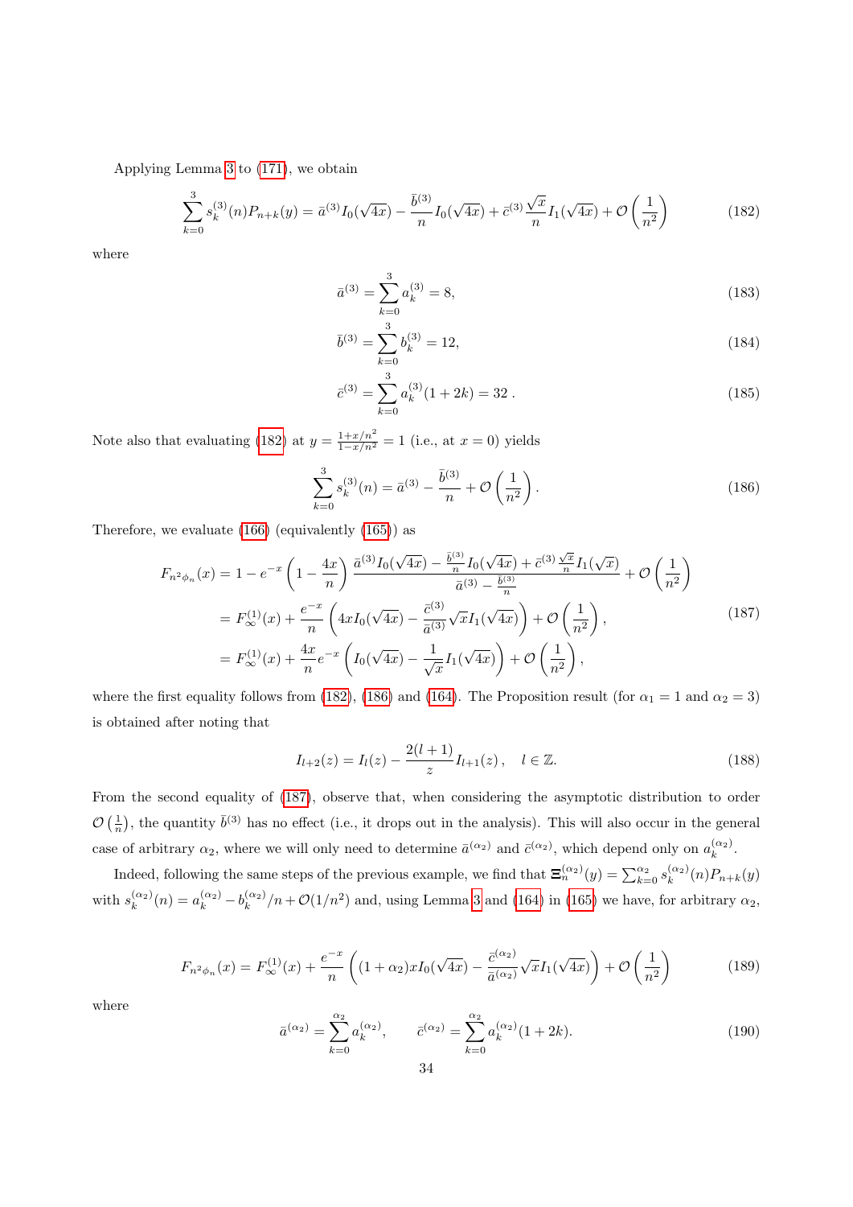Applying Lemma 3 to (171), we obtain

$$\sum_{k=0}^{3} s_k^{(3)}(n) P_{n+k}(y) = \bar{a}^{(3)} I_0(\sqrt{4x}) - \frac{\bar{b}^{(3)}}{n} I_0(\sqrt{4x}) + \bar{c}^{(3)} \frac{\sqrt{x}}{n} I_1(\sqrt{4x}) + \mathcal{O}\left(\frac{1}{n^2}\right) \tag{182}$$

where

$$\bar{a}^{(3)} = \sum_{k=0}^{3} a_k^{(3)} = 8, \tag{183}$$

$$\bar{b}^{(3)} = \sum_{k=0}^{3} b_k^{(3)} = 12, \tag{184}$$

$$\bar{c}^{(3)} = \sum_{k=0}^{3} a_k^{(3)}(1+2k) = 32\,. \tag{185}$$

Note also that evaluating (182) at $y = \frac{1+x/n^2}{1-x/n^2} = 1$ (i.e., at $x = 0$) yields

$$\sum_{k=0}^{3} s_k^{(3)}(n) = \bar{a}^{(3)} - \frac{\bar{b}^{(3)}}{n} + \mathcal{O}\left(\frac{1}{n^2}\right). \tag{186}$$

Therefore, we evaluate (166) (equivalently (165)) as

$$\begin{aligned}
F_{n^2\phi_n}(x) &= 1 - e^{-x}\left(1 - \frac{4x}{n}\right) \frac{\bar{a}^{(3)} I_0(\sqrt{4x}) - \frac{\bar{b}^{(3)}}{n} I_0(\sqrt{4x}) + \bar{c}^{(3)} \frac{\sqrt{x}}{n} I_1(\sqrt{x})}{\bar{a}^{(3)} - \frac{\bar{b}^{(3)}}{n}} + \mathcal{O}\left(\frac{1}{n^2}\right) \\
&= F_\infty^{(1)}(x) + \frac{e^{-x}}{n}\left(4x I_0(\sqrt{4x}) - \frac{\bar{c}^{(3)}}{\bar{a}^{(3)}} \sqrt{x} I_1(\sqrt{4x})\right) + \mathcal{O}\left(\frac{1}{n^2}\right), \\
&= F_\infty^{(1)}(x) + \frac{4x}{n} e^{-x}\left(I_0(\sqrt{4x}) - \frac{1}{\sqrt{x}} I_1(\sqrt{4x})\right) + \mathcal{O}\left(\frac{1}{n^2}\right),
\end{aligned} \tag{187}$$

where the first equality follows from (182), (186) and (164). The Proposition result (for $\alpha_1 = 1$ and $\alpha_2 = 3$) is obtained after noting that

$$I_{l+2}(z) = I_l(z) - \frac{2(l+1)}{z} I_{l+1}(z)\,, \quad l \in \mathbb{Z}. \tag{188}$$

From the second equality of (187), observe that, when considering the asymptotic distribution to order $\mathcal{O}\left(\frac{1}{n}\right)$, the quantity $\bar{b}^{(3)}$ has no effect (i.e., it drops out in the analysis). This will also occur in the general case of arbitrary $\alpha_2$, where we will only need to determine $\bar{a}^{(\alpha_2)}$ and $\bar{c}^{(\alpha_2)}$, which depend only on $a_k^{(\alpha_2)}$.

Indeed, following the same steps of the previous example, we find that $\Xi_n^{(\alpha_2)}(y) = \sum_{k=0}^{\alpha_2} s_k^{(\alpha_2)}(n) P_{n+k}(y)$ with $s_k^{(\alpha_2)}(n) = a_k^{(\alpha_2)} - b_k^{(\alpha_2)}/n + \mathcal{O}(1/n^2)$ and, using Lemma 3 and (164) in (165) we have, for arbitrary $\alpha_2$,

$$F_{n^2\phi_n}(x) = F_\infty^{(1)}(x) + \frac{e^{-x}}{n}\left((1+\alpha_2) x I_0(\sqrt{4x}) - \frac{\bar{c}^{(\alpha_2)}}{\bar{a}^{(\alpha_2)}} \sqrt{x} I_1(\sqrt{4x})\right) + \mathcal{O}\left(\frac{1}{n^2}\right) \tag{189}$$

where

$$\bar{a}^{(\alpha_2)} = \sum_{k=0}^{\alpha_2} a_k^{(\alpha_2)}, \qquad \bar{c}^{(\alpha_2)} = \sum_{k=0}^{\alpha_2} a_k^{(\alpha_2)}(1+2k). \tag{190}$$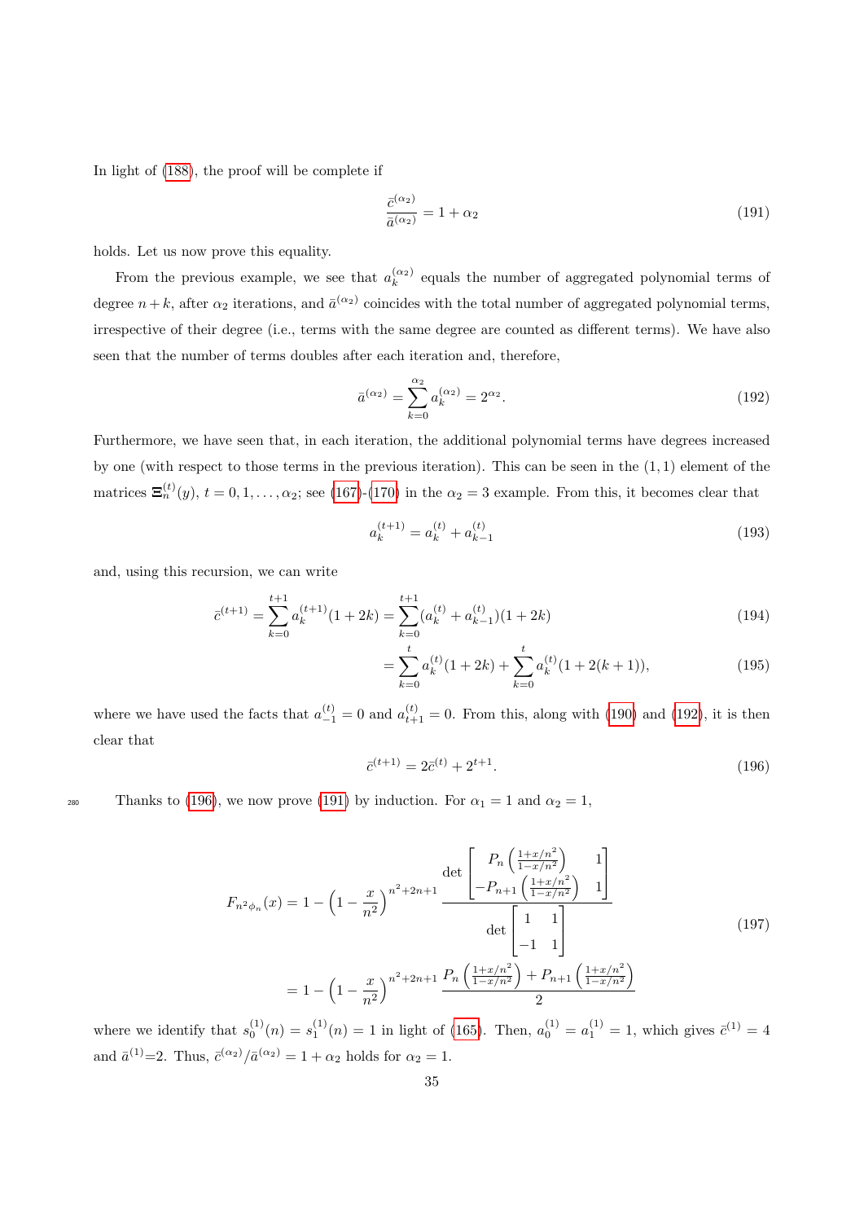In light of (188), the proof will be complete if

$$\frac{\bar{c}^{(\alpha_2)}}{\bar{a}^{(\alpha_2)}} = 1 + \alpha_2 \tag{191}$$

holds. Let us now prove this equality.

From the previous example, we see that $a_k^{(\alpha_2)}$ equals the number of aggregated polynomial terms of degree $n+k$, after $\alpha_2$ iterations, and $\bar{a}^{(\alpha_2)}$ coincides with the total number of aggregated polynomial terms, irrespective of their degree (i.e., terms with the same degree are counted as different terms). We have also seen that the number of terms doubles after each iteration and, therefore,

$$\bar{a}^{(\alpha_2)} = \sum_{k=0}^{\alpha_2} a_k^{(\alpha_2)} = 2^{\alpha_2}. \tag{192}$$

Furthermore, we have seen that, in each iteration, the additional polynomial terms have degrees increased by one (with respect to those terms in the previous iteration). This can be seen in the $(1,1)$ element of the matrices $\boldsymbol{\Xi}_n^{(t)}(y)$, $t = 0, 1, \ldots, \alpha_2$; see (167)-(170) in the $\alpha_2 = 3$ example. From this, it becomes clear that

$$a_k^{(t+1)} = a_k^{(t)} + a_{k-1}^{(t)} \tag{193}$$

and, using this recursion, we can write

$$\bar{c}^{(t+1)} = \sum_{k=0}^{t+1} a_k^{(t+1)}(1+2k) = \sum_{k=0}^{t+1} (a_k^{(t)} + a_{k-1}^{(t)})(1+2k) \tag{194}$$

$$= \sum_{k=0}^{t} a_k^{(t)}(1+2k) + \sum_{k=0}^{t} a_k^{(t)}(1+2(k+1)), \tag{195}$$

where we have used the facts that $a_{-1}^{(t)} = 0$ and $a_{t+1}^{(t)} = 0$. From this, along with (190) and (192), it is then clear that

$$\bar{c}^{(t+1)} = 2\bar{c}^{(t)} + 2^{t+1}. \tag{196}$$

Thanks to (196), we now prove (191) by induction. For $\alpha_1 = 1$ and $\alpha_2 = 1$,

$$\begin{aligned} F_{n^2\phi_n}(x) &= 1 - \left(1 - \frac{x}{n^2}\right)^{n^2+2n+1} \frac{\det \begin{bmatrix} P_n\left(\frac{1+x/n^2}{1-x/n^2}\right) & 1 \\ -P_{n+1}\left(\frac{1+x/n^2}{1-x/n^2}\right) & 1 \end{bmatrix}}{\det \begin{bmatrix} 1 & 1 \\ -1 & 1 \end{bmatrix}} \\ &= 1 - \left(1 - \frac{x}{n^2}\right)^{n^2+2n+1} \frac{P_n\left(\frac{1+x/n^2}{1-x/n^2}\right) + P_{n+1}\left(\frac{1+x/n^2}{1-x/n^2}\right)}{2} \end{aligned} \tag{197}$$

where we identify that $s_0^{(1)}(n) = s_1^{(1)}(n) = 1$ in light of (165). Then, $a_0^{(1)} = a_1^{(1)} = 1$, which gives $\bar{c}^{(1)} = 4$ and $\bar{a}^{(1)}$=2. Thus, $\bar{c}^{(\alpha_2)}/\bar{a}^{(\alpha_2)} = 1 + \alpha_2$ holds for $\alpha_2 = 1$.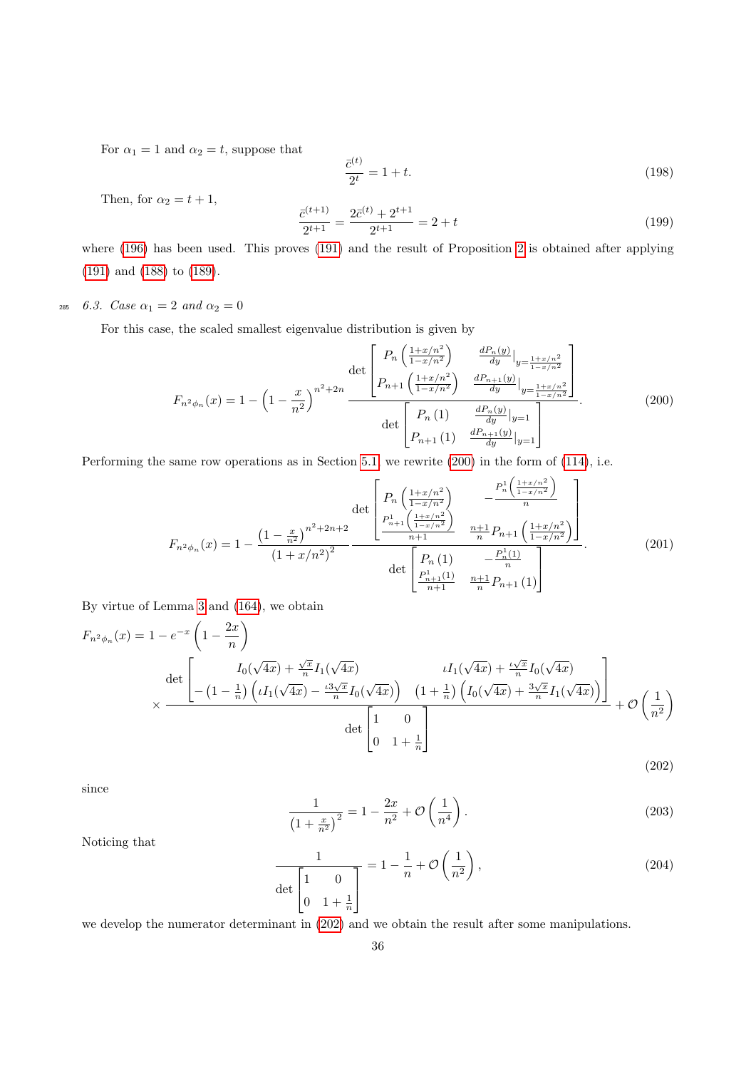For $\alpha_1 = 1$ and $\alpha_2 = t$, suppose that

$$\frac{\bar{c}^{(t)}}{2^t} = 1 + t. \tag{198}$$

Then, for $\alpha_2 = t+1$,

$$\frac{\bar{c}^{(t+1)}}{2^{t+1}} = \frac{2\bar{c}^{(t)} + 2^{t+1}}{2^{t+1}} = 2 + t \tag{199}$$

where (196) has been used. This proves (191) and the result of Proposition 2 is obtained after applying (191) and (188) to (189).

### 6.3. Case $\alpha_1 = 2$ and $\alpha_2 = 0$

For this case, the scaled smallest eigenvalue distribution is given by

$$F_{n^2\phi_n}(x) = 1 - \left(1 - \frac{x}{n^2}\right)^{n^2+2n} \frac{\det \begin{bmatrix} P_n\left(\frac{1+x/n^2}{1-x/n^2}\right) & \frac{dP_n(y)}{dy}\Big|_{y=\frac{1+x/n^2}{1-x/n^2}} \\ P_{n+1}\left(\frac{1+x/n^2}{1-x/n^2}\right) & \frac{dP_{n+1}(y)}{dy}\Big|_{y=\frac{1+x/n^2}{1-x/n^2}} \end{bmatrix}}{\det \begin{bmatrix} P_n(1) & \frac{dP_n(y)}{dy}\Big|_{y=1} \\ P_{n+1}(1) & \frac{dP_{n+1}(y)}{dy}\Big|_{y=1} \end{bmatrix}}. \tag{200}$$

Performing the same row operations as in Section 5.1 we rewrite (200) in the form of (114), i.e.

$$F_{n^2\phi_n}(x) = 1 - \frac{\left(1 - \frac{x}{n^2}\right)^{n^2+2n+2}}{\left(1 + x/n^2\right)^2} \frac{\det \begin{bmatrix} P_n\left(\frac{1+x/n^2}{1-x/n^2}\right) & -\frac{P_n^1\left(\frac{1+x/n^2}{1-x/n^2}\right)}{n} \\ \frac{P_{n+1}^1\left(\frac{1+x/n^2}{1-x/n^2}\right)}{n+1} & \frac{n+1}{n} P_{n+1}\left(\frac{1+x/n^2}{1-x/n^2}\right) \end{bmatrix}}{\det \begin{bmatrix} P_n(1) & -\frac{P_n^1(1)}{n} \\ \frac{P_{n+1}^1(1)}{n+1} & \frac{n+1}{n} P_{n+1}(1) \end{bmatrix}}. \tag{201}$$

By virtue of Lemma 3 and (164), we obtain

$$\begin{aligned} F_{n^2\phi_n}(x) = 1 - e^{-x}\left(1 - \frac{2x}{n}\right) \\ \times \frac{\det \begin{bmatrix} I_0(\sqrt{4x}) + \frac{\sqrt{x}}{n} I_1(\sqrt{4x}) & \iota I_1(\sqrt{4x}) + \frac{\iota\sqrt{x}}{n} I_0(\sqrt{4x}) \\ -\left(1 - \frac{1}{n}\right)\left(\iota I_1(\sqrt{4x}) - \frac{\iota 3\sqrt{x}}{n} I_0(\sqrt{4x})\right) & \left(1 + \frac{1}{n}\right)\left(I_0(\sqrt{4x}) + \frac{3\sqrt{x}}{n} I_1(\sqrt{4x})\right) \end{bmatrix}}{\det \begin{bmatrix} 1 & 0 \\ 0 & 1 + \frac{1}{n} \end{bmatrix}} + \mathcal{O}\left(\frac{1}{n^2}\right) \end{aligned} \tag{202}$$

since

$$\frac{1}{\left(1 + \frac{x}{n^2}\right)^2} = 1 - \frac{2x}{n^2} + \mathcal{O}\left(\frac{1}{n^4}\right). \tag{203}$$

Noticing that

$$\frac{1}{\det \begin{bmatrix} 1 & 0 \\ 0 & 1 + \frac{1}{n} \end{bmatrix}} = 1 - \frac{1}{n} + \mathcal{O}\left(\frac{1}{n^2}\right), \tag{204}$$

we develop the numerator determinant in (202) and we obtain the result after some manipulations.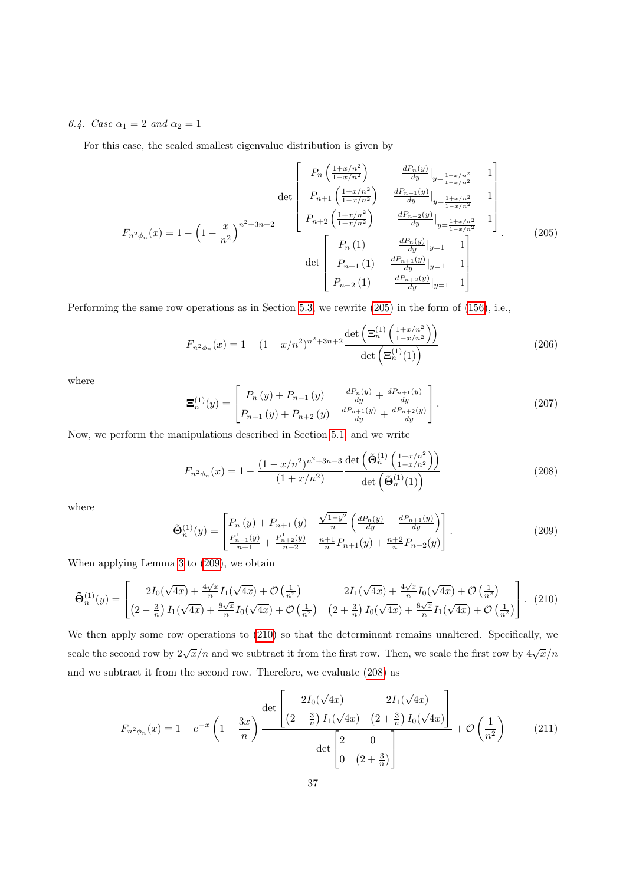*6.4. Case $\alpha_1 = 2$ and $\alpha_2 = 1$*

For this case, the scaled smallest eigenvalue distribution is given by

$$
F_{n^2\phi_n}(x) = 1 - \left(1 - \frac{x}{n^2}\right)^{n^2+3n+2} \frac{\det \begin{bmatrix} P_n\left(\frac{1+x/n^2}{1-x/n^2}\right) & -\frac{dP_n(y)}{dy}\Big|_{y=\frac{1+x/n^2}{1-x/n^2}} & 1 \\ -P_{n+1}\left(\frac{1+x/n^2}{1-x/n^2}\right) & \frac{dP_{n+1}(y)}{dy}\Big|_{y=\frac{1+x/n^2}{1-x/n^2}} & 1 \\ P_{n+2}\left(\frac{1+x/n^2}{1-x/n^2}\right) & -\frac{dP_{n+2}(y)}{dy}\Big|_{y=\frac{1+x/n^2}{1-x/n^2}} & 1 \end{bmatrix}}{\det \begin{bmatrix} P_n(1) & -\frac{dP_n(y)}{dy}\Big|_{y=1} & 1 \\ -P_{n+1}(1) & \frac{dP_{n+1}(y)}{dy}\Big|_{y=1} & 1 \\ P_{n+2}(1) & -\frac{dP_{n+2}(y)}{dy}\Big|_{y=1} & 1 \end{bmatrix}}. \tag{205}
$$

Performing the same row operations as in Section 5.3, we rewrite (205) in the form of (156), i.e.,

$$
F_{n^2\phi_n}(x) = 1 - (1 - x/n^2)^{n^2+3n+2} \frac{\det\left(\Xi_n^{(1)}\left(\frac{1+x/n^2}{1-x/n^2}\right)\right)}{\det\left(\Xi_n^{(1)}(1)\right)} \tag{206}
$$

where

$$
\Xi_n^{(1)}(y) = \begin{bmatrix} P_n(y) + P_{n+1}(y) & \frac{dP_n(y)}{dy} + \frac{dP_{n+1}(y)}{dy} \\ P_{n+1}(y) + P_{n+2}(y) & \frac{dP_{n+1}(y)}{dy} + \frac{dP_{n+2}(y)}{dy} \end{bmatrix}. \tag{207}
$$

Now, we perform the manipulations described in Section 5.1, and we write

$$
F_{n^2\phi_n}(x) = 1 - \frac{(1 - x/n^2)^{n^2+3n+3}}{(1 + x/n^2)} \frac{\det\left(\tilde{\boldsymbol{\Theta}}_n^{(1)}\left(\frac{1+x/n^2}{1-x/n^2}\right)\right)}{\det\left(\tilde{\boldsymbol{\Theta}}_n^{(1)}(1)\right)} \tag{208}
$$

where

$$
\tilde{\boldsymbol{\Theta}}_n^{(1)}(y) = \begin{bmatrix} P_n(y) + P_{n+1}(y) & \frac{\sqrt{1-y^2}}{n}\left(\frac{dP_n(y)}{dy} + \frac{dP_{n+1}(y)}{dy}\right) \\ \frac{P_{n+1}^1(y)}{n+1} + \frac{P_{n+2}^1(y)}{n+2} & \frac{n+1}{n}P_{n+1}(y) + \frac{n+2}{n}P_{n+2}(y) \end{bmatrix}. \tag{209}
$$

When applying Lemma 3 to (209), we obtain

$$
\tilde{\boldsymbol{\Theta}}_n^{(1)}(y) = \begin{bmatrix} 2I_0(\sqrt{4x}) + \frac{4\sqrt{x}}{n}I_1(\sqrt{4x}) + \mathcal{O}\left(\frac{1}{n^2}\right) & 2I_1(\sqrt{4x}) + \frac{4\sqrt{x}}{n}I_0(\sqrt{4x}) + \mathcal{O}\left(\frac{1}{n^2}\right) \\ \left(2 - \frac{3}{n}\right)I_1(\sqrt{4x}) + \frac{8\sqrt{x}}{n}I_0(\sqrt{4x}) + \mathcal{O}\left(\frac{1}{n^2}\right) & \left(2 + \frac{3}{n}\right)I_0(\sqrt{4x}) + \frac{8\sqrt{x}}{n}I_1(\sqrt{4x}) + \mathcal{O}\left(\frac{1}{n^2}\right) \end{bmatrix}. \tag{210}
$$

We then apply some row operations to (210) so that the determinant remains unaltered. Specifically, we scale the second row by $2\sqrt{x}/n$ and we subtract it from the first row. Then, we scale the first row by $4\sqrt{x}/n$ and we subtract it from the second row. Therefore, we evaluate (208) as

$$
F_{n^2\phi_n}(x) = 1 - e^{-x}\left(1 - \frac{3x}{n}\right) \frac{\det\begin{bmatrix} 2I_0(\sqrt{4x}) & 2I_1(\sqrt{4x}) \\ \left(2 - \frac{3}{n}\right)I_1(\sqrt{4x}) & \left(2 + \frac{3}{n}\right)I_0(\sqrt{4x}) \end{bmatrix}}{\det\begin{bmatrix} 2 & 0 \\ 0 & \left(2 + \frac{3}{n}\right) \end{bmatrix}} + \mathcal{O}\left(\frac{1}{n^2}\right) \tag{211}
$$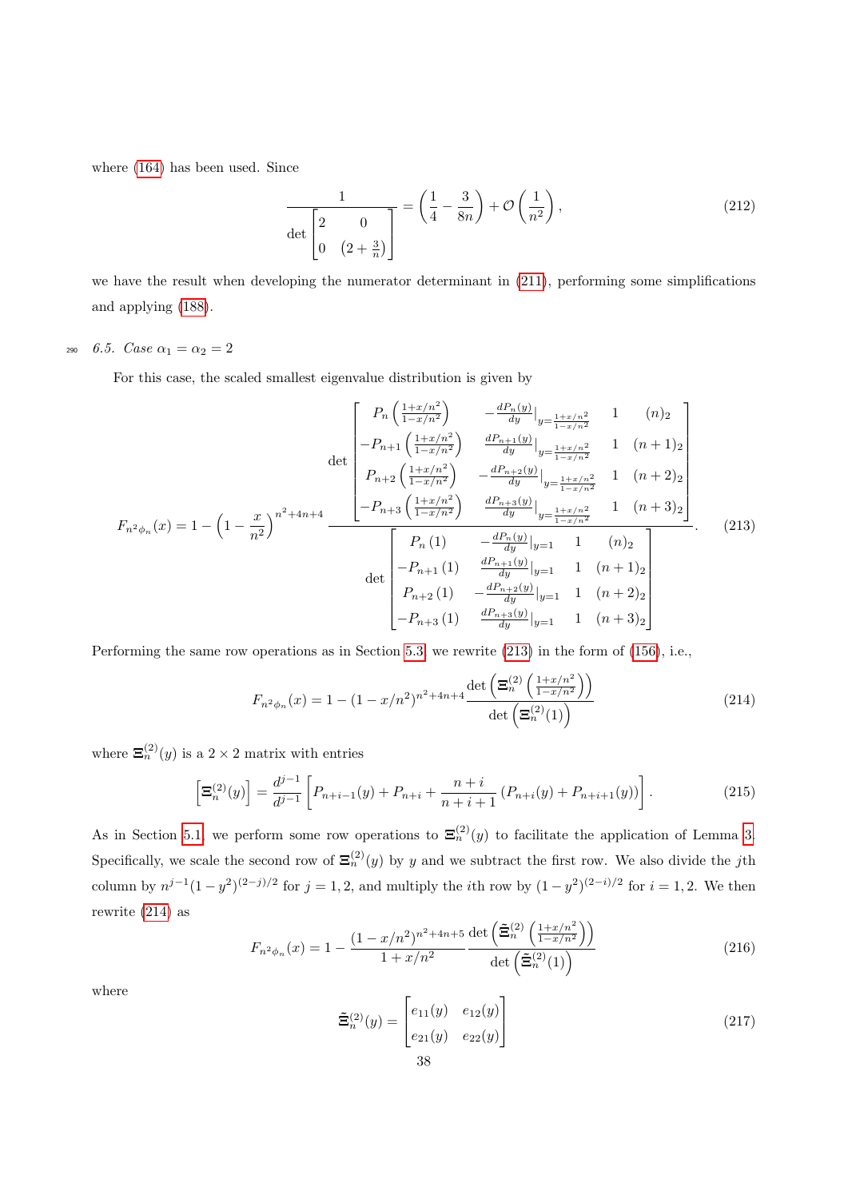where (164) has been used. Since

$$\frac{1}{\det\begin{bmatrix}2 & 0\\ 0 & \left(2+\frac{3}{n}\right)\end{bmatrix}} = \left(\frac{1}{4}-\frac{3}{8n}\right)+\mathcal{O}\left(\frac{1}{n^2}\right), \tag{212}$$

we have the result when developing the numerator determinant in (211), performing some simplifications and applying (188).

### 6.5. Case $\alpha_1 = \alpha_2 = 2$

For this case, the scaled smallest eigenvalue distribution is given by

$$F_{n^2\phi_n}(x) = 1-\left(1-\frac{x}{n^2}\right)^{n^2+4n+4}\frac{\det\begin{bmatrix} P_n\left(\frac{1+x/n^2}{1-x/n^2}\right) & -\frac{dP_n(y)}{dy}\big|_{y=\frac{1+x/n^2}{1-x/n^2}} & 1 & (n)_2\\ -P_{n+1}\left(\frac{1+x/n^2}{1-x/n^2}\right) & \frac{dP_{n+1}(y)}{dy}\big|_{y=\frac{1+x/n^2}{1-x/n^2}} & 1 & (n+1)_2\\ P_{n+2}\left(\frac{1+x/n^2}{1-x/n^2}\right) & -\frac{dP_{n+2}(y)}{dy}\big|_{y=\frac{1+x/n^2}{1-x/n^2}} & 1 & (n+2)_2\\ -P_{n+3}\left(\frac{1+x/n^2}{1-x/n^2}\right) & \frac{dP_{n+3}(y)}{dy}\big|_{y=\frac{1+x/n^2}{1-x/n^2}} & 1 & (n+3)_2 \end{bmatrix}}{\det\begin{bmatrix} P_n(1) & -\frac{dP_n(y)}{dy}\big|_{y=1} & 1 & (n)_2\\ -P_{n+1}(1) & \frac{dP_{n+1}(y)}{dy}\big|_{y=1} & 1 & (n+1)_2\\ P_{n+2}(1) & -\frac{dP_{n+2}(y)}{dy}\big|_{y=1} & 1 & (n+2)_2\\ -P_{n+3}(1) & \frac{dP_{n+3}(y)}{dy}\big|_{y=1} & 1 & (n+3)_2 \end{bmatrix}}. \tag{213}$$

Performing the same row operations as in Section 5.3, we rewrite (213) in the form of (156), i.e.,

$$F_{n^2\phi_n}(x) = 1-(1-x/n^2)^{n^2+4n+4}\frac{\det\left(\mathbf{\Xi}_n^{(2)}\left(\frac{1+x/n^2}{1-x/n^2}\right)\right)}{\det\left(\mathbf{\Xi}_n^{(2)}(1)\right)} \tag{214}$$

where $\mathbf{\Xi}_n^{(2)}(y)$ is a $2\times 2$ matrix with entries

$$\left[\mathbf{\Xi}_n^{(2)}(y)\right] = \frac{d^{j-1}}{d^{j-1}}\left[P_{n+i-1}(y)+P_{n+i}+\frac{n+i}{n+i+1}\left(P_{n+i}(y)+P_{n+i+1}(y)\right)\right]. \tag{215}$$

As in Section 5.1, we perform some row operations to $\mathbf{\Xi}_n^{(2)}(y)$ to facilitate the application of Lemma 3. Specifically, we scale the second row of $\mathbf{\Xi}_n^{(2)}(y)$ by $y$ and we subtract the first row. We also divide the $j$th column by $n^{j-1}(1-y^2)^{(2-j)/2}$ for $j=1,2$, and multiply the $i$th row by $(1-y^2)^{(2-i)/2}$ for $i=1,2$. We then rewrite (214) as

$$F_{n^2\phi_n}(x) = 1-\frac{(1-x/n^2)^{n^2+4n+5}}{1+x/n^2}\frac{\det\left(\tilde{\mathbf{\Xi}}_n^{(2)}\left(\frac{1+x/n^2}{1-x/n^2}\right)\right)}{\det\left(\tilde{\mathbf{\Xi}}_n^{(2)}(1)\right)} \tag{216}$$

where

$$\tilde{\mathbf{\Xi}}_n^{(2)}(y) = \begin{bmatrix} e_{11}(y) & e_{12}(y)\\ e_{21}(y) & e_{22}(y)\end{bmatrix} \tag{217}$$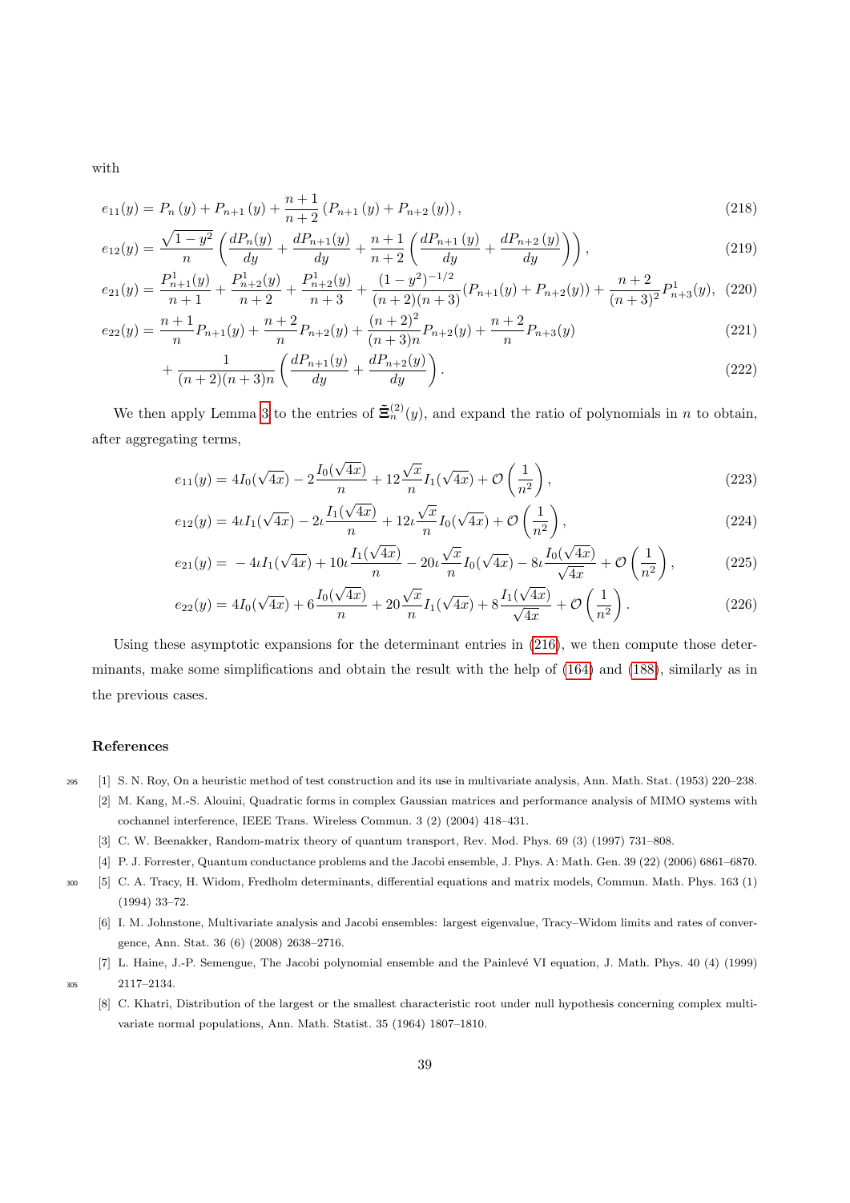with

$$e_{11}(y) = P_n(y) + P_{n+1}(y) + \frac{n+1}{n+2}\left(P_{n+1}(y) + P_{n+2}(y)\right), \tag{218}$$

$$e_{12}(y) = \frac{\sqrt{1-y^2}}{n}\left(\frac{dP_n(y)}{dy} + \frac{dP_{n+1}(y)}{dy} + \frac{n+1}{n+2}\left(\frac{dP_{n+1}(y)}{dy} + \frac{dP_{n+2}(y)}{dy}\right)\right), \tag{219}$$

$$e_{21}(y) = \frac{P^1_{n+1}(y)}{n+1} + \frac{P^1_{n+2}(y)}{n+2} + \frac{P^1_{n+2}(y)}{n+3} + \frac{(1-y^2)^{-1/2}}{(n+2)(n+3)}(P_{n+1}(y) + P_{n+2}(y)) + \frac{n+2}{(n+3)^2}P^1_{n+3}(y), \tag{220}$$

$$e_{22}(y) = \frac{n+1}{n}P_{n+1}(y) + \frac{n+2}{n}P_{n+2}(y) + \frac{(n+2)^2}{(n+3)n}P_{n+2}(y) + \frac{n+2}{n}P_{n+3}(y) \tag{221}$$

$$+ \frac{1}{(n+2)(n+3)n}\left(\frac{dP_{n+1}(y)}{dy} + \frac{dP_{n+2}(y)}{dy}\right). \tag{222}$$

We then apply Lemma 3 to the entries of $\tilde{\boldsymbol{\Xi}}^{(2)}_n(y)$, and expand the ratio of polynomials in $n$ to obtain, after aggregating terms,

$$e_{11}(y) = 4I_0(\sqrt{4x}) - 2\frac{I_0(\sqrt{4x})}{n} + 12\frac{\sqrt{x}}{n}I_1(\sqrt{4x}) + \mathcal{O}\left(\frac{1}{n^2}\right), \tag{223}$$

$$e_{12}(y) = 4\imath I_1(\sqrt{4x}) - 2\imath\frac{I_1(\sqrt{4x})}{n} + 12\imath\frac{\sqrt{x}}{n}I_0(\sqrt{4x}) + \mathcal{O}\left(\frac{1}{n^2}\right), \tag{224}$$

$$e_{21}(y) = -4\imath I_1(\sqrt{4x}) + 10\imath\frac{I_1(\sqrt{4x})}{n} - 20\imath\frac{\sqrt{x}}{n}I_0(\sqrt{4x}) - 8\imath\frac{I_0(\sqrt{4x})}{\sqrt{4x}} + \mathcal{O}\left(\frac{1}{n^2}\right), \tag{225}$$

$$e_{22}(y) = 4I_0(\sqrt{4x}) + 6\frac{I_0(\sqrt{4x})}{n} + 20\frac{\sqrt{x}}{n}I_1(\sqrt{4x}) + 8\frac{I_1(\sqrt{4x})}{\sqrt{4x}} + \mathcal{O}\left(\frac{1}{n^2}\right). \tag{226}$$

Using these asymptotic expansions for the determinant entries in (216), we then compute those determinants, make some simplifications and obtain the result with the help of (164) and (188), similarly as in the previous cases.

## References

[1] S. N. Roy, On a heuristic method of test construction and its use in multivariate analysis, Ann. Math. Stat. (1953) 220–238.

[2] M. Kang, M.-S. Alouini, Quadratic forms in complex Gaussian matrices and performance analysis of MIMO systems with cochannel interference, IEEE Trans. Wireless Commun. 3 (2) (2004) 418–431.

[3] C. W. Beenakker, Random-matrix theory of quantum transport, Rev. Mod. Phys. 69 (3) (1997) 731–808.

[4] P. J. Forrester, Quantum conductance problems and the Jacobi ensemble, J. Phys. A: Math. Gen. 39 (22) (2006) 6861–6870.

[5] C. A. Tracy, H. Widom, Fredholm determinants, differential equations and matrix models, Commun. Math. Phys. 163 (1) (1994) 33–72.

[6] I. M. Johnstone, Multivariate analysis and Jacobi ensembles: largest eigenvalue, Tracy–Widom limits and rates of convergence, Ann. Stat. 36 (6) (2008) 2638–2716.

[7] L. Haine, J.-P. Semengue, The Jacobi polynomial ensemble and the Painlevé VI equation, J. Math. Phys. 40 (4) (1999) 2117–2134.

[8] C. Khatri, Distribution of the largest or the smallest characteristic root under null hypothesis concerning complex multivariate normal populations, Ann. Math. Statist. 35 (1964) 1807–1810.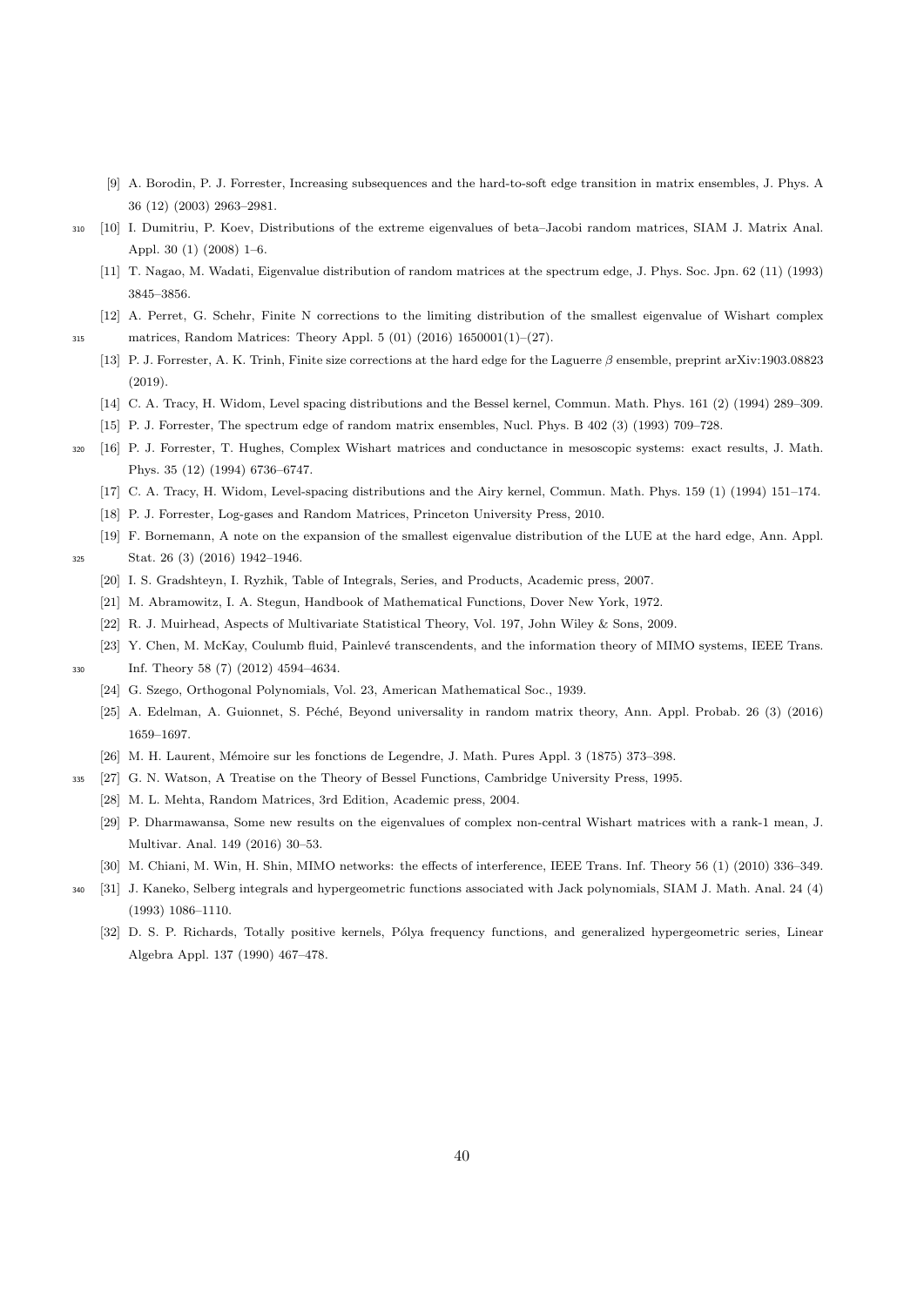[9] A. Borodin, P. J. Forrester, Increasing subsequences and the hard-to-soft edge transition in matrix ensembles, J. Phys. A 36 (12) (2003) 2963–2981.

[10] I. Dumitriu, P. Koev, Distributions of the extreme eigenvalues of beta–Jacobi random matrices, SIAM J. Matrix Anal. Appl. 30 (1) (2008) 1–6.

[11] T. Nagao, M. Wadati, Eigenvalue distribution of random matrices at the spectrum edge, J. Phys. Soc. Jpn. 62 (11) (1993) 3845–3856.

[12] A. Perret, G. Schehr, Finite N corrections to the limiting distribution of the smallest eigenvalue of Wishart complex matrices, Random Matrices: Theory Appl. 5 (01) (2016) 1650001(1)–(27).

[13] P. J. Forrester, A. K. Trinh, Finite size corrections at the hard edge for the Laguerre $\beta$ ensemble, preprint arXiv:1903.08823 (2019).

[14] C. A. Tracy, H. Widom, Level spacing distributions and the Bessel kernel, Commun. Math. Phys. 161 (2) (1994) 289–309.

[15] P. J. Forrester, The spectrum edge of random matrix ensembles, Nucl. Phys. B 402 (3) (1993) 709–728.

[16] P. J. Forrester, T. Hughes, Complex Wishart matrices and conductance in mesoscopic systems: exact results, J. Math. Phys. 35 (12) (1994) 6736–6747.

[17] C. A. Tracy, H. Widom, Level-spacing distributions and the Airy kernel, Commun. Math. Phys. 159 (1) (1994) 151–174.

[18] P. J. Forrester, Log-gases and Random Matrices, Princeton University Press, 2010.

[19] F. Bornemann, A note on the expansion of the smallest eigenvalue distribution of the LUE at the hard edge, Ann. Appl. Stat. 26 (3) (2016) 1942–1946.

[20] I. S. Gradshteyn, I. Ryzhik, Table of Integrals, Series, and Products, Academic press, 2007.

[21] M. Abramowitz, I. A. Stegun, Handbook of Mathematical Functions, Dover New York, 1972.

[22] R. J. Muirhead, Aspects of Multivariate Statistical Theory, Vol. 197, John Wiley & Sons, 2009.

[23] Y. Chen, M. McKay, Coulumb fluid, Painlevé transcendents, and the information theory of MIMO systems, IEEE Trans. Inf. Theory 58 (7) (2012) 4594–4634.

[24] G. Szego, Orthogonal Polynomials, Vol. 23, American Mathematical Soc., 1939.

[25] A. Edelman, A. Guionnet, S. Péché, Beyond universality in random matrix theory, Ann. Appl. Probab. 26 (3) (2016) 1659–1697.

[26] M. H. Laurent, Mémoire sur les fonctions de Legendre, J. Math. Pures Appl. 3 (1875) 373–398.

[27] G. N. Watson, A Treatise on the Theory of Bessel Functions, Cambridge University Press, 1995.

[28] M. L. Mehta, Random Matrices, 3rd Edition, Academic press, 2004.

[29] P. Dharmawansa, Some new results on the eigenvalues of complex non-central Wishart matrices with a rank-1 mean, J. Multivar. Anal. 149 (2016) 30–53.

[30] M. Chiani, M. Win, H. Shin, MIMO networks: the effects of interference, IEEE Trans. Inf. Theory 56 (1) (2010) 336–349.

[31] J. Kaneko, Selberg integrals and hypergeometric functions associated with Jack polynomials, SIAM J. Math. Anal. 24 (4) (1993) 1086–1110.

[32] D. S. P. Richards, Totally positive kernels, Pólya frequency functions, and generalized hypergeometric series, Linear Algebra Appl. 137 (1990) 467–478.